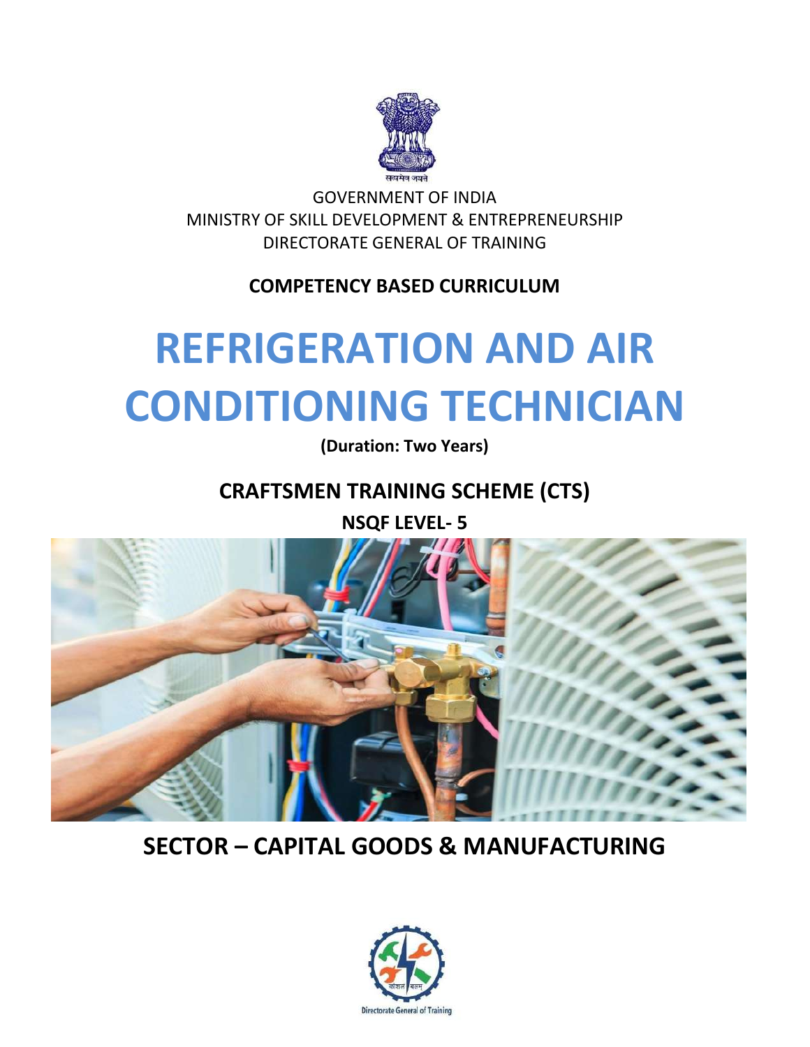सत्यमेव जयते

GOVERNMENT OF INDIA

MINISTRY OF SKILL DEVELOPMENT & ENTREPRENEURSHIP

DIRECTORATE GENERAL OF TRAINING

**COMPETENCY BASED CURRICULUM**

# REFRIGERATION AND AIR CONDITIONING TECHNICIAN

**(Duration: Two Years)**

## CRAFTSMEN TRAINING SCHEME (CTS)

**NSQF LEVEL- 5**

## SECTOR – CAPITAL GOODS & MANUFACTURING

कौशल भारत

Directorate General of Training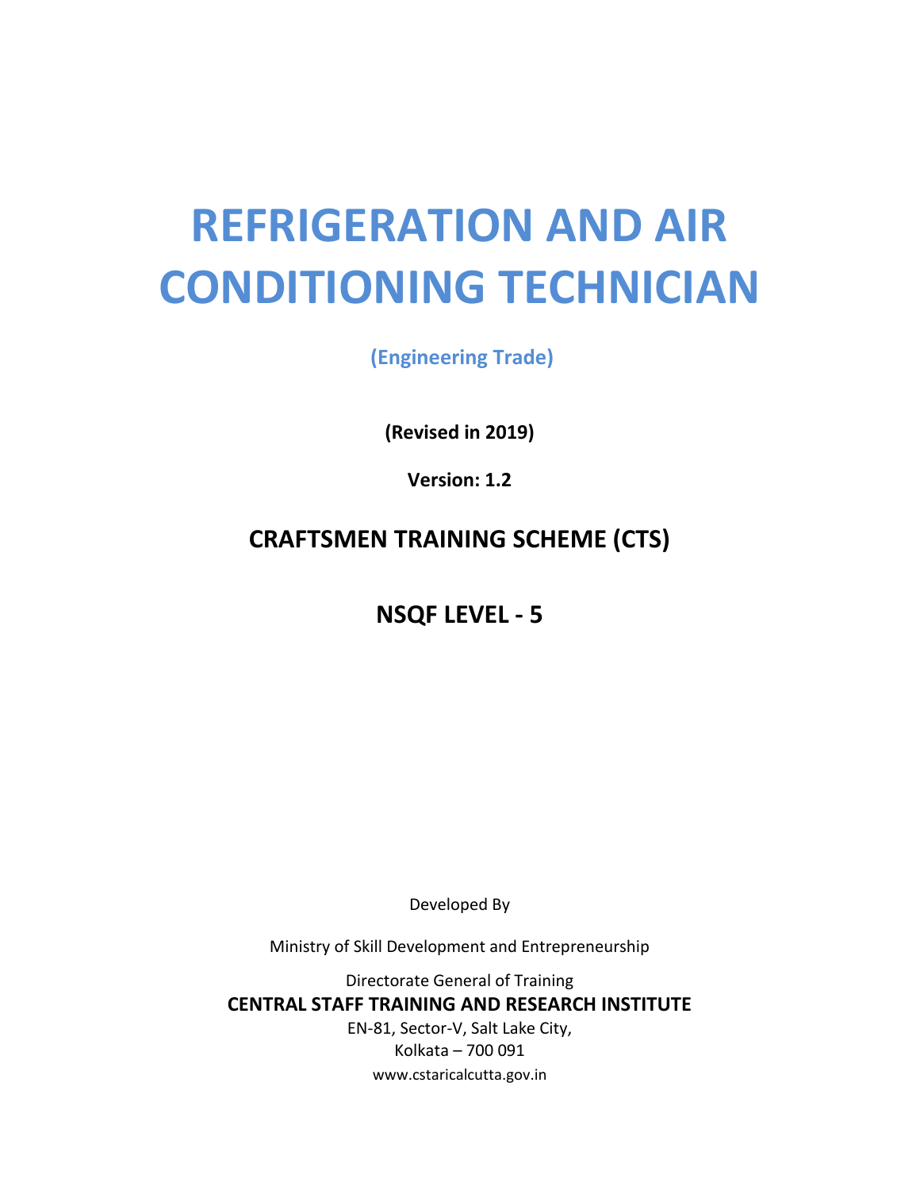# REFRIGERATION AND AIR CONDITIONING TECHNICIAN

**(Engineering Trade)**

**(Revised in 2019)**

**Version: 1.2**

## CRAFTSMEN TRAINING SCHEME (CTS)

## NSQF LEVEL - 5

Developed By

Ministry of Skill Development and Entrepreneurship

Directorate General of Training

**CENTRAL STAFF TRAINING AND RESEARCH INSTITUTE**

EN-81, Sector-V, Salt Lake City,

Kolkata – 700 091

www.cstaricalcutta.gov.in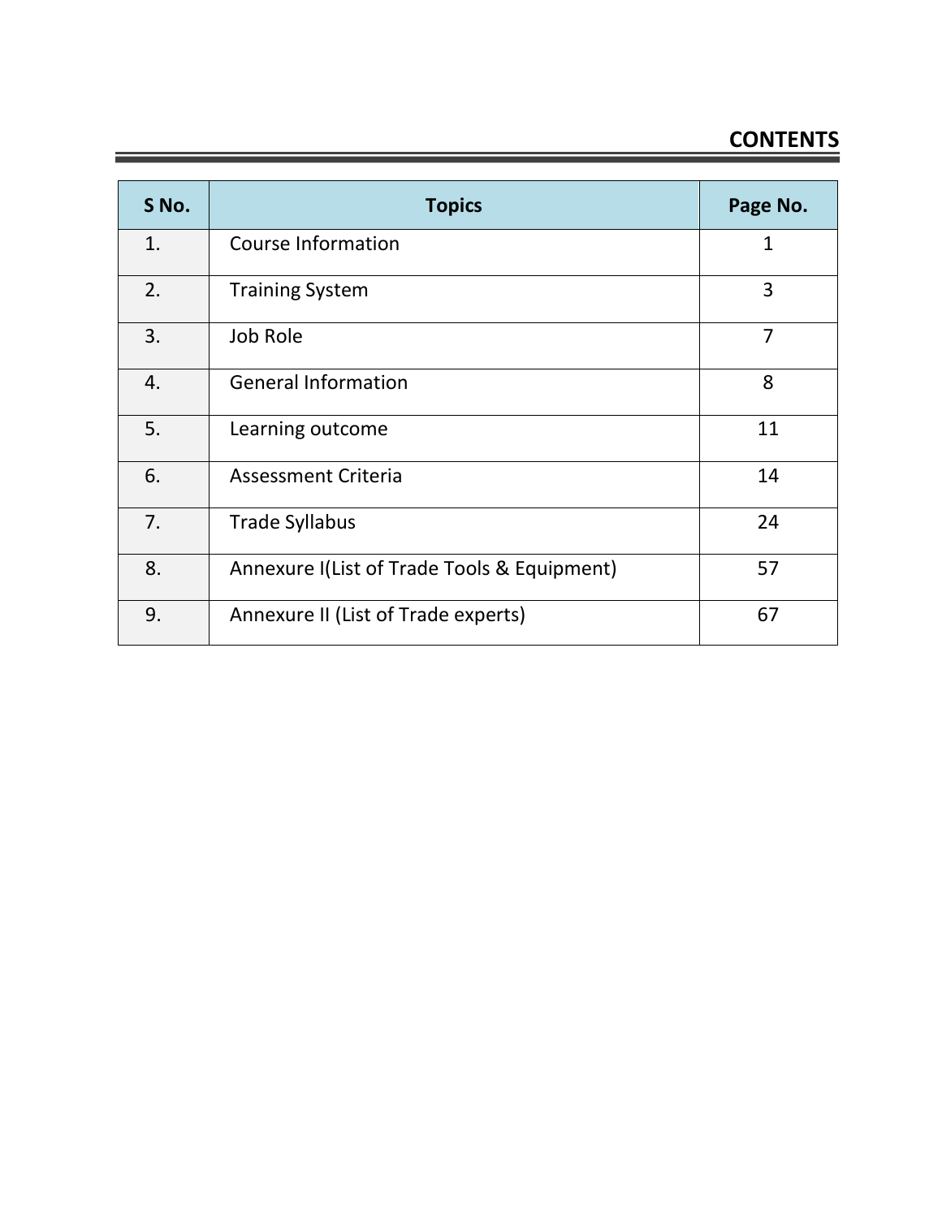# CONTENTS

| S No. | Topics | Page No. |
|---|---|---|
| 1. | Course Information | 1 |
| 2. | Training System | 3 |
| 3. | Job Role | 7 |
| 4. | General Information | 8 |
| 5. | Learning outcome | 11 |
| 6. | Assessment Criteria | 14 |
| 7. | Trade Syllabus | 24 |
| 8. | Annexure I(List of Trade Tools & Equipment) | 57 |
| 9. | Annexure II (List of Trade experts) | 67 |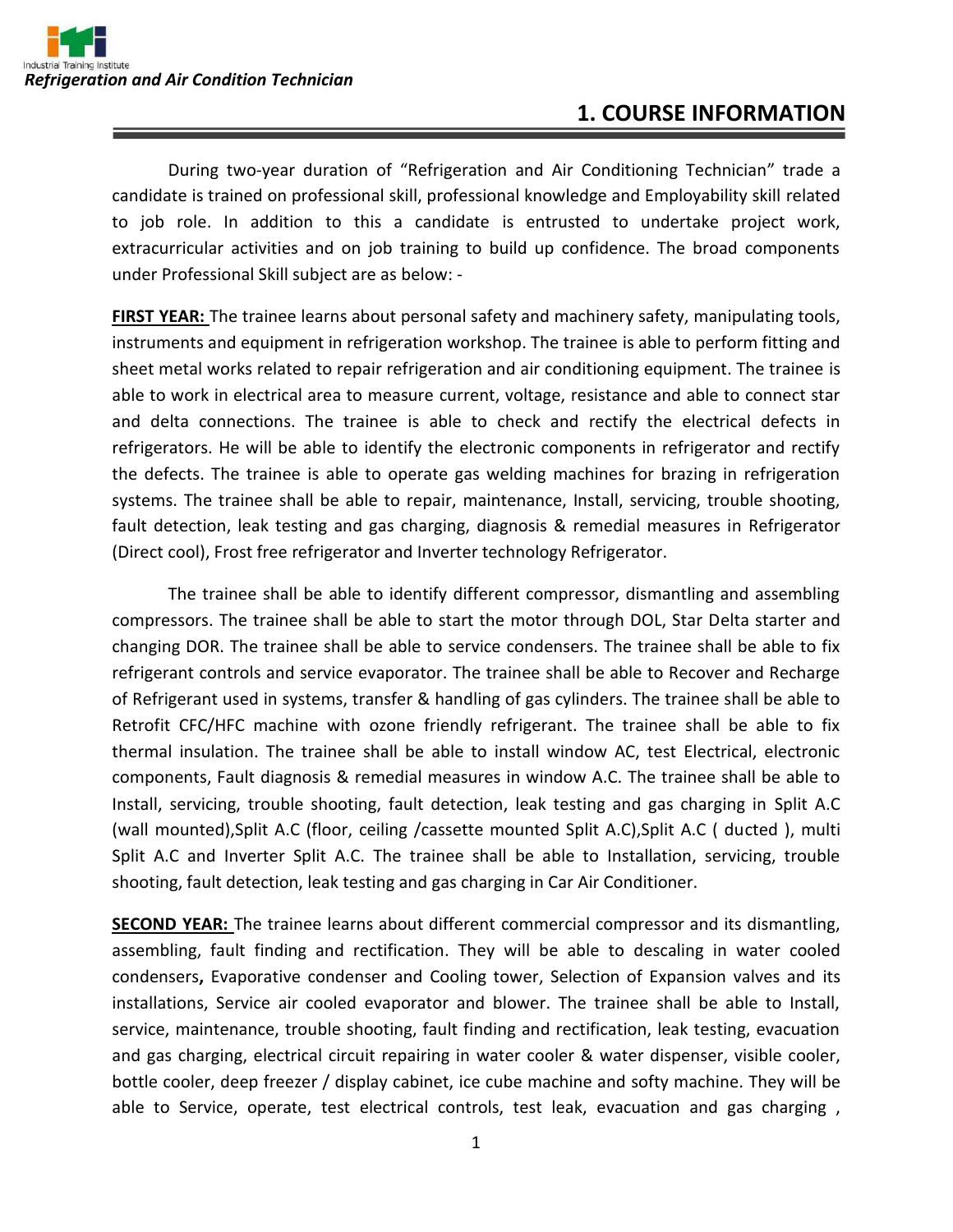# 1. COURSE INFORMATION

During two-year duration of "Refrigeration and Air Conditioning Technician" trade a candidate is trained on professional skill, professional knowledge and Employability skill related to job role. In addition to this a candidate is entrusted to undertake project work, extracurricular activities and on job training to build up confidence. The broad components under Professional Skill subject are as below: -

**FIRST YEAR:** The trainee learns about personal safety and machinery safety, manipulating tools, instruments and equipment in refrigeration workshop. The trainee is able to perform fitting and sheet metal works related to repair refrigeration and air conditioning equipment. The trainee is able to work in electrical area to measure current, voltage, resistance and able to connect star and delta connections. The trainee is able to check and rectify the electrical defects in refrigerators. He will be able to identify the electronic components in refrigerator and rectify the defects. The trainee is able to operate gas welding machines for brazing in refrigeration systems. The trainee shall be able to repair, maintenance, Install, servicing, trouble shooting, fault detection, leak testing and gas charging, diagnosis & remedial measures in Refrigerator (Direct cool), Frost free refrigerator and Inverter technology Refrigerator.

The trainee shall be able to identify different compressor, dismantling and assembling compressors. The trainee shall be able to start the motor through DOL, Star Delta starter and changing DOR. The trainee shall be able to service condensers. The trainee shall be able to fix refrigerant controls and service evaporator. The trainee shall be able to Recover and Recharge of Refrigerant used in systems, transfer & handling of gas cylinders. The trainee shall be able to Retrofit CFC/HFC machine with ozone friendly refrigerant. The trainee shall be able to fix thermal insulation. The trainee shall be able to install window AC, test Electrical, electronic components, Fault diagnosis & remedial measures in window A.C. The trainee shall be able to Install, servicing, trouble shooting, fault detection, leak testing and gas charging in Split A.C (wall mounted),Split A.C (floor, ceiling /cassette mounted Split A.C),Split A.C ( ducted ), multi Split A.C and Inverter Split A.C. The trainee shall be able to Installation, servicing, trouble shooting, fault detection, leak testing and gas charging in Car Air Conditioner.

**SECOND YEAR:** The trainee learns about different commercial compressor and its dismantling, assembling, fault finding and rectification. They will be able to descaling in water cooled condensers**,** Evaporative condenser and Cooling tower, Selection of Expansion valves and its installations, Service air cooled evaporator and blower. The trainee shall be able to Install, service, maintenance, trouble shooting, fault finding and rectification, leak testing, evacuation and gas charging, electrical circuit repairing in water cooler & water dispenser, visible cooler, bottle cooler, deep freezer / display cabinet, ice cube machine and softy machine. They will be able to Service, operate, test electrical controls, test leak, evacuation and gas charging ,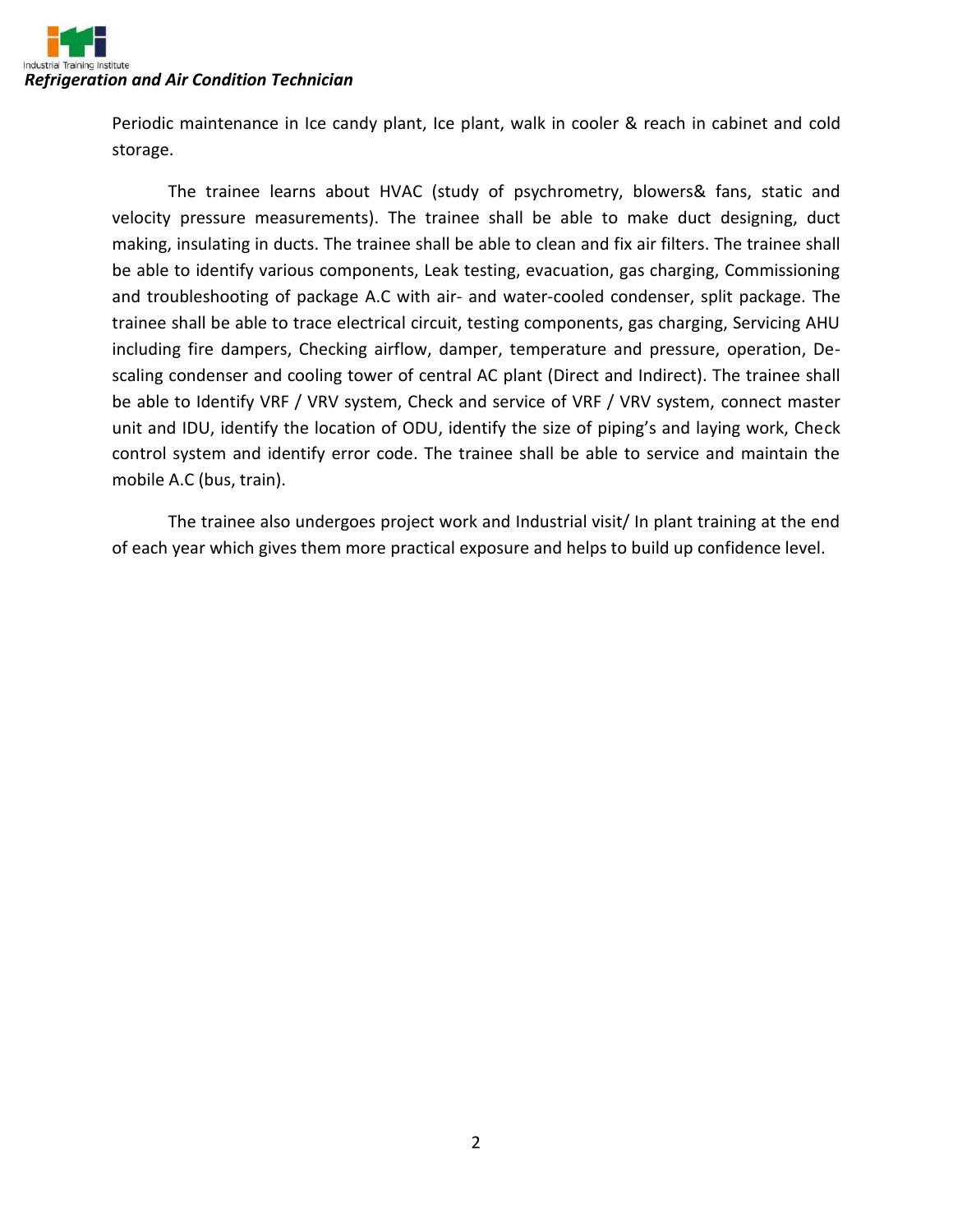Periodic maintenance in Ice candy plant, Ice plant, walk in cooler & reach in cabinet and cold storage.

The trainee learns about HVAC (study of psychrometry, blowers& fans, static and velocity pressure measurements). The trainee shall be able to make duct designing, duct making, insulating in ducts. The trainee shall be able to clean and fix air filters. The trainee shall be able to identify various components, Leak testing, evacuation, gas charging, Commissioning and troubleshooting of package A.C with air- and water-cooled condenser, split package. The trainee shall be able to trace electrical circuit, testing components, gas charging, Servicing AHU including fire dampers, Checking airflow, damper, temperature and pressure, operation, De-scaling condenser and cooling tower of central AC plant (Direct and Indirect). The trainee shall be able to Identify VRF / VRV system, Check and service of VRF / VRV system, connect master unit and IDU, identify the location of ODU, identify the size of piping's and laying work, Check control system and identify error code. The trainee shall be able to service and maintain the mobile A.C (bus, train).

The trainee also undergoes project work and Industrial visit/ In plant training at the end of each year which gives them more practical exposure and helps to build up confidence level.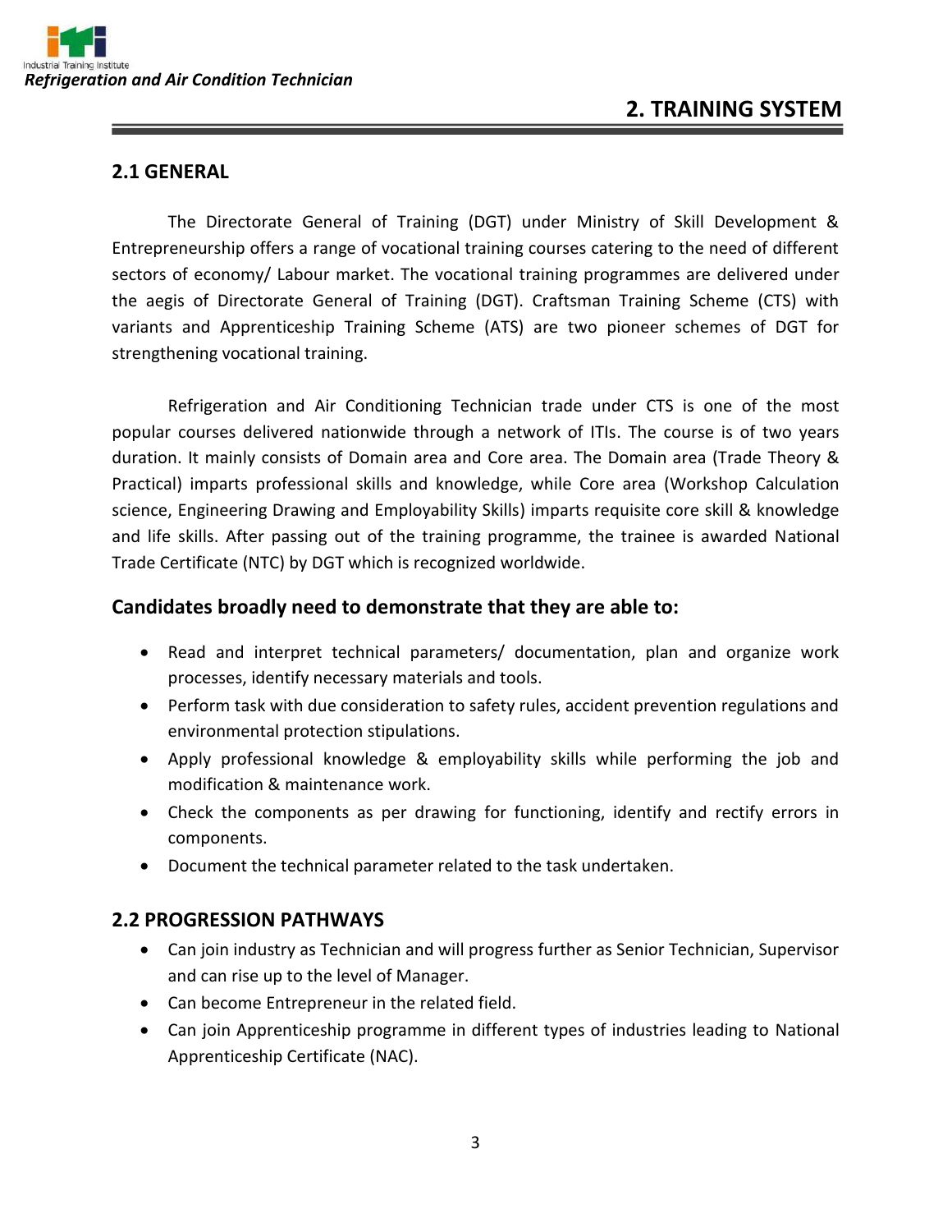## 2. TRAINING SYSTEM

### 2.1 GENERAL

The Directorate General of Training (DGT) under Ministry of Skill Development & Entrepreneurship offers a range of vocational training courses catering to the need of different sectors of economy/ Labour market. The vocational training programmes are delivered under the aegis of Directorate General of Training (DGT). Craftsman Training Scheme (CTS) with variants and Apprenticeship Training Scheme (ATS) are two pioneer schemes of DGT for strengthening vocational training.

Refrigeration and Air Conditioning Technician trade under CTS is one of the most popular courses delivered nationwide through a network of ITIs. The course is of two years duration. It mainly consists of Domain area and Core area. The Domain area (Trade Theory & Practical) imparts professional skills and knowledge, while Core area (Workshop Calculation science, Engineering Drawing and Employability Skills) imparts requisite core skill & knowledge and life skills. After passing out of the training programme, the trainee is awarded National Trade Certificate (NTC) by DGT which is recognized worldwide.

**Candidates broadly need to demonstrate that they are able to:**

- Read and interpret technical parameters/ documentation, plan and organize work processes, identify necessary materials and tools.
- Perform task with due consideration to safety rules, accident prevention regulations and environmental protection stipulations.
- Apply professional knowledge & employability skills while performing the job and modification & maintenance work.
- Check the components as per drawing for functioning, identify and rectify errors in components.
- Document the technical parameter related to the task undertaken.

### 2.2 PROGRESSION PATHWAYS

- Can join industry as Technician and will progress further as Senior Technician, Supervisor and can rise up to the level of Manager.
- Can become Entrepreneur in the related field.
- Can join Apprenticeship programme in different types of industries leading to National Apprenticeship Certificate (NAC).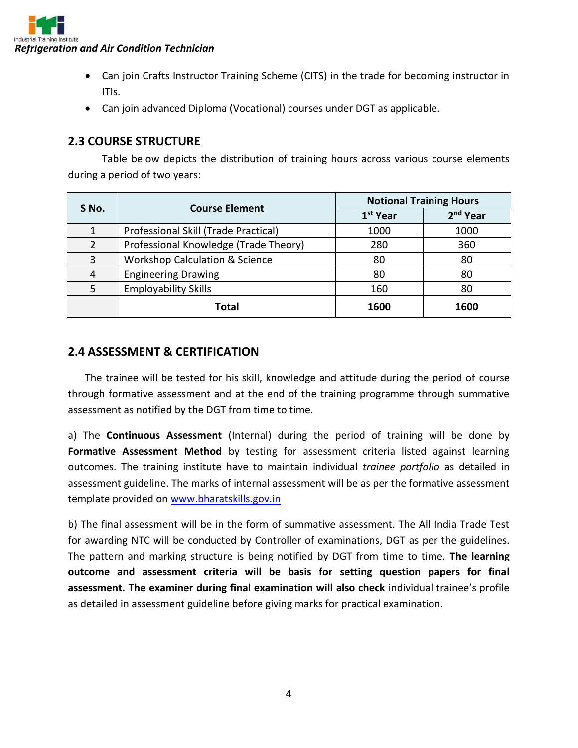- Can join Crafts Instructor Training Scheme (CITS) in the trade for becoming instructor in ITIs.
- Can join advanced Diploma (Vocational) courses under DGT as applicable.

## 2.3 COURSE STRUCTURE

Table below depicts the distribution of training hours across various course elements during a period of two years:

| S No. | Course Element | Notional Training Hours | |
|---|---|---|---|
| | | 1st Year | 2nd Year |
| 1 | Professional Skill (Trade Practical) | 1000 | 1000 |
| 2 | Professional Knowledge (Trade Theory) | 280 | 360 |
| 3 | Workshop Calculation & Science | 80 | 80 |
| 4 | Engineering Drawing | 80 | 80 |
| 5 | Employability Skills | 160 | 80 |
| | **Total** | **1600** | **1600** |

## 2.4 ASSESSMENT & CERTIFICATION

The trainee will be tested for his skill, knowledge and attitude during the period of course through formative assessment and at the end of the training programme through summative assessment as notified by the DGT from time to time.

a) The **Continuous Assessment** (Internal) during the period of training will be done by **Formative Assessment Method** by testing for assessment criteria listed against learning outcomes. The training institute have to maintain individual *trainee portfolio* as detailed in assessment guideline. The marks of internal assessment will be as per the formative assessment template provided on [www.bharatskills.gov.in](www.bharatskills.gov.in)

b) The final assessment will be in the form of summative assessment. The All India Trade Test for awarding NTC will be conducted by Controller of examinations, DGT as per the guidelines. The pattern and marking structure is being notified by DGT from time to time. **The learning outcome and assessment criteria will be basis for setting question papers for final assessment. The examiner during final examination will also check** individual trainee's profile as detailed in assessment guideline before giving marks for practical examination.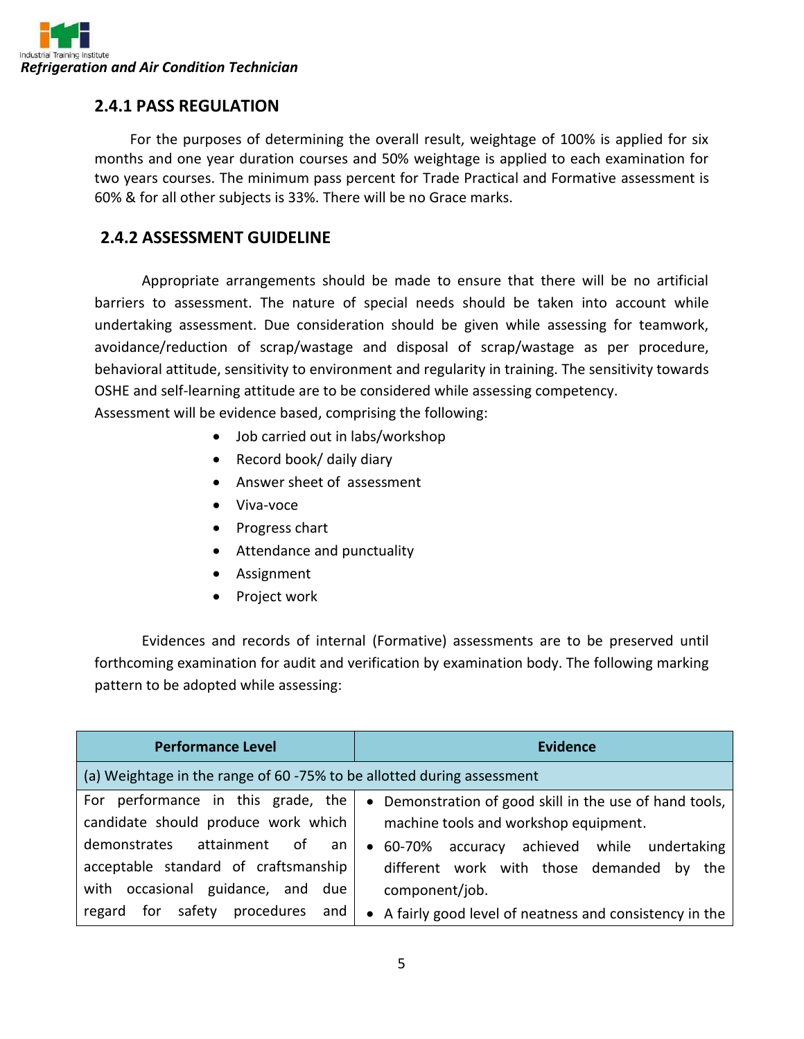### 2.4.1 PASS REGULATION

For the purposes of determining the overall result, weightage of 100% is applied for six months and one year duration courses and 50% weightage is applied to each examination for two years courses. The minimum pass percent for Trade Practical and Formative assessment is 60% & for all other subjects is 33%. There will be no Grace marks.

### 2.4.2 ASSESSMENT GUIDELINE

Appropriate arrangements should be made to ensure that there will be no artificial barriers to assessment. The nature of special needs should be taken into account while undertaking assessment. Due consideration should be given while assessing for teamwork, avoidance/reduction of scrap/wastage and disposal of scrap/wastage as per procedure, behavioral attitude, sensitivity to environment and regularity in training. The sensitivity towards OSHE and self-learning attitude are to be considered while assessing competency.

Assessment will be evidence based, comprising the following:

- Job carried out in labs/workshop
- Record book/ daily diary
- Answer sheet of assessment
- Viva-voce
- Progress chart
- Attendance and punctuality
- Assignment
- Project work

Evidences and records of internal (Formative) assessments are to be preserved until forthcoming examination for audit and verification by examination body. The following marking pattern to be adopted while assessing:

| Performance Level | Evidence |
|---|---|
| (a) Weightage in the range of 60 -75% to be allotted during assessment | |
| For performance in this grade, the candidate should produce work which demonstrates attainment of an acceptable standard of craftsmanship with occasional guidance, and due regard for safety procedures and | • Demonstration of good skill in the use of hand tools, machine tools and workshop equipment.<br>• 60-70% accuracy achieved while undertaking different work with those demanded by the component/job.<br>• A fairly good level of neatness and consistency in the |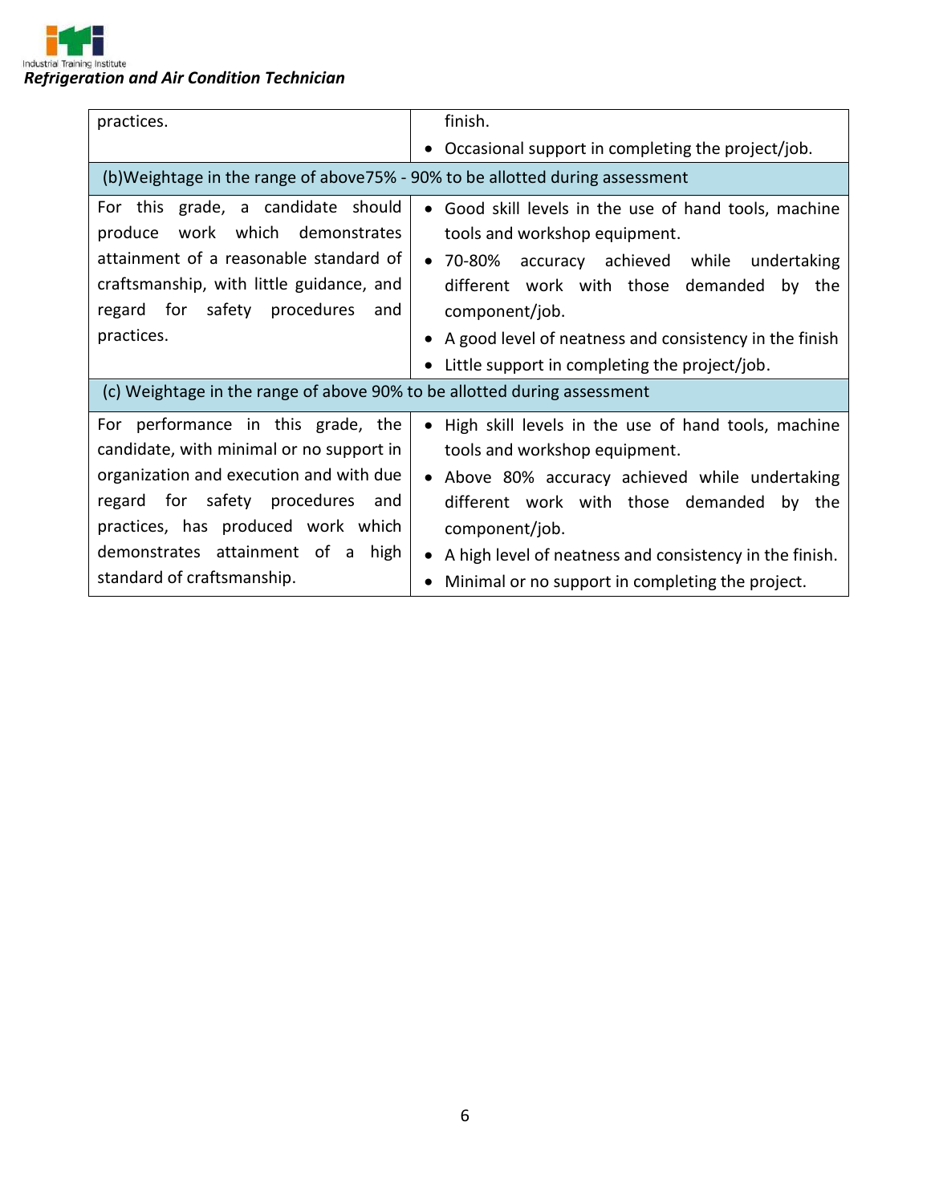| | |
|---|---|
| practices. | finish.<br>• Occasional support in completing the project/job. |
| (b)Weightage in the range of above75% - 90% to be allotted during assessment | |
| For this grade, a candidate should produce work which demonstrates attainment of a reasonable standard of craftsmanship, with little guidance, and regard for safety procedures and practices. | • Good skill levels in the use of hand tools, machine tools and workshop equipment.<br>• 70-80% accuracy achieved while undertaking different work with those demanded by the component/job.<br>• A good level of neatness and consistency in the finish<br>• Little support in completing the project/job. |
| (c) Weightage in the range of above 90% to be allotted during assessment | |
| For performance in this grade, the candidate, with minimal or no support in organization and execution and with due regard for safety procedures and practices, has produced work which demonstrates attainment of a high standard of craftsmanship. | • High skill levels in the use of hand tools, machine tools and workshop equipment.<br>• Above 80% accuracy achieved while undertaking different work with those demanded by the component/job.<br>• A high level of neatness and consistency in the finish.<br>• Minimal or no support in completing the project. |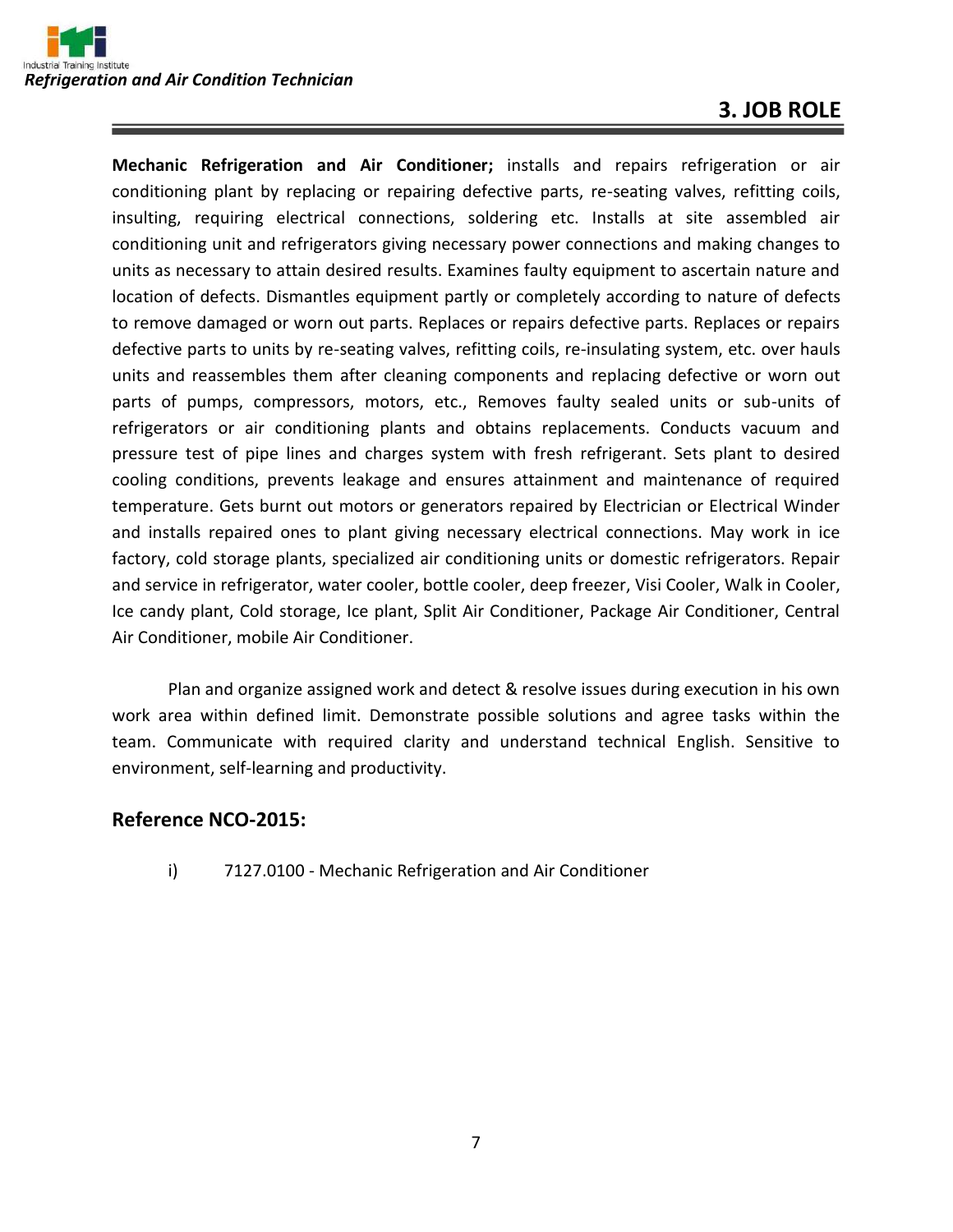## 3. JOB ROLE

**Mechanic Refrigeration and Air Conditioner;** installs and repairs refrigeration or air conditioning plant by replacing or repairing defective parts, re-seating valves, refitting coils, insulting, requiring electrical connections, soldering etc. Installs at site assembled air conditioning unit and refrigerators giving necessary power connections and making changes to units as necessary to attain desired results. Examines faulty equipment to ascertain nature and location of defects. Dismantles equipment partly or completely according to nature of defects to remove damaged or worn out parts. Replaces or repairs defective parts. Replaces or repairs defective parts to units by re-seating valves, refitting coils, re-insulating system, etc. over hauls units and reassembles them after cleaning components and replacing defective or worn out parts of pumps, compressors, motors, etc., Removes faulty sealed units or sub-units of refrigerators or air conditioning plants and obtains replacements. Conducts vacuum and pressure test of pipe lines and charges system with fresh refrigerant. Sets plant to desired cooling conditions, prevents leakage and ensures attainment and maintenance of required temperature. Gets burnt out motors or generators repaired by Electrician or Electrical Winder and installs repaired ones to plant giving necessary electrical connections. May work in ice factory, cold storage plants, specialized air conditioning units or domestic refrigerators. Repair and service in refrigerator, water cooler, bottle cooler, deep freezer, Visi Cooler, Walk in Cooler, Ice candy plant, Cold storage, Ice plant, Split Air Conditioner, Package Air Conditioner, Central Air Conditioner, mobile Air Conditioner.

Plan and organize assigned work and detect & resolve issues during execution in his own work area within defined limit. Demonstrate possible solutions and agree tasks within the team. Communicate with required clarity and understand technical English. Sensitive to environment, self-learning and productivity.

### Reference NCO-2015:

i) 7127.0100 - Mechanic Refrigeration and Air Conditioner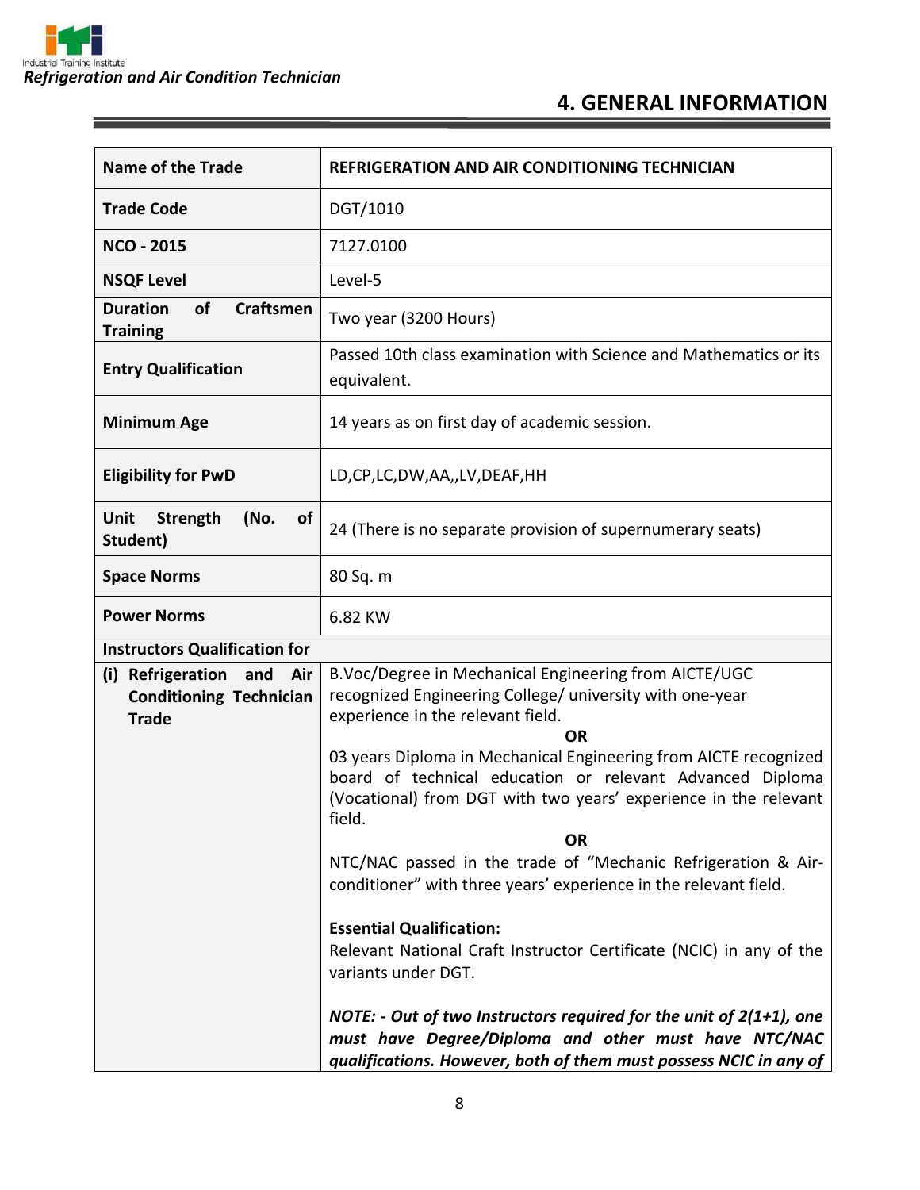## 4. GENERAL INFORMATION

| Name of the Trade | REFRIGERATION AND AIR CONDITIONING TECHNICIAN |
|---|---|
| Trade Code | DGT/1010 |
| NCO - 2015 | 7127.0100 |
| NSQF Level | Level-5 |
| Duration of Craftsmen Training | Two year (3200 Hours) |
| Entry Qualification | Passed 10th class examination with Science and Mathematics or its equivalent. |
| Minimum Age | 14 years as on first day of academic session. |
| Eligibility for PwD | LD,CP,LC,DW,AA,,LV,DEAF,HH |
| Unit Strength (No. of Student) | 24 (There is no separate provision of supernumerary seats) |
| Space Norms | 80 Sq. m |
| Power Norms | 6.82 KW |
| **Instructors Qualification for** | |
| (i) Refrigeration and Air Conditioning Technician Trade | B.Voc/Degree in Mechanical Engineering from AICTE/UGC recognized Engineering College/ university with one-year experience in the relevant field.<br>**OR**<br>03 years Diploma in Mechanical Engineering from AICTE recognized board of technical education or relevant Advanced Diploma (Vocational) from DGT with two years' experience in the relevant field.<br>**OR**<br>NTC/NAC passed in the trade of "Mechanic Refrigeration & Air-conditioner" with three years' experience in the relevant field.<br><br>**Essential Qualification:**<br>Relevant National Craft Instructor Certificate (NCIC) in any of the variants under DGT.<br><br>***NOTE: - Out of two Instructors required for the unit of 2(1+1), one must have Degree/Diploma and other must have NTC/NAC qualifications. However, both of them must possess NCIC in any of*** |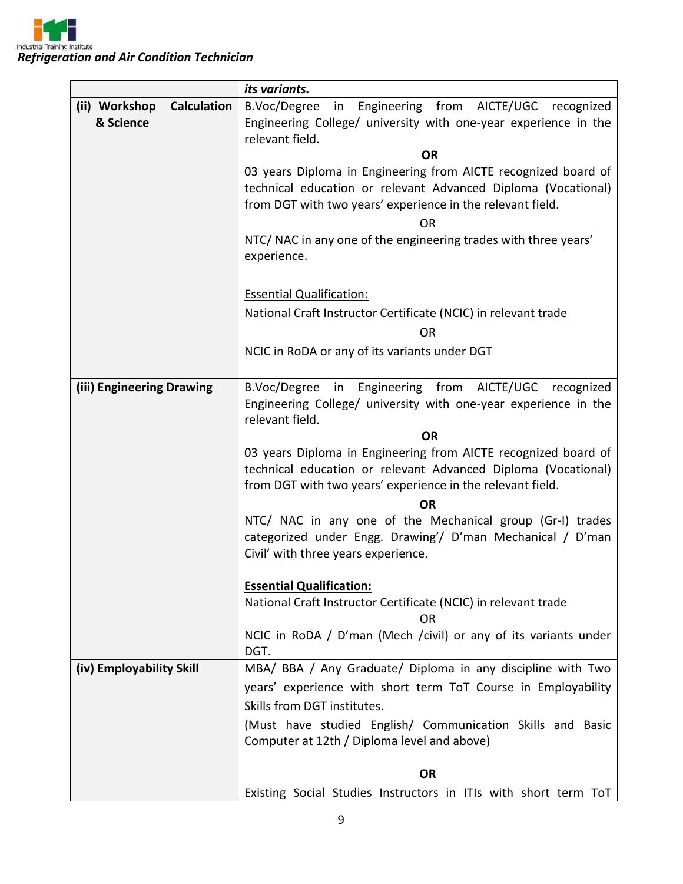| | *its variants.* |
|---|---|
| **(ii) Workshop Calculation & Science** | B.Voc/Degree in Engineering from AICTE/UGC recognized Engineering College/ university with one-year experience in the relevant field.<br>**OR**<br>03 years Diploma in Engineering from AICTE recognized board of technical education or relevant Advanced Diploma (Vocational) from DGT with two years' experience in the relevant field.<br>OR<br>NTC/ NAC in any one of the engineering trades with three years' experience.<br><br>Essential Qualification:<br>National Craft Instructor Certificate (NCIC) in relevant trade<br>OR<br>NCIC in RoDA or any of its variants under DGT |
| **(iii) Engineering Drawing** | B.Voc/Degree in Engineering from AICTE/UGC recognized Engineering College/ university with one-year experience in the relevant field.<br>**OR**<br>03 years Diploma in Engineering from AICTE recognized board of technical education or relevant Advanced Diploma (Vocational) from DGT with two years' experience in the relevant field.<br>**OR**<br>NTC/ NAC in any one of the Mechanical group (Gr-I) trades categorized under Engg. Drawing'/ D'man Mechanical / D'man Civil' with three years experience.<br><br>**Essential Qualification:**<br>National Craft Instructor Certificate (NCIC) in relevant trade<br>OR<br>NCIC in RoDA / D'man (Mech /civil) or any of its variants under DGT. |
| **(iv) Employability Skill** | MBA/ BBA / Any Graduate/ Diploma in any discipline with Two years' experience with short term ToT Course in Employability Skills from DGT institutes.<br>(Must have studied English/ Communication Skills and Basic Computer at 12th / Diploma level and above)<br><br>**OR**<br>Existing Social Studies Instructors in ITIs with short term ToT |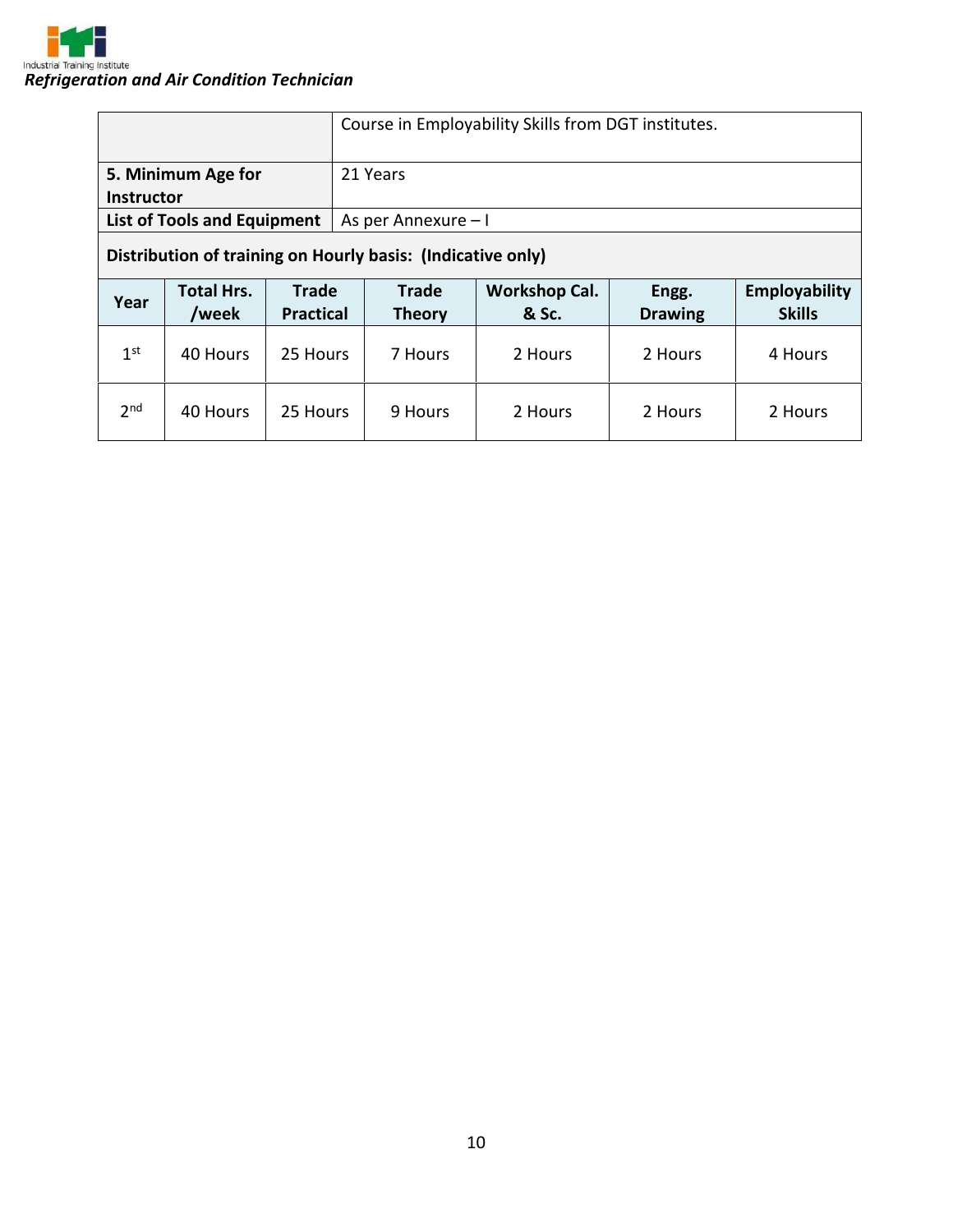| | |
|---|---|
| | Course in Employability Skills from DGT institutes. |
| **5. Minimum Age for Instructor** | 21 Years |
| **List of Tools and Equipment** | As per Annexure – I |

**Distribution of training on Hourly basis: (Indicative only)**

| Year | Total Hrs. /week | Trade Practical | Trade Theory | Workshop Cal. & Sc. | Engg. Drawing | Employability Skills |
|---|---|---|---|---|---|---|
| 1st | 40 Hours | 25 Hours | 7 Hours | 2 Hours | 2 Hours | 4 Hours |
| 2nd | 40 Hours | 25 Hours | 9 Hours | 2 Hours | 2 Hours | 2 Hours |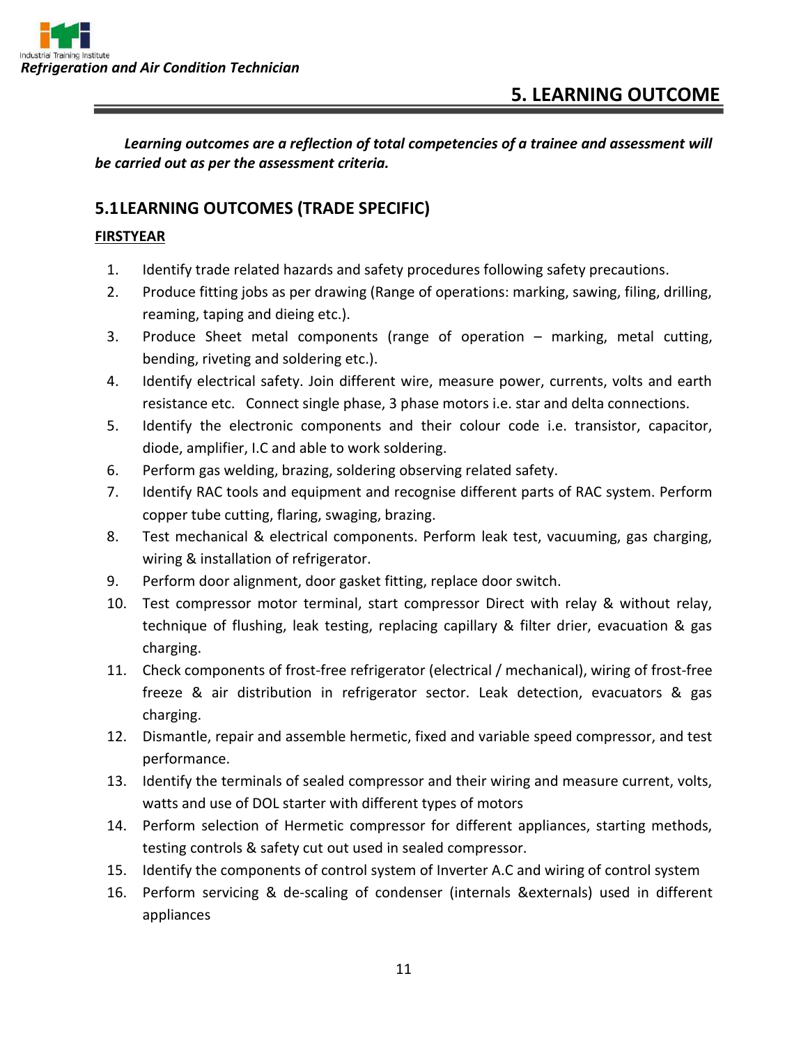## 5. LEARNING OUTCOME

***Learning outcomes are a reflection of total competencies of a trainee and assessment will be carried out as per the assessment criteria.***

### 5.1LEARNING OUTCOMES (TRADE SPECIFIC)

**FIRSTYEAR**

1. Identify trade related hazards and safety procedures following safety precautions.
2. Produce fitting jobs as per drawing (Range of operations: marking, sawing, filing, drilling, reaming, taping and dieing etc.).
3. Produce Sheet metal components (range of operation – marking, metal cutting, bending, riveting and soldering etc.).
4. Identify electrical safety. Join different wire, measure power, currents, volts and earth resistance etc. Connect single phase, 3 phase motors i.e. star and delta connections.
5. Identify the electronic components and their colour code i.e. transistor, capacitor, diode, amplifier, I.C and able to work soldering.
6. Perform gas welding, brazing, soldering observing related safety.
7. Identify RAC tools and equipment and recognise different parts of RAC system. Perform copper tube cutting, flaring, swaging, brazing.
8. Test mechanical & electrical components. Perform leak test, vacuuming, gas charging, wiring & installation of refrigerator.
9. Perform door alignment, door gasket fitting, replace door switch.
10. Test compressor motor terminal, start compressor Direct with relay & without relay, technique of flushing, leak testing, replacing capillary & filter drier, evacuation & gas charging.
11. Check components of frost-free refrigerator (electrical / mechanical), wiring of frost-free freeze & air distribution in refrigerator sector. Leak detection, evacuators & gas charging.
12. Dismantle, repair and assemble hermetic, fixed and variable speed compressor, and test performance.
13. Identify the terminals of sealed compressor and their wiring and measure current, volts, watts and use of DOL starter with different types of motors
14. Perform selection of Hermetic compressor for different appliances, starting methods, testing controls & safety cut out used in sealed compressor.
15. Identify the components of control system of Inverter A.C and wiring of control system
16. Perform servicing & de-scaling of condenser (internals &externals) used in different appliances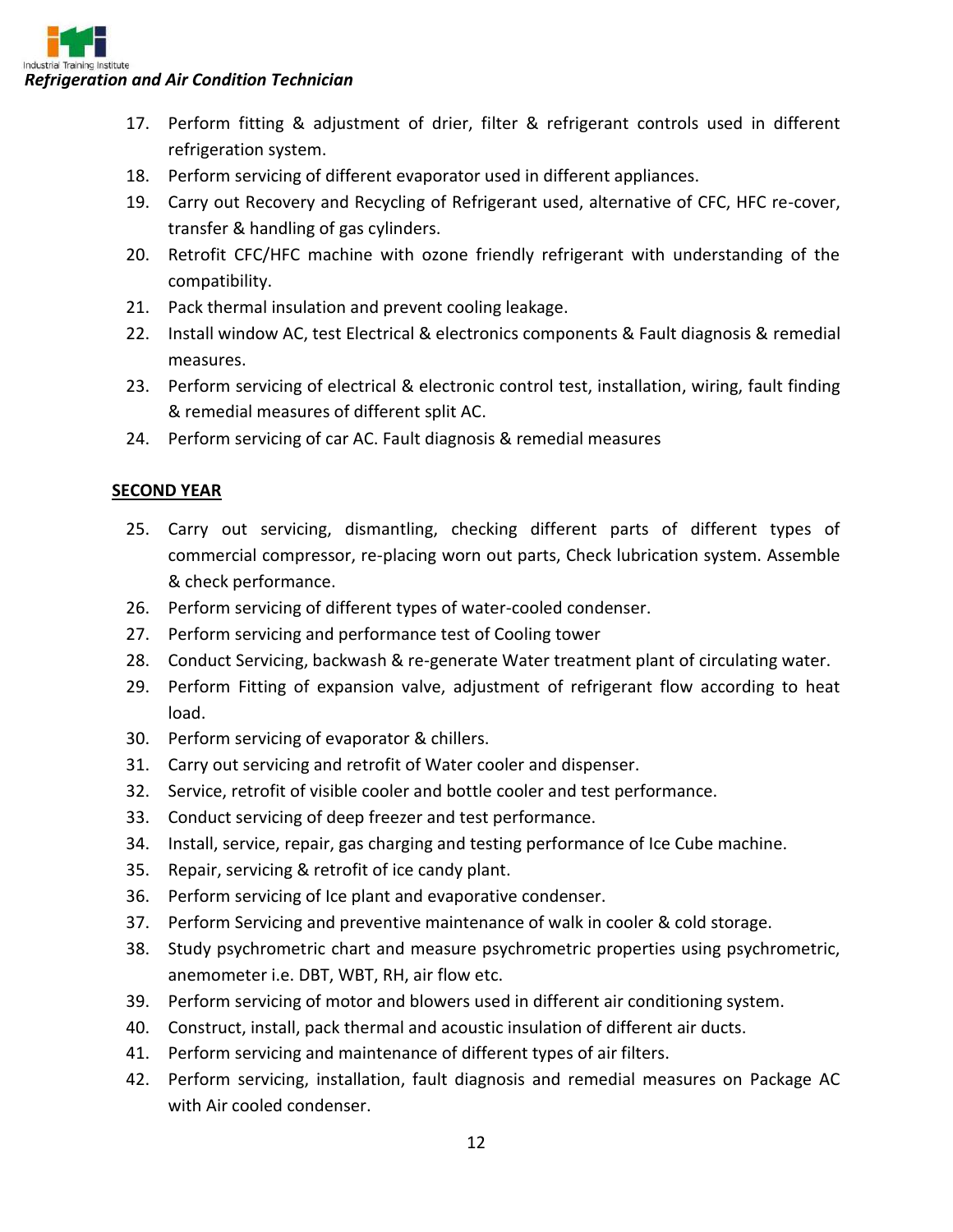17. Perform fitting & adjustment of drier, filter & refrigerant controls used in different refrigeration system.
18. Perform servicing of different evaporator used in different appliances.
19. Carry out Recovery and Recycling of Refrigerant used, alternative of CFC, HFC re-cover, transfer & handling of gas cylinders.
20. Retrofit CFC/HFC machine with ozone friendly refrigerant with understanding of the compatibility.
21. Pack thermal insulation and prevent cooling leakage.
22. Install window AC, test Electrical & electronics components & Fault diagnosis & remedial measures.
23. Perform servicing of electrical & electronic control test, installation, wiring, fault finding & remedial measures of different split AC.
24. Perform servicing of car AC. Fault diagnosis & remedial measures

**SECOND YEAR**

25. Carry out servicing, dismantling, checking different parts of different types of commercial compressor, re-placing worn out parts, Check lubrication system. Assemble & check performance.
26. Perform servicing of different types of water-cooled condenser.
27. Perform servicing and performance test of Cooling tower
28. Conduct Servicing, backwash & re-generate Water treatment plant of circulating water.
29. Perform Fitting of expansion valve, adjustment of refrigerant flow according to heat load.
30. Perform servicing of evaporator & chillers.
31. Carry out servicing and retrofit of Water cooler and dispenser.
32. Service, retrofit of visible cooler and bottle cooler and test performance.
33. Conduct servicing of deep freezer and test performance.
34. Install, service, repair, gas charging and testing performance of Ice Cube machine.
35. Repair, servicing & retrofit of ice candy plant.
36. Perform servicing of Ice plant and evaporative condenser.
37. Perform Servicing and preventive maintenance of walk in cooler & cold storage.
38. Study psychrometric chart and measure psychrometric properties using psychrometric, anemometer i.e. DBT, WBT, RH, air flow etc.
39. Perform servicing of motor and blowers used in different air conditioning system.
40. Construct, install, pack thermal and acoustic insulation of different air ducts.
41. Perform servicing and maintenance of different types of air filters.
42. Perform servicing, installation, fault diagnosis and remedial measures on Package AC with Air cooled condenser.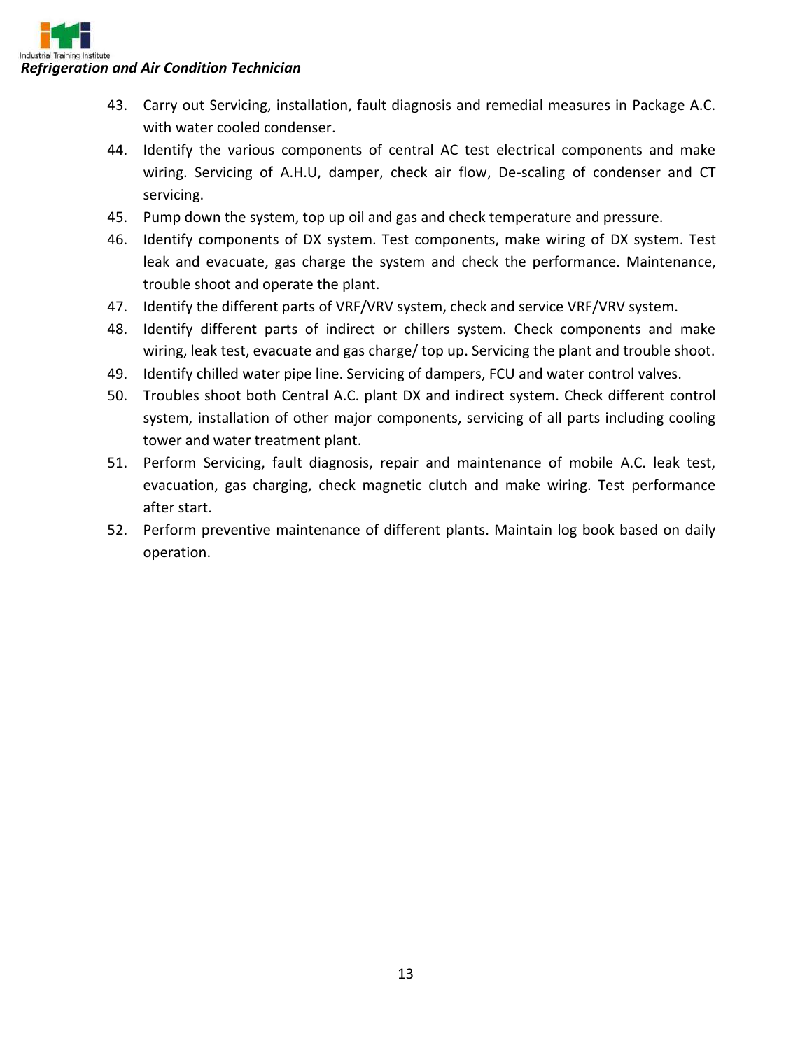43. Carry out Servicing, installation, fault diagnosis and remedial measures in Package A.C. with water cooled condenser.
44. Identify the various components of central AC test electrical components and make wiring. Servicing of A.H.U, damper, check air flow, De-scaling of condenser and CT servicing.
45. Pump down the system, top up oil and gas and check temperature and pressure.
46. Identify components of DX system. Test components, make wiring of DX system. Test leak and evacuate, gas charge the system and check the performance. Maintenance, trouble shoot and operate the plant.
47. Identify the different parts of VRF/VRV system, check and service VRF/VRV system.
48. Identify different parts of indirect or chillers system. Check components and make wiring, leak test, evacuate and gas charge/ top up. Servicing the plant and trouble shoot.
49. Identify chilled water pipe line. Servicing of dampers, FCU and water control valves.
50. Troubles shoot both Central A.C. plant DX and indirect system. Check different control system, installation of other major components, servicing of all parts including cooling tower and water treatment plant.
51. Perform Servicing, fault diagnosis, repair and maintenance of mobile A.C. leak test, evacuation, gas charging, check magnetic clutch and make wiring. Test performance after start.
52. Perform preventive maintenance of different plants. Maintain log book based on daily operation.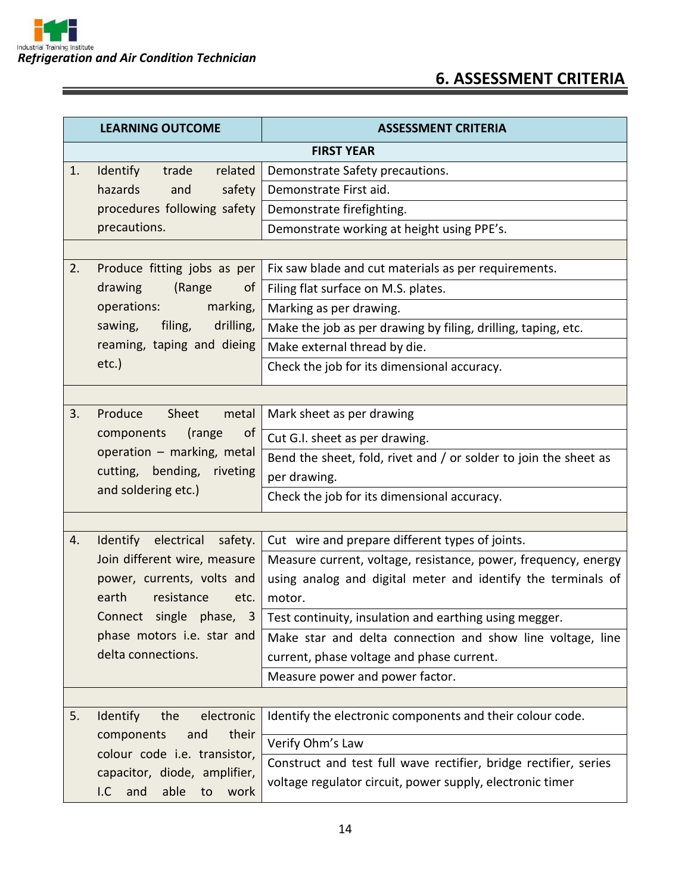## 6. ASSESSMENT CRITERIA

| LEARNING OUTCOME | ASSESSMENT CRITERIA |
|---|---|
| **FIRST YEAR** | |
| 1. Identify trade related hazards and safety procedures following safety precautions. | Demonstrate Safety precautions. |
| | Demonstrate First aid. |
| | Demonstrate firefighting. |
| | Demonstrate working at height using PPE's. |
| | |
| 2. Produce fitting jobs as per drawing (Range of operations: marking, sawing, filing, drilling, reaming, taping and dieing etc.) | Fix saw blade and cut materials as per requirements. |
| | Filing flat surface on M.S. plates. |
| | Marking as per drawing. |
| | Make the job as per drawing by filing, drilling, taping, etc. |
| | Make external thread by die. |
| | Check the job for its dimensional accuracy. |
| | |
| 3. Produce Sheet metal components (range of operation – marking, metal cutting, bending, riveting and soldering etc.) | Mark sheet as per drawing |
| | Cut G.I. sheet as per drawing. |
| | Bend the sheet, fold, rivet and / or solder to join the sheet as per drawing. |
| | Check the job for its dimensional accuracy. |
| | |
| 4. Identify electrical safety. Join different wire, measure power, currents, volts and earth resistance etc. Connect single phase, 3 phase motors i.e. star and delta connections. | Cut wire and prepare different types of joints. |
| | Measure current, voltage, resistance, power, frequency, energy using analog and digital meter and identify the terminals of motor. |
| | Test continuity, insulation and earthing using megger. |
| | Make star and delta connection and show line voltage, line current, phase voltage and phase current. |
| | Measure power and power factor. |
| | |
| 5. Identify the electronic components and their colour code i.e. transistor, capacitor, diode, amplifier, I.C and able to work | Identify the electronic components and their colour code. |
| | Verify Ohm's Law |
| | Construct and test full wave rectifier, bridge rectifier, series voltage regulator circuit, power supply, electronic timer |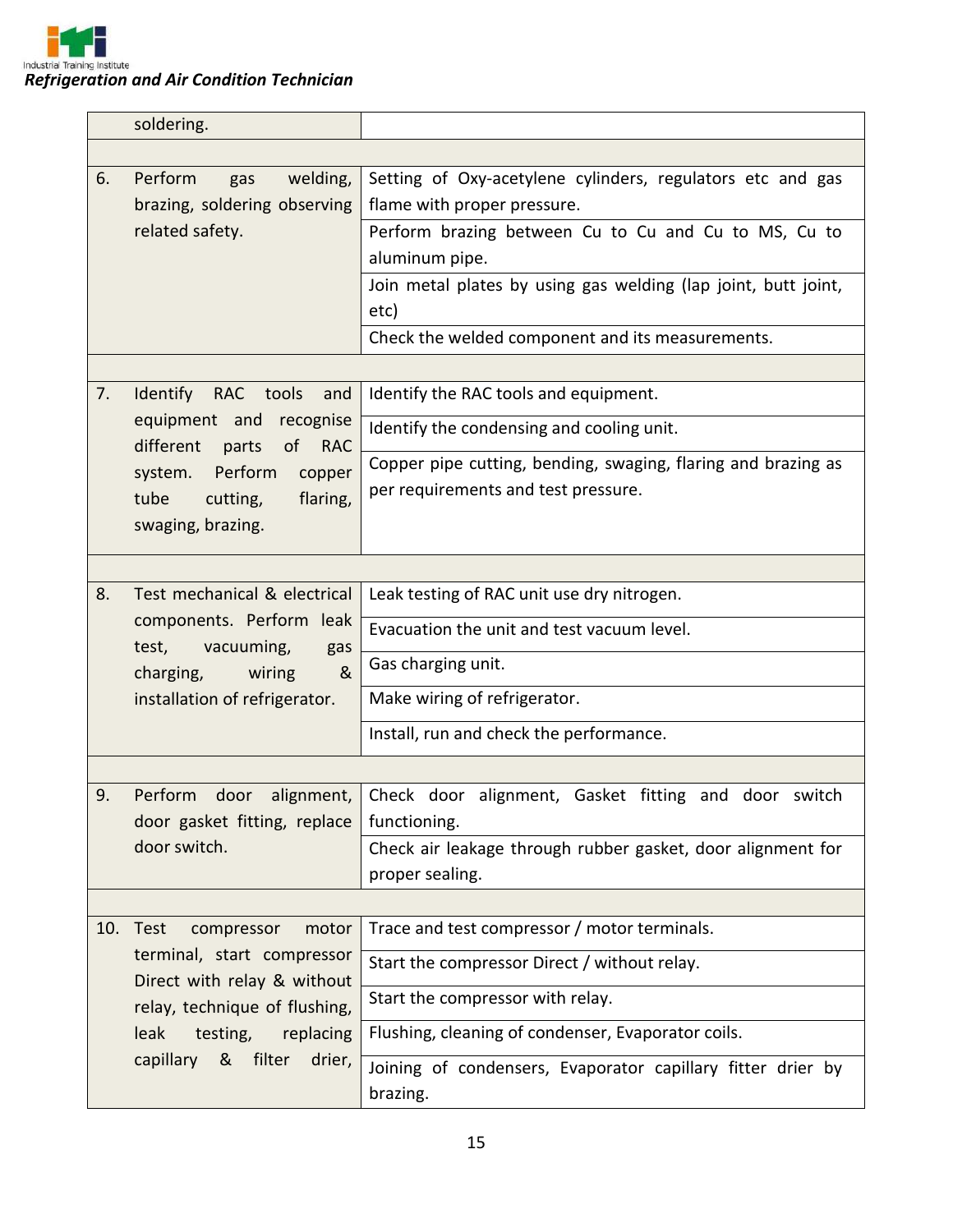| | |
|---|---|
| soldering. | |
| | |
| 6. Perform gas welding, brazing, soldering observing related safety. | Setting of Oxy-acetylene cylinders, regulators etc and gas flame with proper pressure. |
| | Perform brazing between Cu to Cu and Cu to MS, Cu to aluminum pipe. |
| | Join metal plates by using gas welding (lap joint, butt joint, etc) |
| | Check the welded component and its measurements. |
| | |
| 7. Identify RAC tools and equipment and recognise different parts of RAC system. Perform copper tube cutting, flaring, swaging, brazing. | Identify the RAC tools and equipment. |
| | Identify the condensing and cooling unit. |
| | Copper pipe cutting, bending, swaging, flaring and brazing as per requirements and test pressure. |
| | |
| 8. Test mechanical & electrical components. Perform leak test, vacuuming, gas charging, wiring & installation of refrigerator. | Leak testing of RAC unit use dry nitrogen. |
| | Evacuation the unit and test vacuum level. |
| | Gas charging unit. |
| | Make wiring of refrigerator. |
| | Install, run and check the performance. |
| | |
| 9. Perform door alignment, door gasket fitting, replace door switch. | Check door alignment, Gasket fitting and door switch functioning. |
| | Check air leakage through rubber gasket, door alignment for proper sealing. |
| | |
| 10. Test compressor motor terminal, start compressor Direct with relay & without relay, technique of flushing, leak testing, replacing capillary & filter drier, | Trace and test compressor / motor terminals. |
| | Start the compressor Direct / without relay. |
| | Start the compressor with relay. |
| | Flushing, cleaning of condenser, Evaporator coils. |
| | Joining of condensers, Evaporator capillary fitter drier by brazing. |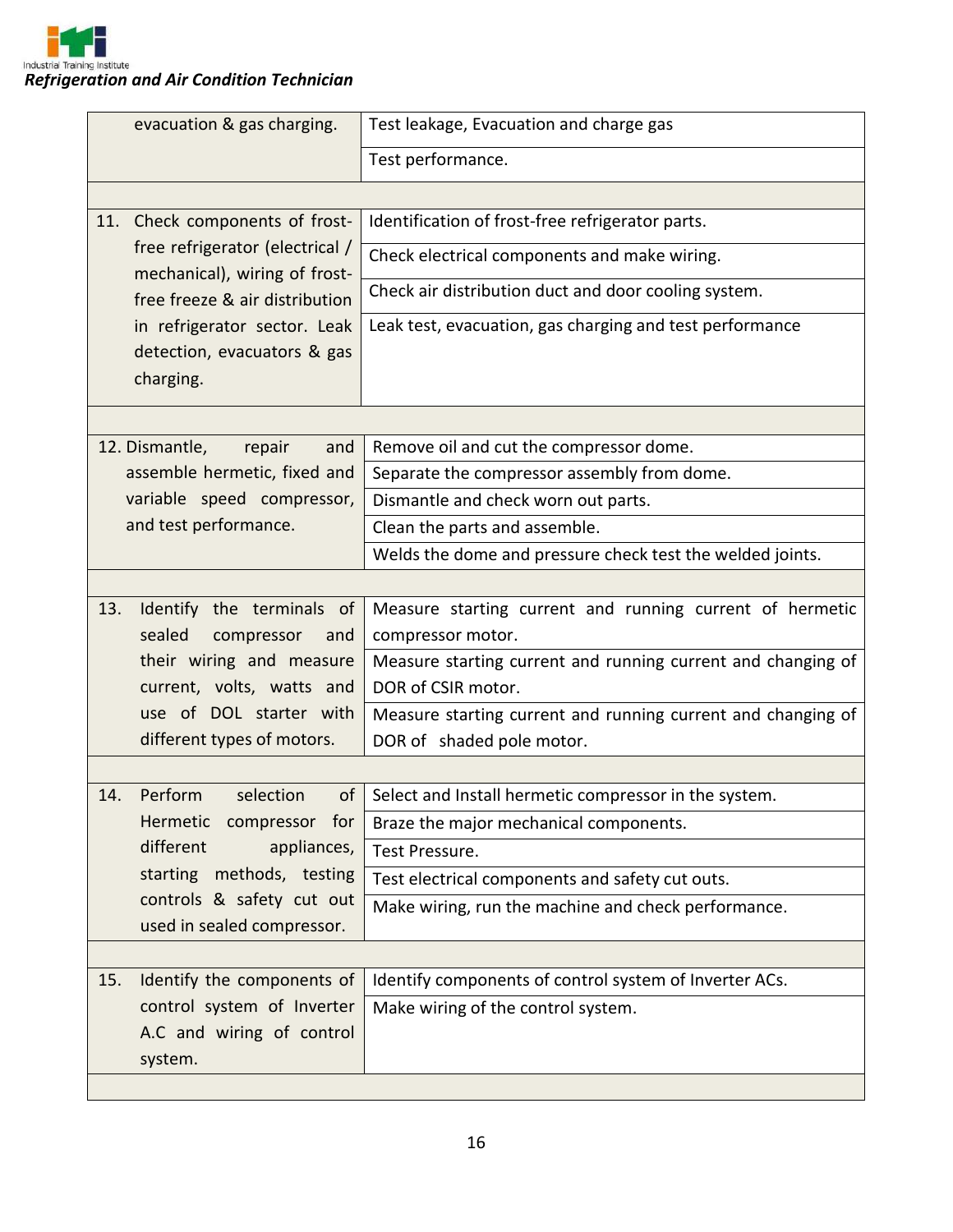| | |
|---|---|
| evacuation & gas charging. | Test leakage, Evacuation and charge gas |
| | Test performance. |
| | |
| 11. Check components of frost-free refrigerator (electrical / mechanical), wiring of frost-free freeze & air distribution in refrigerator sector. Leak detection, evacuators & gas charging. | Identification of frost-free refrigerator parts. |
| | Check electrical components and make wiring. |
| | Check air distribution duct and door cooling system. |
| | Leak test, evacuation, gas charging and test performance |
| | |
| 12. Dismantle, repair and assemble hermetic, fixed and variable speed compressor, and test performance. | Remove oil and cut the compressor dome. |
| | Separate the compressor assembly from dome. |
| | Dismantle and check worn out parts. |
| | Clean the parts and assemble. |
| | Welds the dome and pressure check test the welded joints. |
| | |
| 13. Identify the terminals of sealed compressor and their wiring and measure current, volts, watts and use of DOL starter with different types of motors. | Measure starting current and running current of hermetic compressor motor. |
| | Measure starting current and running current and changing of DOR of CSIR motor. |
| | Measure starting current and running current and changing of DOR of shaded pole motor. |
| | |
| 14. Perform selection of Hermetic compressor for different appliances, starting methods, testing controls & safety cut out used in sealed compressor. | Select and Install hermetic compressor in the system. |
| | Braze the major mechanical components. |
| | Test Pressure. |
| | Test electrical components and safety cut outs. |
| | Make wiring, run the machine and check performance. |
| | |
| 15. Identify the components of control system of Inverter A.C and wiring of control system. | Identify components of control system of Inverter ACs. |
| | Make wiring of the control system. |
| | |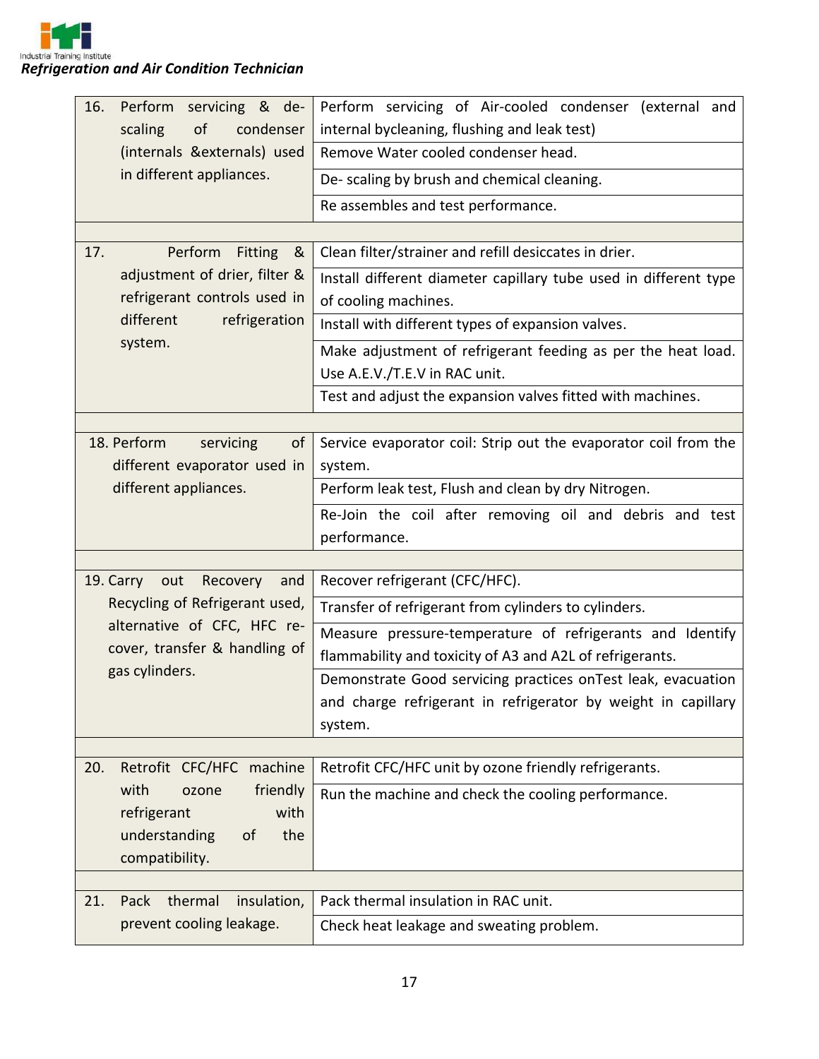| | |
|---|---|
| 16. Perform servicing & de-scaling of condenser (internals &externals) used in different appliances. | Perform servicing of Air-cooled condenser (external and internal bycleaning, flushing and leak test) |
| | Remove Water cooled condenser head. |
| | De- scaling by brush and chemical cleaning. |
| | Re assembles and test performance. |
| | |
| 17. Perform Fitting & adjustment of drier, filter & refrigerant controls used in different refrigeration system. | Clean filter/strainer and refill desiccates in drier. |
| | Install different diameter capillary tube used in different type of cooling machines. |
| | Install with different types of expansion valves. |
| | Make adjustment of refrigerant feeding as per the heat load. Use A.E.V./T.E.V in RAC unit. |
| | Test and adjust the expansion valves fitted with machines. |
| | |
| 18. Perform servicing of different evaporator used in different appliances. | Service evaporator coil: Strip out the evaporator coil from the system. |
| | Perform leak test, Flush and clean by dry Nitrogen. |
| | Re-Join the coil after removing oil and debris and test performance. |
| | |
| 19. Carry out Recovery and Recycling of Refrigerant used, alternative of CFC, HFC re-cover, transfer & handling of gas cylinders. | Recover refrigerant (CFC/HFC). |
| | Transfer of refrigerant from cylinders to cylinders. |
| | Measure pressure-temperature of refrigerants and Identify flammability and toxicity of A3 and A2L of refrigerants. |
| | Demonstrate Good servicing practices onTest leak, evacuation and charge refrigerant in refrigerator by weight in capillary system. |
| | |
| 20. Retrofit CFC/HFC machine with ozone friendly refrigerant with understanding of the compatibility. | Retrofit CFC/HFC unit by ozone friendly refrigerants. |
| | Run the machine and check the cooling performance. |
| | |
| 21. Pack thermal insulation, prevent cooling leakage. | Pack thermal insulation in RAC unit. |
| | Check heat leakage and sweating problem. |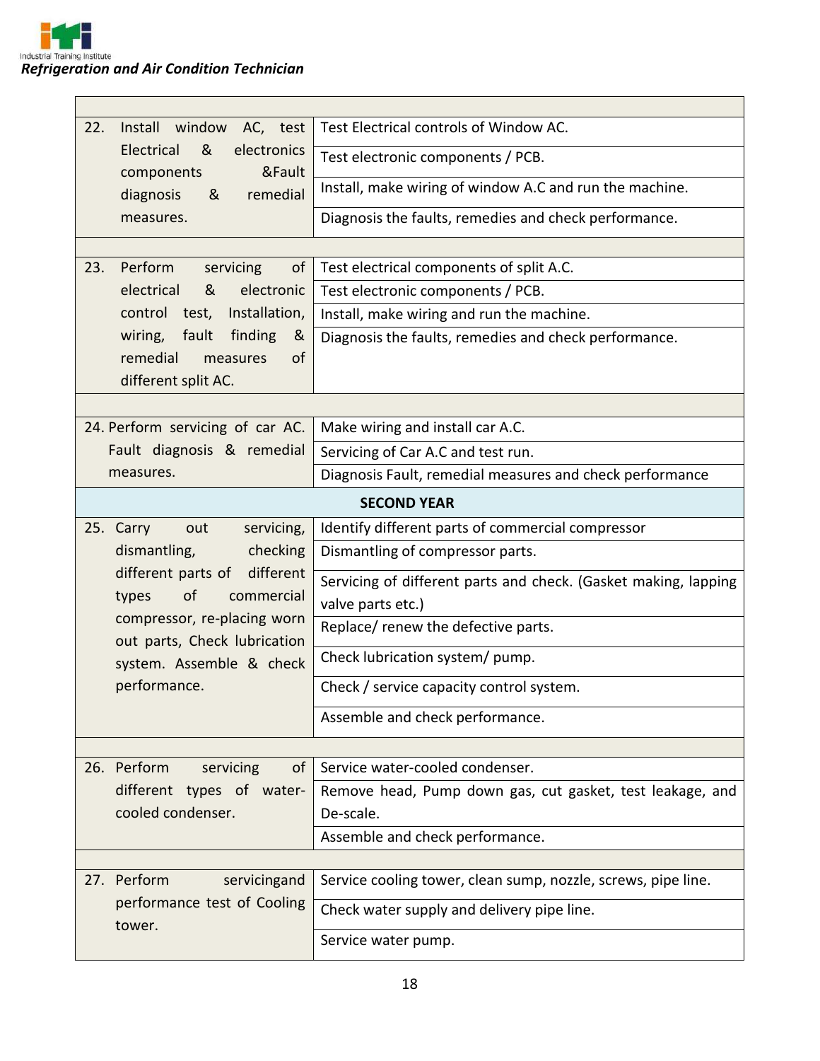| | |
|---|---|
| 22. Install window AC, test Electrical & electronics components &Fault diagnosis & remedial measures. | Test Electrical controls of Window AC. |
| | Test electronic components / PCB. |
| | Install, make wiring of window A.C and run the machine. |
| | Diagnosis the faults, remedies and check performance. |
| | |
| 23. Perform servicing of electrical & electronic control test, Installation, wiring, fault finding & remedial measures of different split AC. | Test electrical components of split A.C. |
| | Test electronic components / PCB. |
| | Install, make wiring and run the machine. |
| | Diagnosis the faults, remedies and check performance. |
| | |
| 24. Perform servicing of car AC. Fault diagnosis & remedial measures. | Make wiring and install car A.C. |
| | Servicing of Car A.C and test run. |
| | Diagnosis Fault, remedial measures and check performance |
| **SECOND YEAR** | |
| 25. Carry out servicing, dismantling, checking different parts of different types of commercial compressor, re-placing worn out parts, Check lubrication system. Assemble & check performance. | Identify different parts of commercial compressor |
| | Dismantling of compressor parts. |
| | Servicing of different parts and check. (Gasket making, lapping valve parts etc.) |
| | Replace/ renew the defective parts. |
| | Check lubrication system/ pump. |
| | Check / service capacity control system. |
| | Assemble and check performance. |
| | |
| 26. Perform servicing of different types of water-cooled condenser. | Service water-cooled condenser. |
| | Remove head, Pump down gas, cut gasket, test leakage, and De-scale. |
| | Assemble and check performance. |
| | |
| 27. Perform servicingand performance test of Cooling tower. | Service cooling tower, clean sump, nozzle, screws, pipe line. |
| | Check water supply and delivery pipe line. |
| | Service water pump. |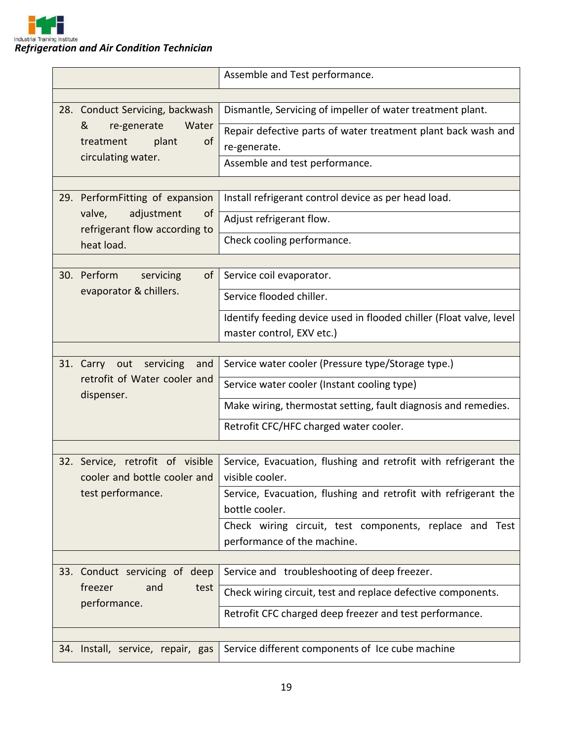| | |
|---|---|
| | Assemble and Test performance. |
| | |
| 28. Conduct Servicing, backwash & re-generate Water treatment plant of circulating water. | Dismantle, Servicing of impeller of water treatment plant. |
| | Repair defective parts of water treatment plant back wash and re-generate. |
| | Assemble and test performance. |
| | |
| 29. PerformFitting of expansion valve, adjustment of refrigerant flow according to heat load. | Install refrigerant control device as per head load. |
| | Adjust refrigerant flow. |
| | Check cooling performance. |
| | |
| 30. Perform servicing of evaporator & chillers. | Service coil evaporator. |
| | Service flooded chiller. |
| | Identify feeding device used in flooded chiller (Float valve, level master control, EXV etc.) |
| | |
| 31. Carry out servicing and retrofit of Water cooler and dispenser. | Service water cooler (Pressure type/Storage type.) |
| | Service water cooler (Instant cooling type) |
| | Make wiring, thermostat setting, fault diagnosis and remedies. |
| | Retrofit CFC/HFC charged water cooler. |
| | |
| 32. Service, retrofit of visible cooler and bottle cooler and test performance. | Service, Evacuation, flushing and retrofit with refrigerant the visible cooler. |
| | Service, Evacuation, flushing and retrofit with refrigerant the bottle cooler. |
| | Check wiring circuit, test components, replace and Test performance of the machine. |
| | |
| 33. Conduct servicing of deep freezer and test performance. | Service and troubleshooting of deep freezer. |
| | Check wiring circuit, test and replace defective components. |
| | Retrofit CFC charged deep freezer and test performance. |
| | |
| 34. Install, service, repair, gas | Service different components of Ice cube machine |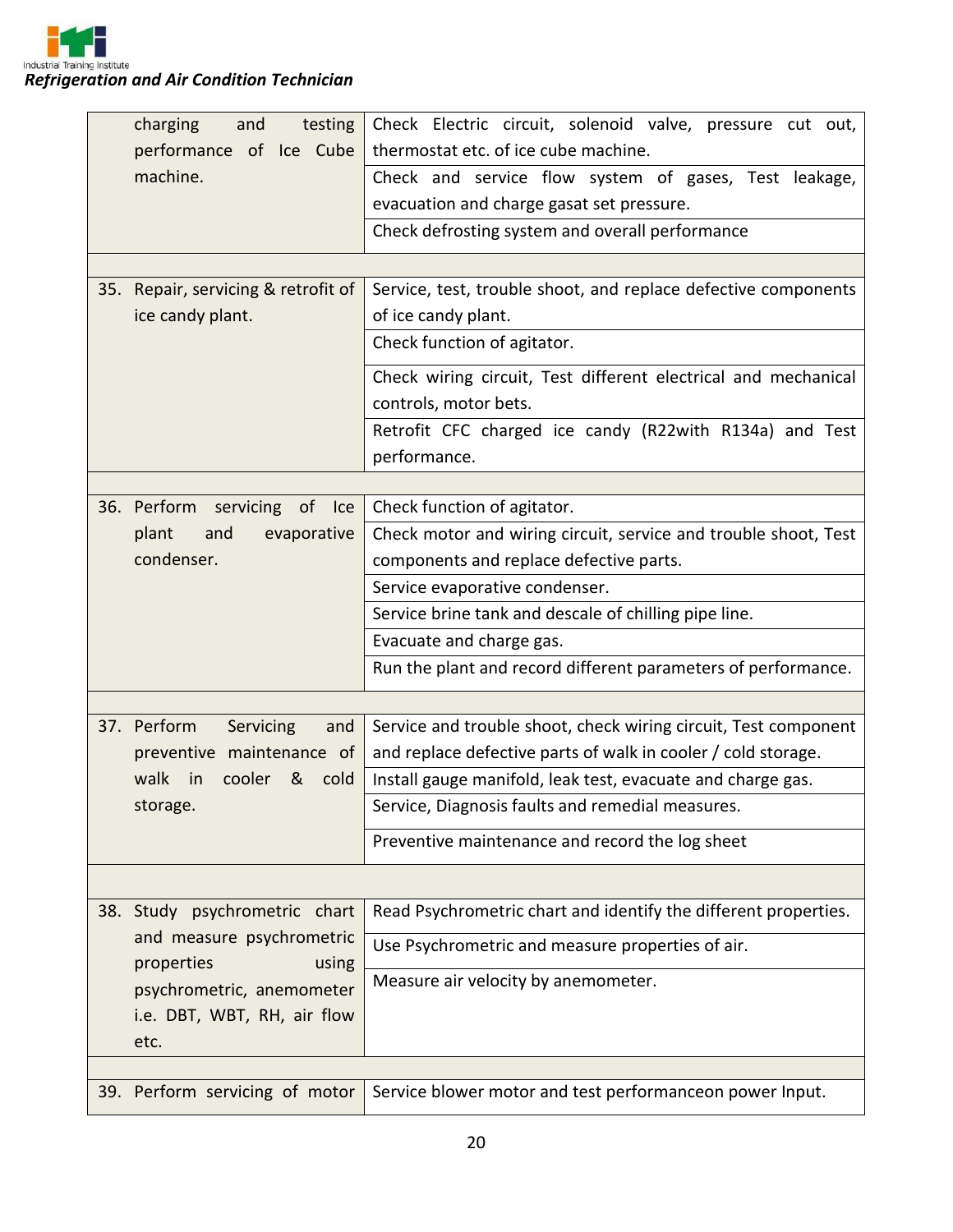| | |
|---|---|
| charging and testing performance of Ice Cube machine. | Check Electric circuit, solenoid valve, pressure cut out, thermostat etc. of ice cube machine. |
| | Check and service flow system of gases, Test leakage, evacuation and charge gasat set pressure. |
| | Check defrosting system and overall performance |
| | |
| 35. Repair, servicing & retrofit of ice candy plant. | Service, test, trouble shoot, and replace defective components of ice candy plant. |
| | Check function of agitator. |
| | Check wiring circuit, Test different electrical and mechanical controls, motor bets. |
| | Retrofit CFC charged ice candy (R22with R134a) and Test performance. |
| | |
| 36. Perform servicing of Ice plant and evaporative condenser. | Check function of agitator. |
| | Check motor and wiring circuit, service and trouble shoot, Test components and replace defective parts. |
| | Service evaporative condenser. |
| | Service brine tank and descale of chilling pipe line. |
| | Evacuate and charge gas. |
| | Run the plant and record different parameters of performance. |
| | |
| 37. Perform Servicing and preventive maintenance of walk in cooler & cold storage. | Service and trouble shoot, check wiring circuit, Test component and replace defective parts of walk in cooler / cold storage. |
| | Install gauge manifold, leak test, evacuate and charge gas. |
| | Service, Diagnosis faults and remedial measures. |
| | Preventive maintenance and record the log sheet |
| | |
| 38. Study psychrometric chart and measure psychrometric properties using psychrometric, anemometer i.e. DBT, WBT, RH, air flow etc. | Read Psychrometric chart and identify the different properties. |
| | Use Psychrometric and measure properties of air. |
| | Measure air velocity by anemometer. |
| | |
| 39. Perform servicing of motor | Service blower motor and test performanceon power Input. |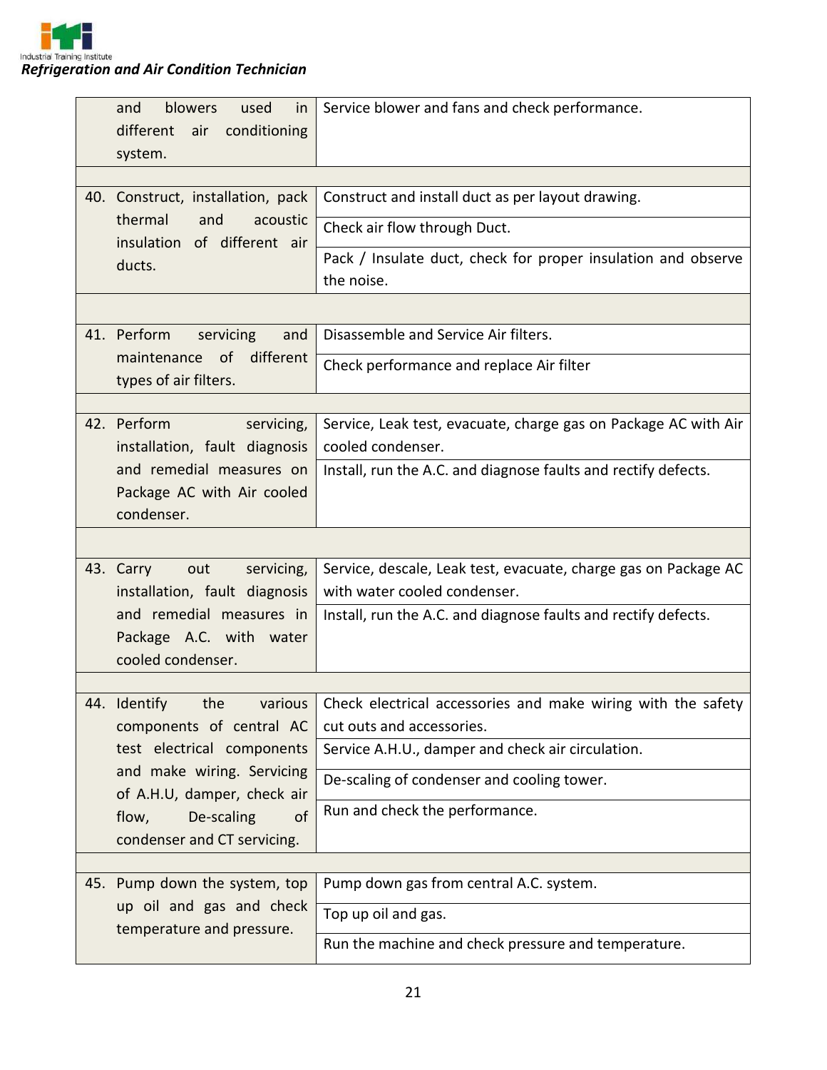| | |
|---|---|
| and blowers used in different air conditioning system. | Service blower and fans and check performance. |
| | |
| 40. Construct, installation, pack thermal and acoustic insulation of different air ducts. | Construct and install duct as per layout drawing. |
| | Check air flow through Duct. |
| | Pack / Insulate duct, check for proper insulation and observe the noise. |
| | |
| 41. Perform servicing and maintenance of different types of air filters. | Disassemble and Service Air filters. |
| | Check performance and replace Air filter |
| | |
| 42. Perform servicing, installation, fault diagnosis and remedial measures on Package AC with Air cooled condenser. | Service, Leak test, evacuate, charge gas on Package AC with Air cooled condenser. |
| | Install, run the A.C. and diagnose faults and rectify defects. |
| | |
| 43. Carry out servicing, installation, fault diagnosis and remedial measures in Package A.C. with water cooled condenser. | Service, descale, Leak test, evacuate, charge gas on Package AC with water cooled condenser. |
| | Install, run the A.C. and diagnose faults and rectify defects. |
| | |
| 44. Identify the various components of central AC test electrical components and make wiring. Servicing of A.H.U, damper, check air flow, De-scaling of condenser and CT servicing. | Check electrical accessories and make wiring with the safety cut outs and accessories. |
| | Service A.H.U., damper and check air circulation. |
| | De-scaling of condenser and cooling tower. |
| | Run and check the performance. |
| | |
| 45. Pump down the system, top up oil and gas and check temperature and pressure. | Pump down gas from central A.C. system. |
| | Top up oil and gas. |
| | Run the machine and check pressure and temperature. |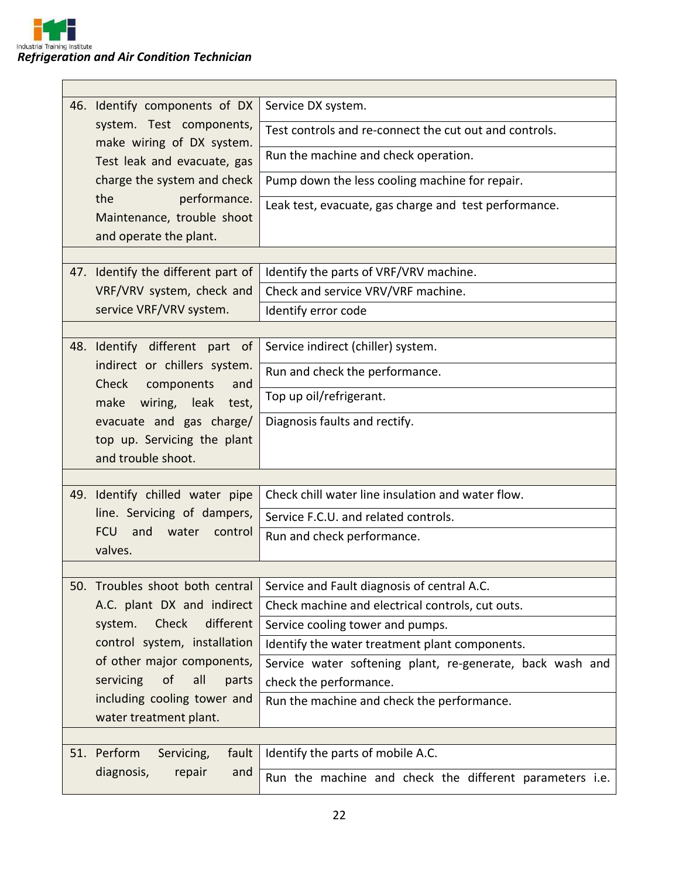| | |
|---|---|
| 46. Identify components of DX system. Test components, make wiring of DX system. Test leak and evacuate, gas charge the system and check the performance. Maintenance, trouble shoot and operate the plant. | Service DX system. |
| | Test controls and re-connect the cut out and controls. |
| | Run the machine and check operation. |
| | Pump down the less cooling machine for repair. |
| | Leak test, evacuate, gas charge and test performance. |
| | |
| 47. Identify the different part of VRF/VRV system, check and service VRF/VRV system. | Identify the parts of VRF/VRV machine. |
| | Check and service VRV/VRF machine. |
| | Identify error code |
| | |
| 48. Identify different part of indirect or chillers system. Check components and make wiring, leak test, evacuate and gas charge/ top up. Servicing the plant and trouble shoot. | Service indirect (chiller) system. |
| | Run and check the performance. |
| | Top up oil/refrigerant. |
| | Diagnosis faults and rectify. |
| | |
| 49. Identify chilled water pipe line. Servicing of dampers, FCU and water control valves. | Check chill water line insulation and water flow. |
| | Service F.C.U. and related controls. |
| | Run and check performance. |
| | |
| 50. Troubles shoot both central A.C. plant DX and indirect system. Check different control system, installation of other major components, servicing of all parts including cooling tower and water treatment plant. | Service and Fault diagnosis of central A.C. |
| | Check machine and electrical controls, cut outs. |
| | Service cooling tower and pumps. |
| | Identify the water treatment plant components. |
| | Service water softening plant, re-generate, back wash and check the performance. |
| | Run the machine and check the performance. |
| | |
| 51. Perform Servicing, fault diagnosis, repair and | Identify the parts of mobile A.C. |
| | Run the machine and check the different parameters i.e. |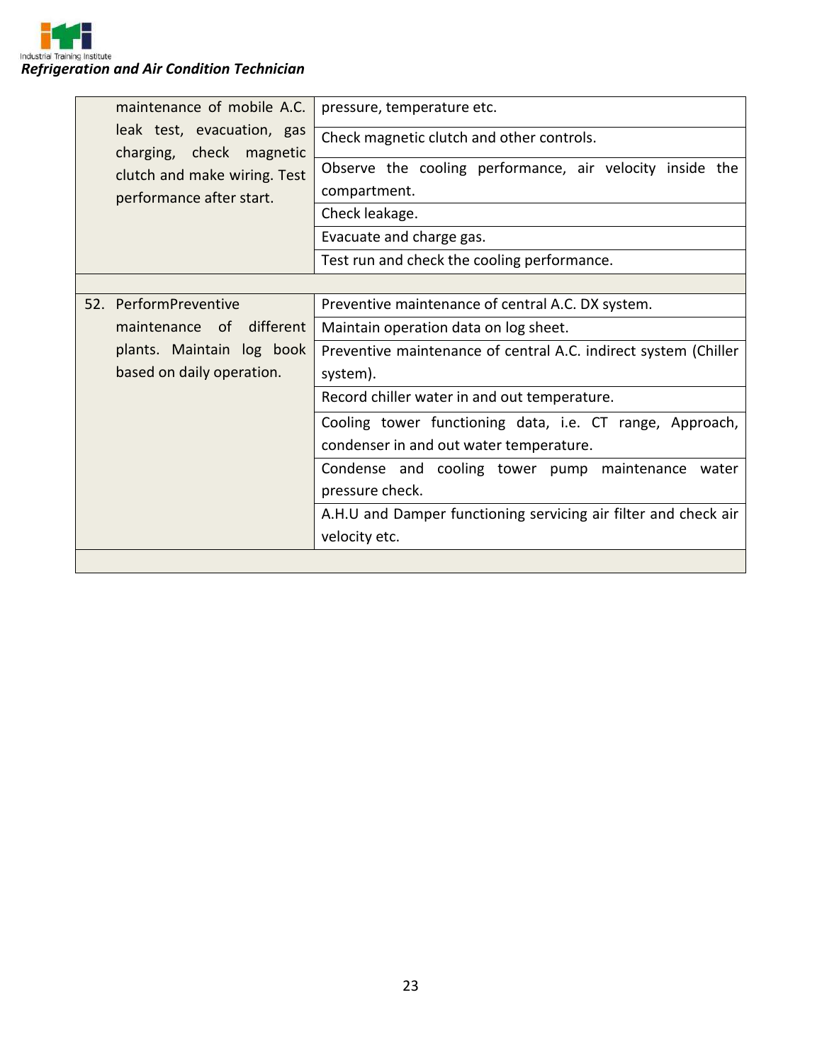| | |
|---|---|
| maintenance of mobile A.C. leak test, evacuation, gas charging, check magnetic clutch and make wiring. Test performance after start. | pressure, temperature etc. |
| | Check magnetic clutch and other controls. |
| | Observe the cooling performance, air velocity inside the compartment. |
| | Check leakage. |
| | Evacuate and charge gas. |
| | Test run and check the cooling performance. |
| | |
| 52. PerformPreventive maintenance of different plants. Maintain log book based on daily operation. | Preventive maintenance of central A.C. DX system. |
| | Maintain operation data on log sheet. |
| | Preventive maintenance of central A.C. indirect system (Chiller system). |
| | Record chiller water in and out temperature. |
| | Cooling tower functioning data, i.e. CT range, Approach, condenser in and out water temperature. |
| | Condense and cooling tower pump maintenance water pressure check. |
| | A.H.U and Damper functioning servicing air filter and check air velocity etc. |
| | |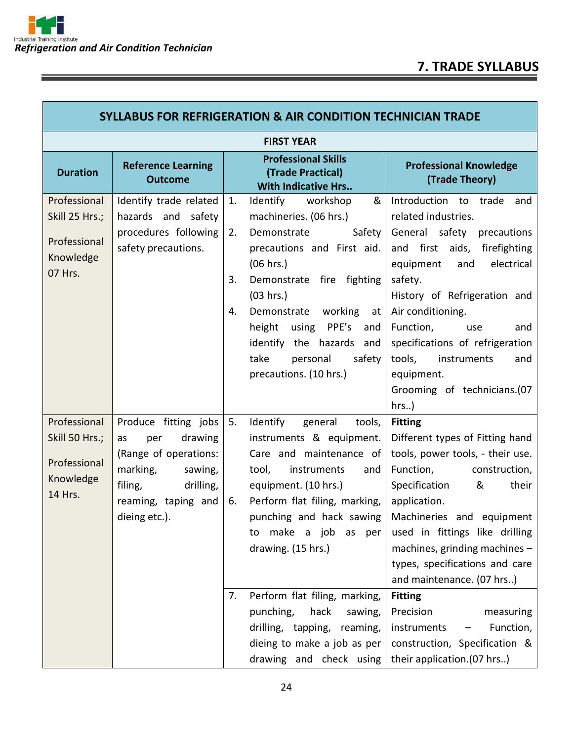## 7. TRADE SYLLABUS

| SYLLABUS FOR REFRIGERATION & AIR CONDITION TECHNICIAN TRADE | | | |
|---|---|---|---|
| **FIRST YEAR** | | | |
| **Duration** | **Reference Learning Outcome** | **Professional Skills (Trade Practical) With Indicative Hrs..** | **Professional Knowledge (Trade Theory)** |
| Professional Skill 25 Hrs.; Professional Knowledge 07 Hrs. | Identify trade related hazards and safety procedures following safety precautions. | 1. Identify workshop & machineries. (06 hrs.)<br>2. Demonstrate Safety precautions and First aid. (06 hrs.)<br>3. Demonstrate fire fighting (03 hrs.)<br>4. Demonstrate working at height using PPE's and identify the hazards and take personal safety precautions. (10 hrs.) | Introduction to trade and related industries.<br>General safety precautions and first aids, firefighting equipment and electrical safety.<br>History of Refrigeration and Air conditioning.<br>Function, use and specifications of refrigeration tools, instruments and equipment.<br>Grooming of technicians.(07 hrs..) |
| Professional Skill 50 Hrs.; Professional Knowledge 14 Hrs. | Produce fitting jobs as per drawing (Range of operations: marking, sawing, filing, drilling, reaming, taping and dieing etc.). | 5. Identify general tools, instruments & equipment. Care and maintenance of tool, instruments and equipment. (10 hrs.)<br>6. Perform flat filing, marking, punching and hack sawing to make a job as per drawing. (15 hrs.) | **Fitting**<br>Different types of Fitting hand tools, power tools, - their use. Function, construction, Specification & their application.<br>Machineries and equipment used in fittings like drilling machines, grinding machines – types, specifications and care and maintenance. (07 hrs..) |
| | | 7. Perform flat filing, marking, punching, hack sawing, drilling, tapping, reaming, dieing to make a job as per drawing and check using | **Fitting**<br>Precision measuring instruments – Function, construction, Specification & their application.(07 hrs..) |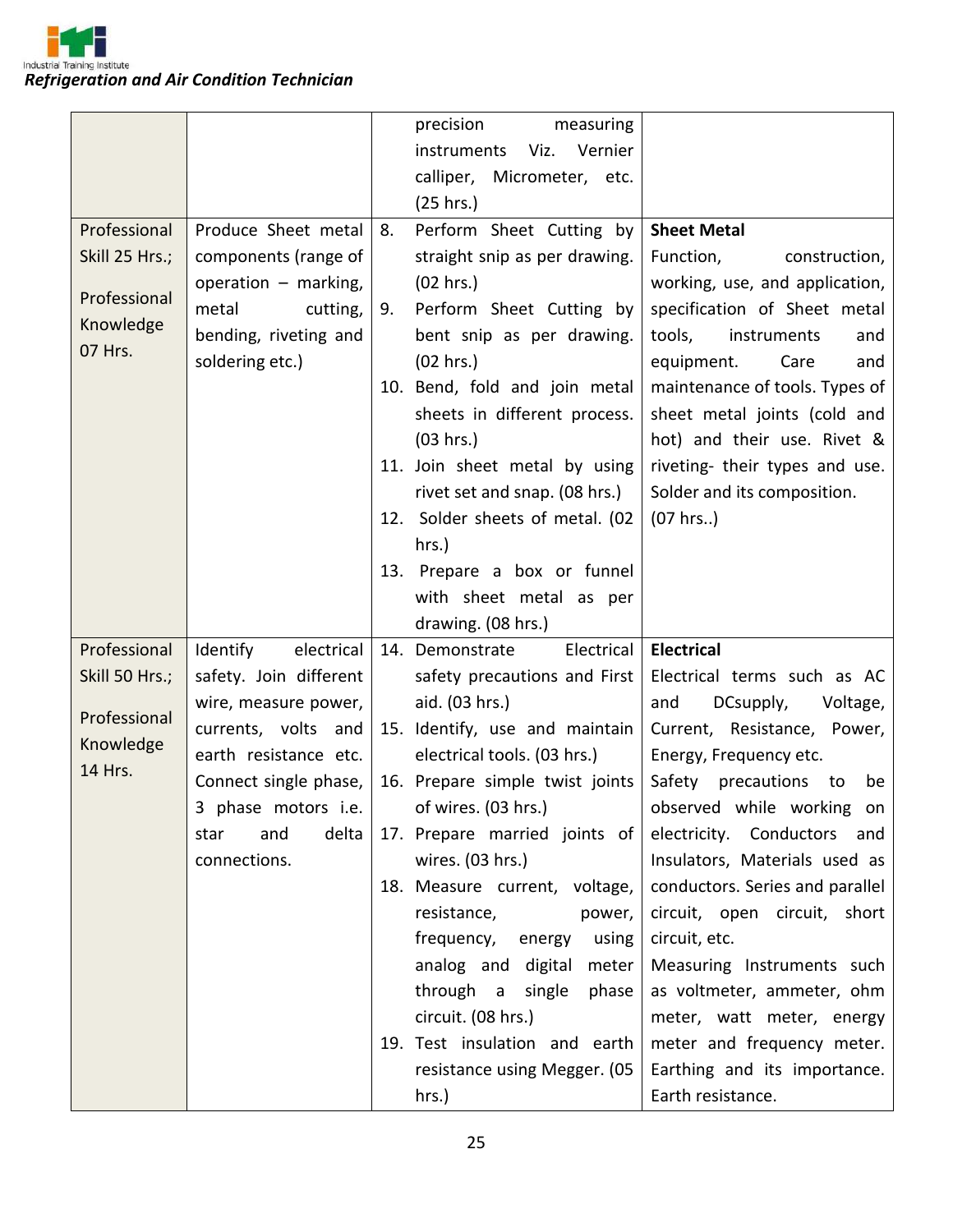| | | | |
|---|---|---|---|
| | | precision measuring instruments Viz. Vernier calliper, Micrometer, etc. (25 hrs.) | |
| Professional Skill 25 Hrs.; <br><br> Professional Knowledge 07 Hrs. | Produce Sheet metal components (range of operation – marking, metal cutting, bending, riveting and soldering etc.) | 8. Perform Sheet Cutting by straight snip as per drawing. (02 hrs.) <br> 9. Perform Sheet Cutting by bent snip as per drawing. (02 hrs.) <br> 10. Bend, fold and join metal sheets in different process. (03 hrs.) <br> 11. Join sheet metal by using rivet set and snap. (08 hrs.) <br> 12. Solder sheets of metal. (02 hrs.) <br> 13. Prepare a box or funnel with sheet metal as per drawing. (08 hrs.) | **Sheet Metal** <br> Function, construction, working, use, and application, specification of Sheet metal tools, instruments and equipment. Care and maintenance of tools. Types of sheet metal joints (cold and hot) and their use. Rivet & riveting- their types and use. Solder and its composition. <br> (07 hrs..) |
| Professional Skill 50 Hrs.; <br><br> Professional Knowledge 14 Hrs. | Identify electrical safety. Join different wire, measure power, currents, volts and earth resistance etc. Connect single phase, 3 phase motors i.e. star and delta connections. | 14. Demonstrate Electrical safety precautions and First aid. (03 hrs.) <br> 15. Identify, use and maintain electrical tools. (03 hrs.) <br> 16. Prepare simple twist joints of wires. (03 hrs.) <br> 17. Prepare married joints of wires. (03 hrs.) <br> 18. Measure current, voltage, resistance, power, frequency, energy using analog and digital meter through a single phase circuit. (08 hrs.) <br> 19. Test insulation and earth resistance using Megger. (05 hrs.) | **Electrical** <br> Electrical terms such as AC and DCsupply, Voltage, Current, Resistance, Power, Energy, Frequency etc. <br> Safety precautions to be observed while working on electricity. Conductors and Insulators, Materials used as conductors. Series and parallel circuit, open circuit, short circuit, etc. <br> Measuring Instruments such as voltmeter, ammeter, ohm meter, watt meter, energy meter and frequency meter. Earthing and its importance. Earth resistance. |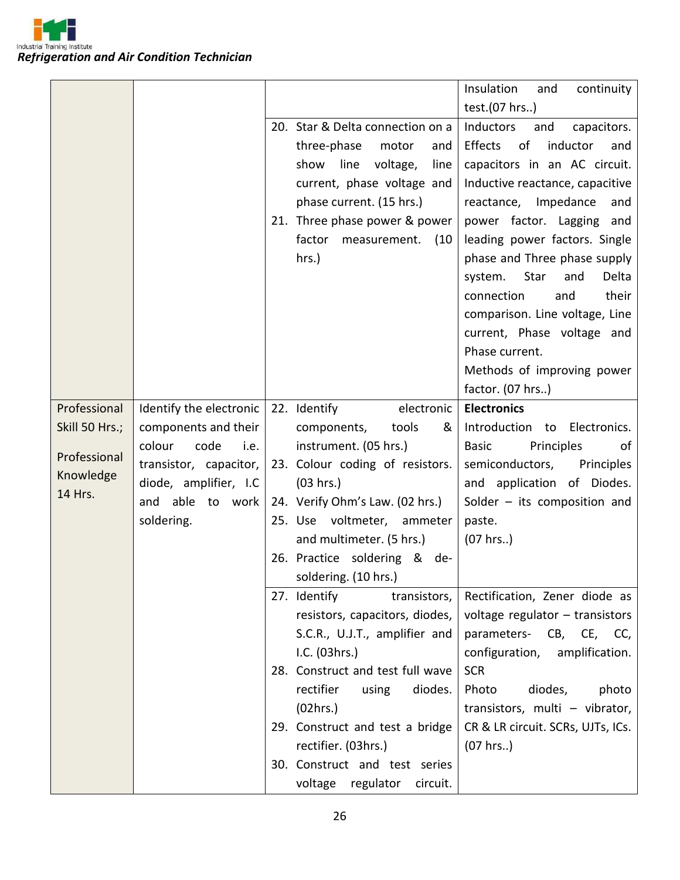| | | | Insulation and continuity test.(07 hrs..) |
|---|---|---|---|
| | | 20. Star & Delta connection on a three-phase motor and show line voltage, line current, phase voltage and phase current. (15 hrs.)<br>21. Three phase power & power factor measurement. (10 hrs.) | Inductors and capacitors. Effects of inductor and capacitors in an AC circuit. Inductive reactance, capacitive reactance, Impedance and power factor. Lagging and leading power factors. Single phase and Three phase supply system. Star and Delta connection and their comparison. Line voltage, Line current, Phase voltage and Phase current.<br>Methods of improving power factor. (07 hrs..) |
| Professional Skill 50 Hrs.;<br><br>Professional Knowledge 14 Hrs. | Identify the electronic components and their colour code i.e. transistor, capacitor, diode, amplifier, I.C and able to work soldering. | 22. Identify electronic components, tools & instrument. (05 hrs.)<br>23. Colour coding of resistors. (03 hrs.)<br>24. Verify Ohm's Law. (02 hrs.)<br>25. Use voltmeter, ammeter and multimeter. (5 hrs.)<br>26. Practice soldering & de-soldering. (10 hrs.) | **Electronics**<br>Introduction to Electronics. Basic Principles of semiconductors, Principles and application of Diodes. Solder – its composition and paste.<br>(07 hrs..) |
| | | 27. Identify transistors, resistors, capacitors, diodes, S.C.R., U.J.T., amplifier and I.C. (03hrs.)<br>28. Construct and test full wave rectifier using diodes. (02hrs.)<br>29. Construct and test a bridge rectifier. (03hrs.)<br>30. Construct and test series voltage regulator circuit. | Rectification, Zener diode as voltage regulator – transistors parameters- CB, CE, CC, configuration, amplification. SCR<br>Photo diodes, photo transistors, multi – vibrator, CR & LR circuit. SCRs, UJTs, ICs.<br>(07 hrs..) |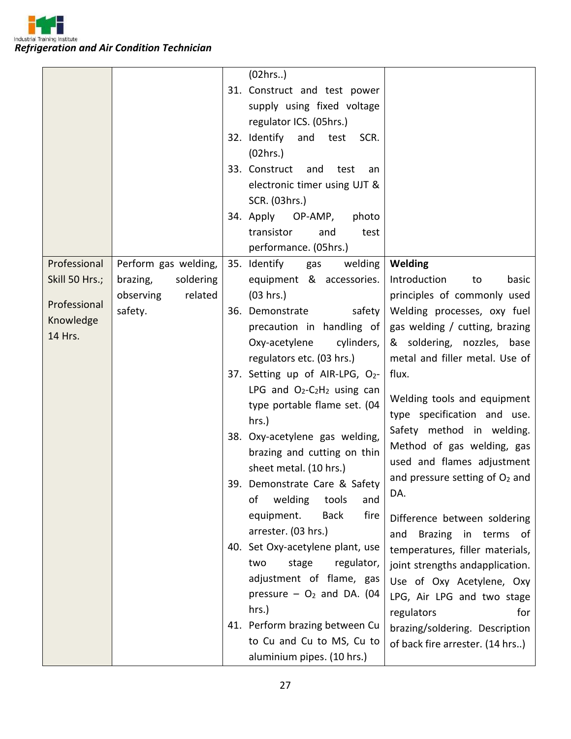| | | | |
|---|---|---|---|
| | | (02hrs..)<br>31. Construct and test power supply using fixed voltage regulator ICS. (05hrs.)<br>32. Identify and test SCR. (02hrs.)<br>33. Construct and test an electronic timer using UJT & SCR. (03hrs.)<br>34. Apply OP-AMP, photo transistor and test performance. (05hrs.) | |
| Professional Skill 50 Hrs.;<br><br>Professional Knowledge 14 Hrs. | Perform gas welding, brazing, soldering observing related safety. | 35. Identify gas welding equipment & accessories. (03 hrs.)<br>36. Demonstrate safety precaution in handling of Oxy-acetylene cylinders, regulators etc. (03 hrs.)<br>37. Setting up of AIR-LPG, $O_2$-LPG and $O_2$-$C_2H_2$ using can type portable flame set. (04 hrs.)<br>38. Oxy-acetylene gas welding, brazing and cutting on thin sheet metal. (10 hrs.)<br>39. Demonstrate Care & Safety of welding tools and equipment. Back fire arrester. (03 hrs.)<br>40. Set Oxy-acetylene plant, use two stage regulator, adjustment of flame, gas pressure – $O_2$ and DA. (04 hrs.)<br>41. Perform brazing between Cu to Cu and Cu to MS, Cu to aluminium pipes. (10 hrs.) | **Welding**<br>Introduction to basic principles of commonly used Welding processes, oxy fuel gas welding / cutting, brazing & soldering, nozzles, base metal and filler metal. Use of flux.<br><br>Welding tools and equipment type specification and use. Safety method in welding. Method of gas welding, gas used and flames adjustment and pressure setting of $O_2$ and DA.<br><br>Difference between soldering and Brazing in terms of temperatures, filler materials, joint strengths andapplication. Use of Oxy Acetylene, Oxy LPG, Air LPG and two stage regulators for brazing/soldering. Description of back fire arrester. (14 hrs..) |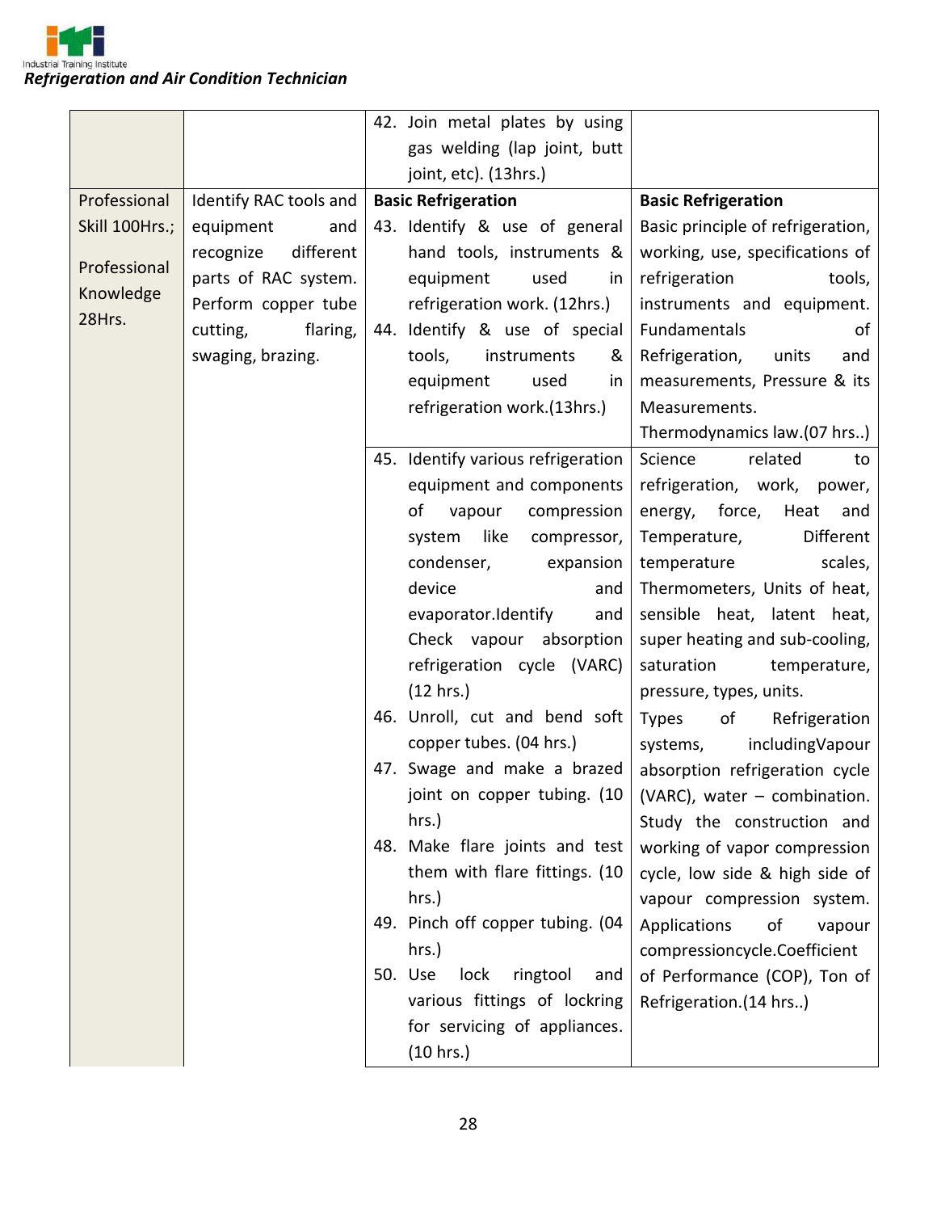| | | | |
|---|---|---|---|
| | | 42. Join metal plates by using gas welding (lap joint, butt joint, etc). (13hrs.) | |
| Professional Skill 100Hrs.; Professional Knowledge 28Hrs. | Identify RAC tools and equipment and recognize different parts of RAC system. Perform copper tube cutting, flaring, swaging, brazing. | **Basic Refrigeration**<br>43. Identify & use of general hand tools, instruments & equipment used in refrigeration work. (12hrs.)<br>44. Identify & use of special tools, instruments & equipment used in refrigeration work.(13hrs.) | **Basic Refrigeration**<br>Basic principle of refrigeration, working, use, specifications of refrigeration tools, instruments and equipment. Fundamentals of Refrigeration, units and measurements, Pressure & its Measurements.<br>Thermodynamics law.(07 hrs..) |
| | | 45. Identify various refrigeration equipment and components of vapour compression system like compressor, condenser, expansion device and evaporator.Identify and Check vapour absorption refrigeration cycle (VARC) (12 hrs.)<br>46. Unroll, cut and bend soft copper tubes. (04 hrs.)<br>47. Swage and make a brazed joint on copper tubing. (10 hrs.)<br>48. Make flare joints and test them with flare fittings. (10 hrs.)<br>49. Pinch off copper tubing. (04 hrs.)<br>50. Use lock ringtool and various fittings of lockring for servicing of appliances. (10 hrs.) | Science related to refrigeration, work, power, energy, force, Heat and Temperature, Different temperature scales, Thermometers, Units of heat, sensible heat, latent heat, super heating and sub-cooling, saturation temperature, pressure, types, units.<br>Types of Refrigeration systems, includingVapour absorption refrigeration cycle (VARC), water – combination. Study the construction and working of vapor compression cycle, low side & high side of vapour compression system. Applications of vapour compressioncycle.Coefficient of Performance (COP), Ton of Refrigeration.(14 hrs..) |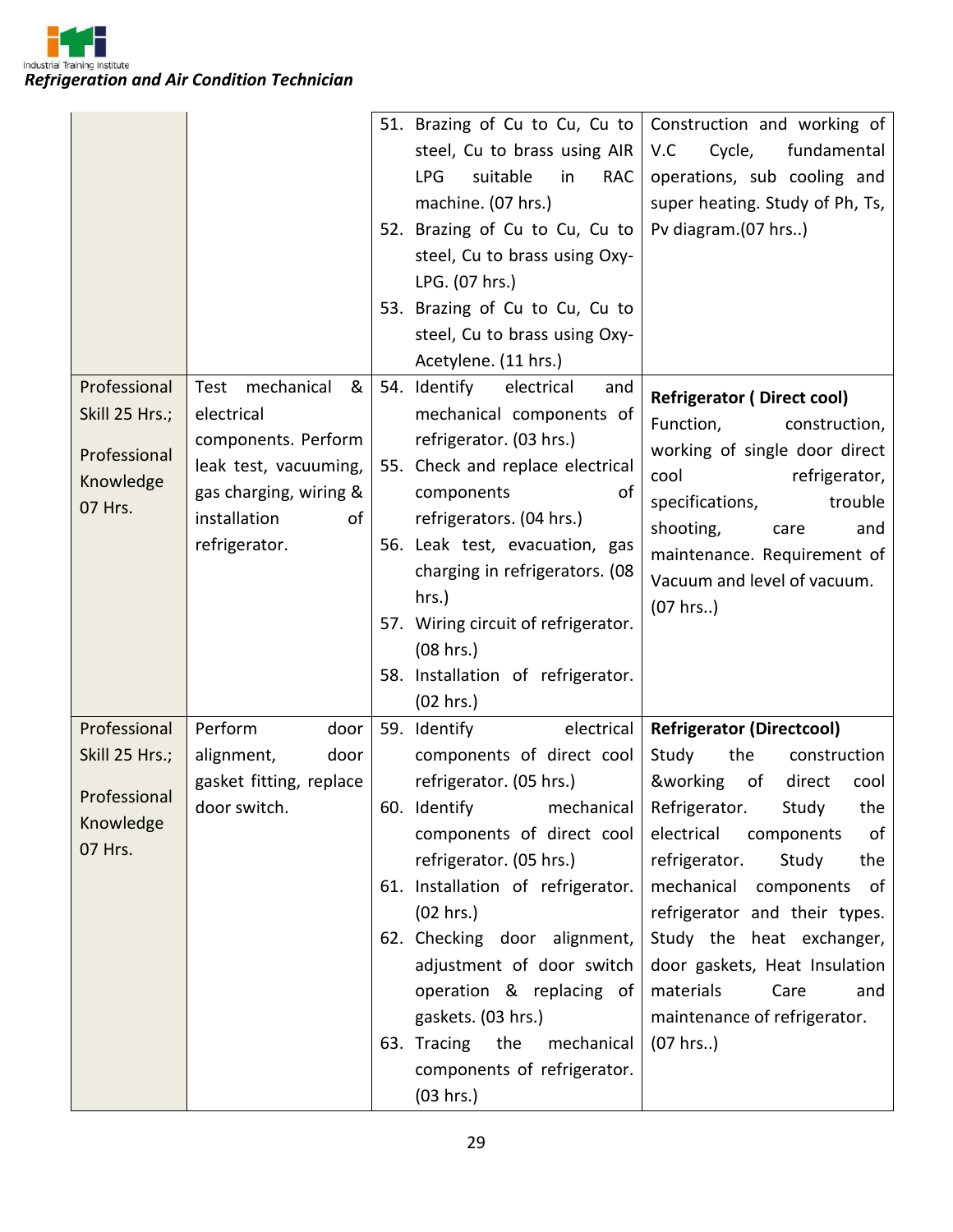| | | | |
|---|---|---|---|
| | | 51. Brazing of Cu to Cu, Cu to steel, Cu to brass using AIR LPG suitable in RAC machine. (07 hrs.)<br>52. Brazing of Cu to Cu, Cu to steel, Cu to brass using Oxy-LPG. (07 hrs.)<br>53. Brazing of Cu to Cu, Cu to steel, Cu to brass using Oxy-Acetylene. (11 hrs.) | Construction and working of V.C Cycle, fundamental operations, sub cooling and super heating. Study of Ph, Ts, Pv diagram.(07 hrs..) |
| Professional Skill 25 Hrs.;<br><br>Professional Knowledge 07 Hrs. | Test mechanical & electrical components. Perform leak test, vacuuming, gas charging, wiring & installation of refrigerator. | 54. Identify electrical and mechanical components of refrigerator. (03 hrs.)<br>55. Check and replace electrical components of refrigerators. (04 hrs.)<br>56. Leak test, evacuation, gas charging in refrigerators. (08 hrs.)<br>57. Wiring circuit of refrigerator. (08 hrs.)<br>58. Installation of refrigerator. (02 hrs.) | **Refrigerator ( Direct cool)**<br>Function, construction, working of single door direct cool refrigerator, specifications, trouble shooting, care and maintenance. Requirement of Vacuum and level of vacuum. (07 hrs..) |
| Professional Skill 25 Hrs.;<br><br>Professional Knowledge 07 Hrs. | Perform door alignment, door gasket fitting, replace door switch. | 59. Identify electrical components of direct cool refrigerator. (05 hrs.)<br>60. Identify mechanical components of direct cool refrigerator. (05 hrs.)<br>61. Installation of refrigerator. (02 hrs.)<br>62. Checking door alignment, adjustment of door switch operation & replacing of gaskets. (03 hrs.)<br>63. Tracing the mechanical components of refrigerator. (03 hrs.) | **Refrigerator (Directcool)**<br>Study the construction &working of direct cool Refrigerator. Study the electrical components of refrigerator. Study the mechanical components of refrigerator and their types. Study the heat exchanger, door gaskets, Heat Insulation materials Care and maintenance of refrigerator. (07 hrs..) |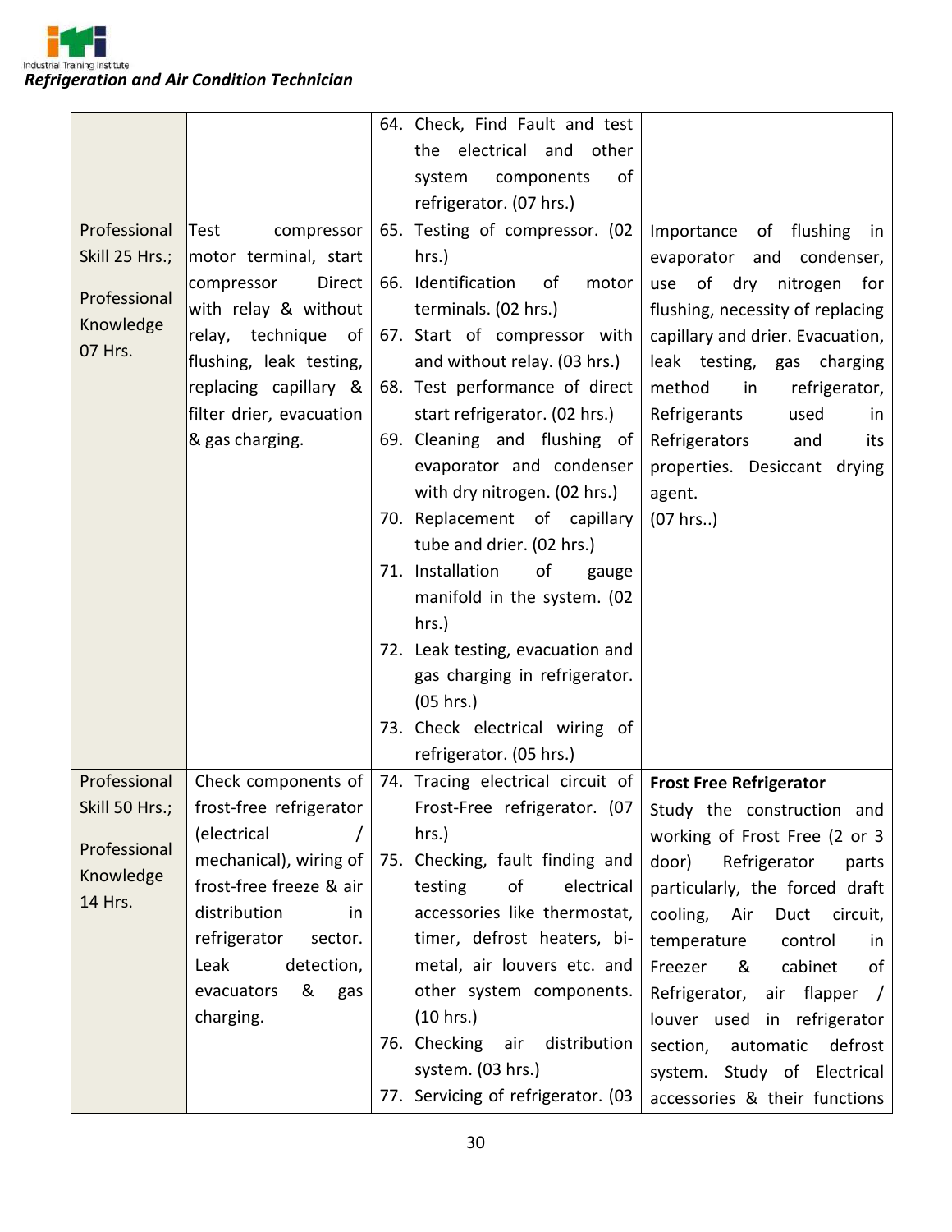| | | | |
|---|---|---|---|
| | | 64. Check, Find Fault and test the electrical and other system components of refrigerator. (07 hrs.) | |
| Professional Skill 25 Hrs.; Professional Knowledge 07 Hrs. | Test compressor motor terminal, start compressor Direct with relay & without relay, technique of flushing, leak testing, replacing capillary & filter drier, evacuation & gas charging. | 65. Testing of compressor. (02 hrs.)<br>66. Identification of motor terminals. (02 hrs.)<br>67. Start of compressor with and without relay. (03 hrs.)<br>68. Test performance of direct start refrigerator. (02 hrs.)<br>69. Cleaning and flushing of evaporator and condenser with dry nitrogen. (02 hrs.)<br>70. Replacement of capillary tube and drier. (02 hrs.)<br>71. Installation of gauge manifold in the system. (02 hrs.)<br>72. Leak testing, evacuation and gas charging in refrigerator. (05 hrs.)<br>73. Check electrical wiring of refrigerator. (05 hrs.) | Importance of flushing in evaporator and condenser, use of dry nitrogen for flushing, necessity of replacing capillary and drier. Evacuation, leak testing, gas charging method in refrigerator, Refrigerants used in Refrigerators and its properties. Desiccant drying agent.<br>(07 hrs..) |
| Professional Skill 50 Hrs.; Professional Knowledge 14 Hrs. | Check components of frost-free refrigerator (electrical / mechanical), wiring of frost-free freeze & air distribution in refrigerator sector. Leak detection, evacuators & gas charging. | 74. Tracing electrical circuit of Frost-Free refrigerator. (07 hrs.)<br>75. Checking, fault finding and testing of electrical accessories like thermostat, timer, defrost heaters, bi-metal, air louvers etc. and other system components. (10 hrs.)<br>76. Checking air distribution system. (03 hrs.)<br>77. Servicing of refrigerator. (03 | **Frost Free Refrigerator**<br>Study the construction and working of Frost Free (2 or 3 door) Refrigerator parts particularly, the forced draft cooling, Air Duct circuit, temperature control in Freezer & cabinet of Refrigerator, air flapper / louver used in refrigerator section, automatic defrost system. Study of Electrical accessories & their functions |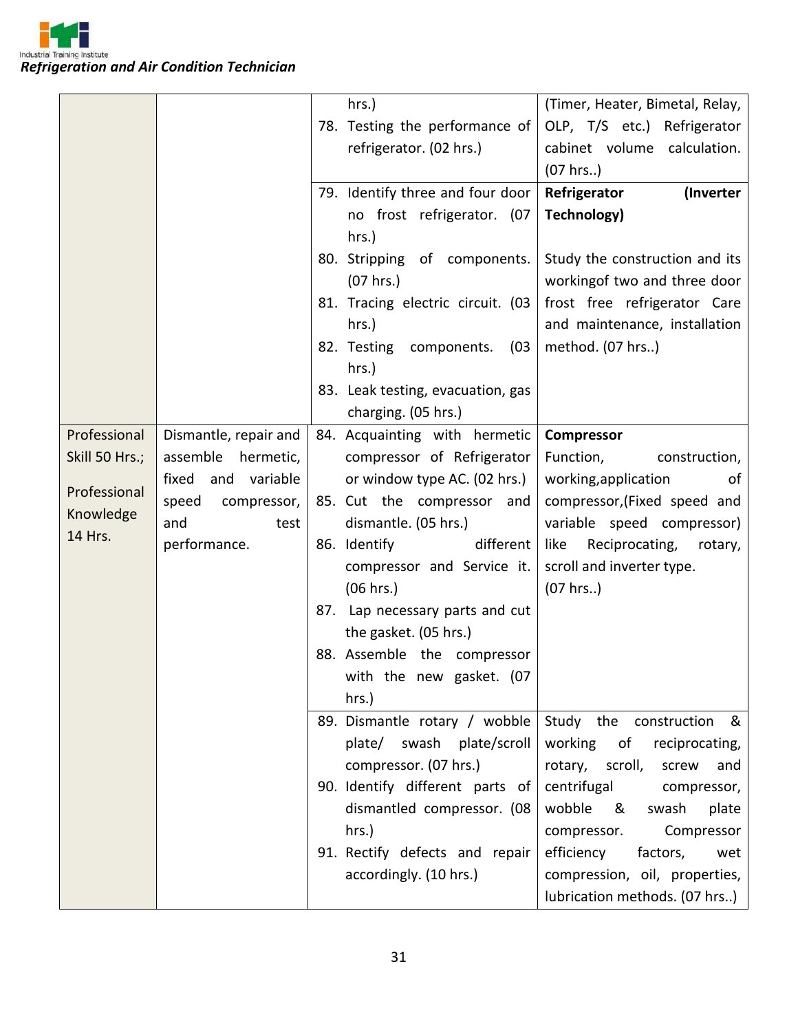| | | | |
|---|---|---|---|
| | | hrs.)<br>78. Testing the performance of refrigerator. (02 hrs.) | (Timer, Heater, Bimetal, Relay, OLP, T/S etc.) Refrigerator cabinet volume calculation. (07 hrs..) |
| | | 79. Identify three and four door no frost refrigerator. (07 hrs.)<br>80. Stripping of components. (07 hrs.)<br>81. Tracing electric circuit. (03 hrs.)<br>82. Testing components. (03 hrs.)<br>83. Leak testing, evacuation, gas charging. (05 hrs.) | **Refrigerator (Inverter Technology)**<br><br>Study the construction and its workingof two and three door frost free refrigerator Care and maintenance, installation method. (07 hrs..) |
| Professional Skill 50 Hrs.;<br><br>Professional Knowledge 14 Hrs. | Dismantle, repair and assemble hermetic, fixed and variable speed compressor, and test performance. | 84. Acquainting with hermetic compressor of Refrigerator or window type AC. (02 hrs.)<br>85. Cut the compressor and dismantle. (05 hrs.)<br>86. Identify different compressor and Service it. (06 hrs.)<br>87. Lap necessary parts and cut the gasket. (05 hrs.)<br>88. Assemble the compressor with the new gasket. (07 hrs.) | **Compressor**<br>Function, construction, working,application of compressor,(Fixed speed and variable speed compressor) like Reciprocating, rotary, scroll and inverter type.<br>(07 hrs..) |
| | | 89. Dismantle rotary / wobble plate/ swash plate/scroll compressor. (07 hrs.)<br>90. Identify different parts of dismantled compressor. (08 hrs.)<br>91. Rectify defects and repair accordingly. (10 hrs.) | Study the construction & working of reciprocating, rotary, scroll, screw and centrifugal compressor, wobble & swash plate compressor. Compressor efficiency factors, wet compression, oil, properties, lubrication methods. (07 hrs..) |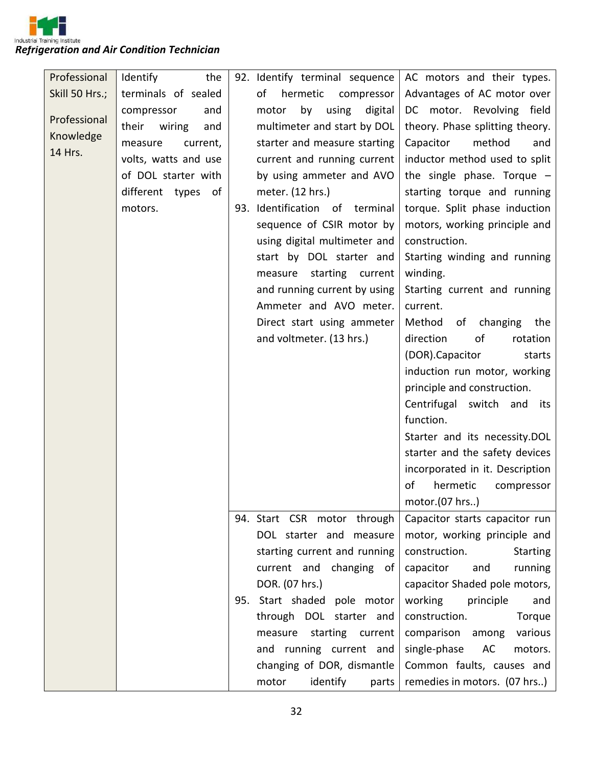| Professional Skill 50 Hrs.; Professional Knowledge 14 Hrs. | Identify the terminals of sealed compressor and their wiring and measure current, volts, watts and use of DOL starter with different types of motors. | 92. Identify terminal sequence of hermetic compressor motor by using digital multimeter and start by DOL starter and measure starting current and running current by using ammeter and AVO meter. (12 hrs.)<br>93. Identification of terminal sequence of CSIR motor by using digital multimeter and start by DOL starter and measure starting current and running current by using Ammeter and AVO meter. Direct start using ammeter and voltmeter. (13 hrs.) | AC motors and their types. Advantages of AC motor over DC motor. Revolving field theory. Phase splitting theory. Capacitor method and inductor method used to split the single phase. Torque – starting torque and running torque. Split phase induction motors, working principle and construction.<br>Starting winding and running winding.<br>Starting current and running current.<br>Method of changing the direction of rotation (DOR).Capacitor starts induction run motor, working principle and construction.<br>Centrifugal switch and its function.<br>Starter and its necessity.DOL starter and the safety devices incorporated in it. Description of hermetic compressor motor.(07 hrs..) |
|---|---|---|---|
| | | 94. Start CSR motor through DOL starter and measure starting current and running current and changing of DOR. (07 hrs.)<br>95. Start shaded pole motor through DOL starter and measure starting current and running current and changing of DOR, dismantle motor identify parts | Capacitor starts capacitor run motor, working principle and construction. Starting capacitor and running capacitor Shaded pole motors, working principle and construction. Torque comparison among various single-phase AC motors. Common faults, causes and remedies in motors. (07 hrs..) |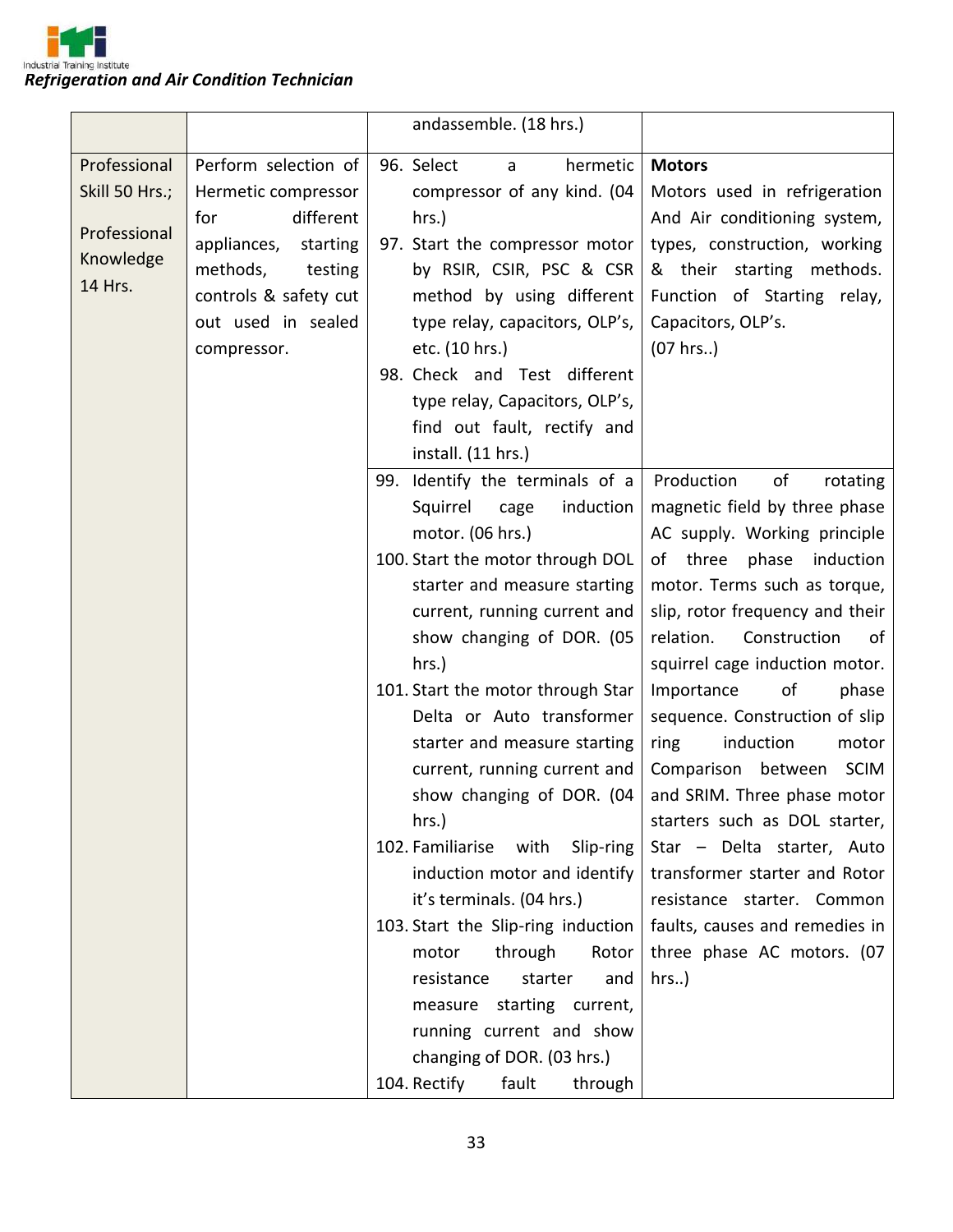| | | | |
|---|---|---|---|
| | | andassemble. (18 hrs.) | |
| Professional Skill 50 Hrs.; Professional Knowledge 14 Hrs. | Perform selection of Hermetic compressor for different appliances, starting methods, testing controls & safety cut out used in sealed compressor. | 96. Select a hermetic compressor of any kind. (04 hrs.) 97. Start the compressor motor by RSIR, CSIR, PSC & CSR method by using different type relay, capacitors, OLP's, etc. (10 hrs.) 98. Check and Test different type relay, Capacitors, OLP's, find out fault, rectify and install. (11 hrs.) | **Motors** Motors used in refrigeration And Air conditioning system, types, construction, working & their starting methods. Function of Starting relay, Capacitors, OLP's. (07 hrs..) |
| | | 99. Identify the terminals of a Squirrel cage induction motor. (06 hrs.) 100. Start the motor through DOL starter and measure starting current, running current and show changing of DOR. (05 hrs.) 101. Start the motor through Star Delta or Auto transformer starter and measure starting current, running current and show changing of DOR. (04 hrs.) 102. Familiarise with Slip-ring induction motor and identify it's terminals. (04 hrs.) 103. Start the Slip-ring induction motor through Rotor resistance starter and measure starting current, running current and show changing of DOR. (03 hrs.) 104. Rectify fault through | Production of rotating magnetic field by three phase AC supply. Working principle of three phase induction motor. Terms such as torque, slip, rotor frequency and their relation. Construction of squirrel cage induction motor. Importance of phase sequence. Construction of slip ring induction motor Comparison between SCIM and SRIM. Three phase motor starters such as DOL starter, Star – Delta starter, Auto transformer starter and Rotor resistance starter. Common faults, causes and remedies in three phase AC motors. (07 hrs..) |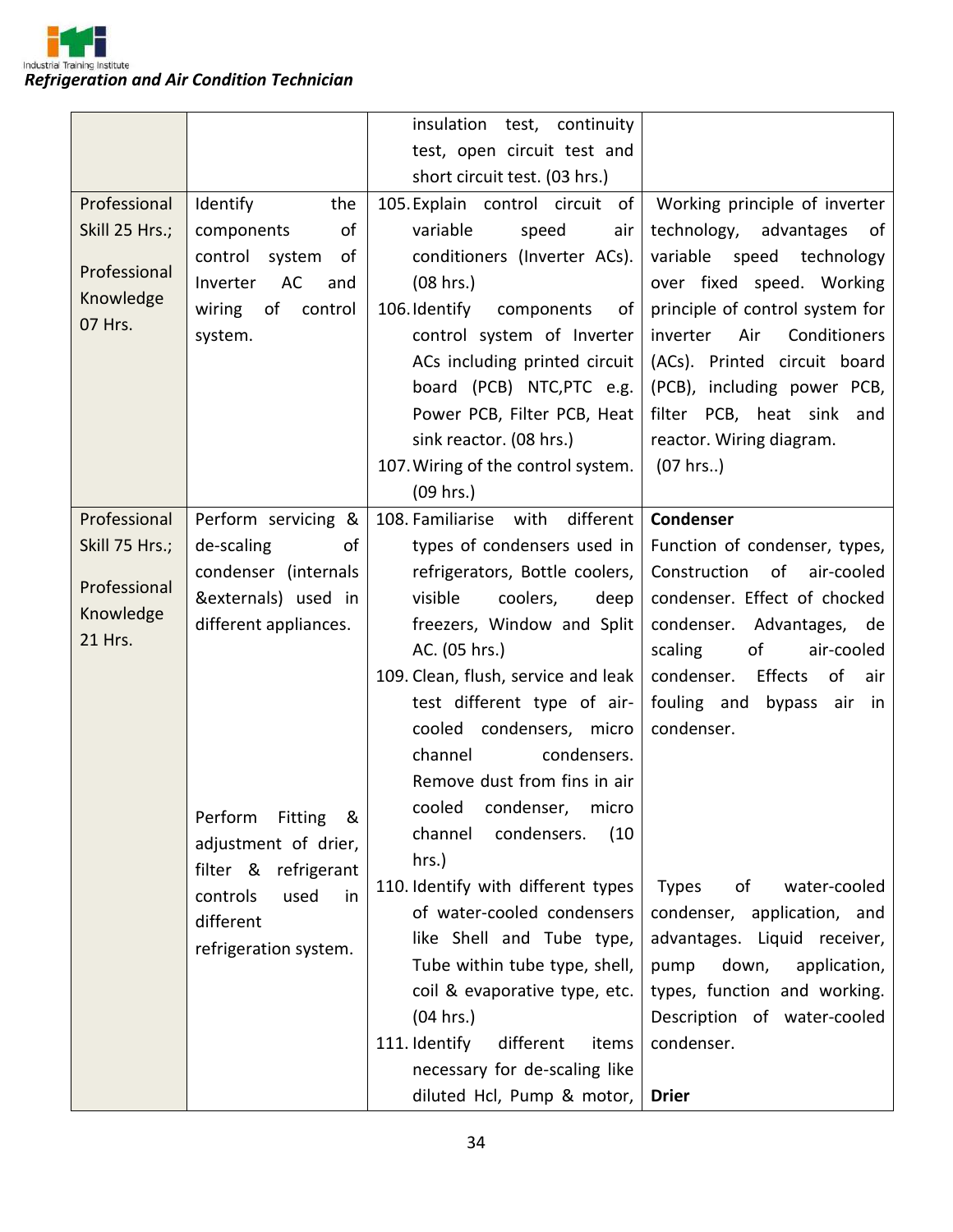| | | | |
|---|---|---|---|
| | | insulation test, continuity test, open circuit test and short circuit test. (03 hrs.) | |
| Professional Skill 25 Hrs.; Professional Knowledge 07 Hrs. | Identify the components of control system of Inverter AC and wiring of control system. | 105. Explain control circuit of variable speed air conditioners (Inverter ACs). (08 hrs.)<br>106. Identify components of control system of Inverter ACs including printed circuit board (PCB) NTC,PTC e.g. Power PCB, Filter PCB, Heat sink reactor. (08 hrs.)<br>107. Wiring of the control system. (09 hrs.) | Working principle of inverter technology, advantages of variable speed technology over fixed speed. Working principle of control system for inverter Air Conditioners (ACs). Printed circuit board (PCB), including power PCB, filter PCB, heat sink and reactor. Wiring diagram. (07 hrs..) |
| Professional Skill 75 Hrs.; Professional Knowledge 21 Hrs. | Perform servicing & de-scaling of condenser (internals &externals) used in different appliances.<br><br>Perform Fitting & adjustment of drier, filter & refrigerant controls used in different refrigeration system. | 108. Familiarise with different types of condensers used in refrigerators, Bottle coolers, visible coolers, deep freezers, Window and Split AC. (05 hrs.)<br>109. Clean, flush, service and leak test different type of air-cooled condensers, micro channel condensers. Remove dust from fins in air cooled condenser, micro channel condensers. (10 hrs.)<br>110. Identify with different types of water-cooled condensers like Shell and Tube type, Tube within tube type, shell, coil & evaporative type, etc. (04 hrs.)<br>111. Identify different items necessary for de-scaling like diluted Hcl, Pump & motor, | **Condenser**<br>Function of condenser, types, Construction of air-cooled condenser. Effect of chocked condenser. Advantages, de scaling of air-cooled condenser. Effects of air fouling and bypass air in condenser.<br><br>Types of water-cooled condenser, application, and advantages. Liquid receiver, pump down, application, types, function and working. Description of water-cooled condenser.<br><br>**Drier** |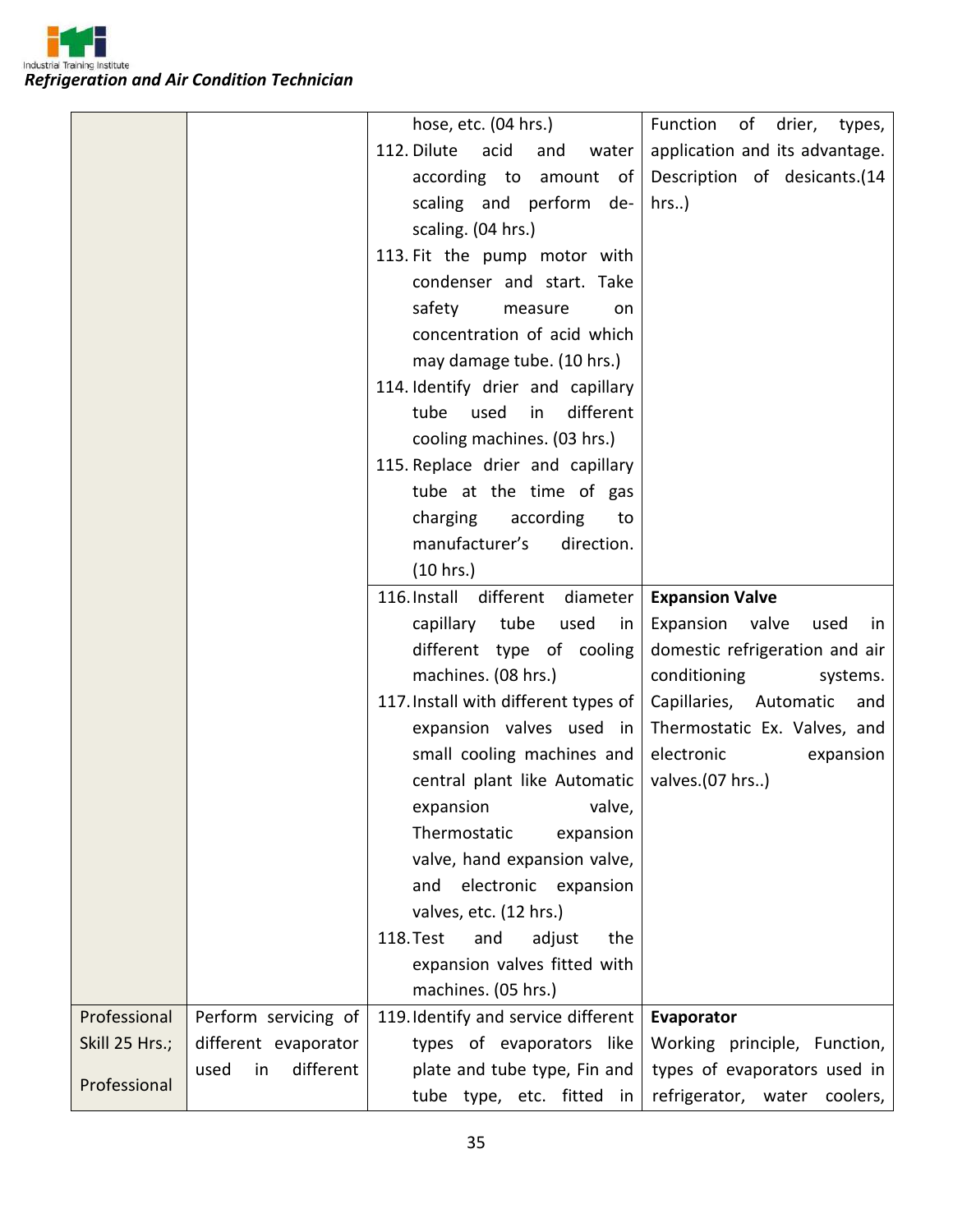| | | | |
|---|---|---|---|
| | | hose, etc. (04 hrs.)<br>112. Dilute acid and water according to amount of scaling and perform de-scaling. (04 hrs.)<br>113. Fit the pump motor with condenser and start. Take safety measure on concentration of acid which may damage tube. (10 hrs.)<br>114. Identify drier and capillary tube used in different cooling machines. (03 hrs.)<br>115. Replace drier and capillary tube at the time of gas charging according to manufacturer's direction. (10 hrs.) | Function of drier, types, application and its advantage. Description of desicants.(14 hrs..) |
| | | 116. Install different diameter capillary tube used in different type of cooling machines. (08 hrs.)<br>117. Install with different types of expansion valves used in small cooling machines and central plant like Automatic expansion valve, Thermostatic expansion valve, hand expansion valve, and electronic expansion valves, etc. (12 hrs.)<br>118. Test and adjust the expansion valves fitted with machines. (05 hrs.) | **Expansion Valve**<br>Expansion valve used in domestic refrigeration and air conditioning systems. Capillaries, Automatic and Thermostatic Ex. Valves, and electronic expansion valves.(07 hrs..) |
| Professional Skill 25 Hrs.;<br><br>Professional | Perform servicing of different evaporator used in different | 119. Identify and service different types of evaporators like plate and tube type, Fin and tube type, etc. fitted in | **Evaporator**<br>Working principle, Function, types of evaporators used in refrigerator, water coolers, |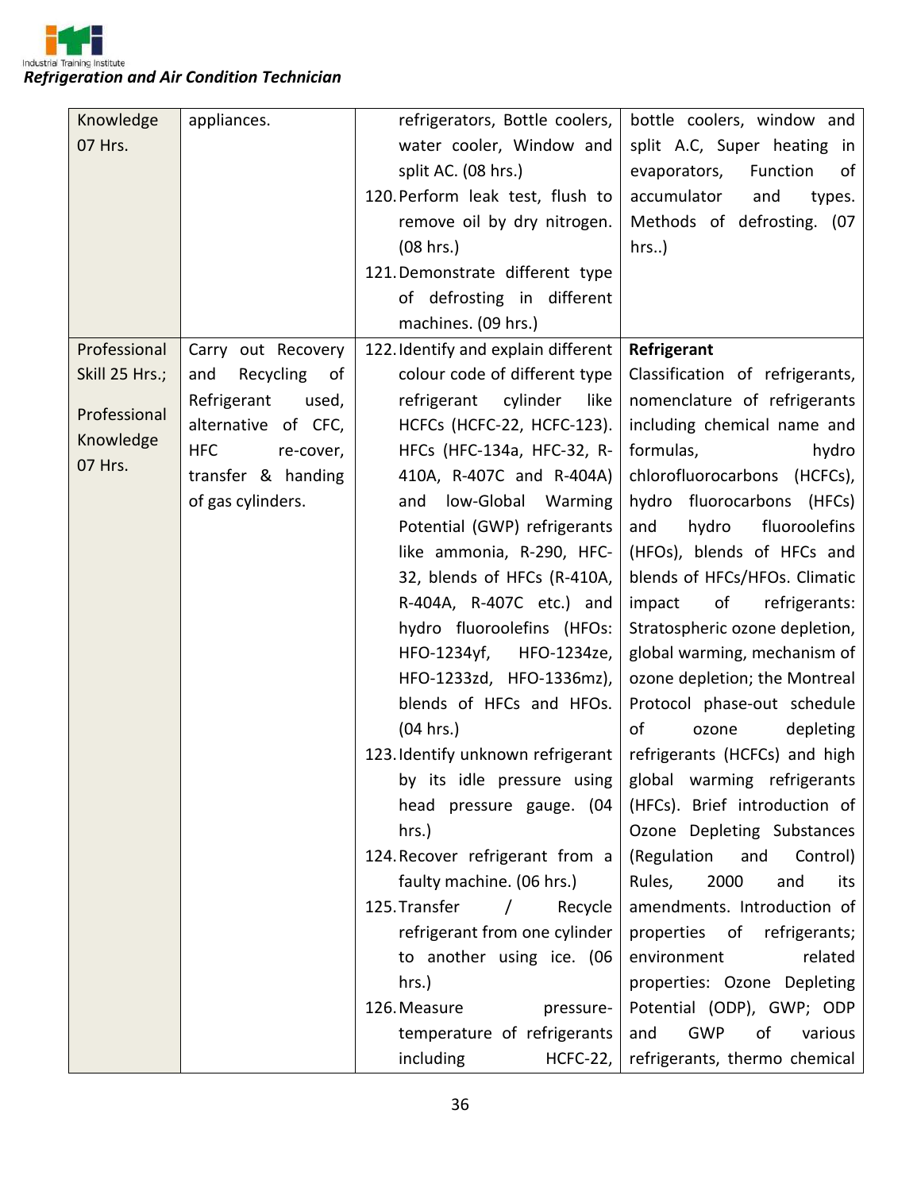| | | | |
|---|---|---|---|
| Knowledge 07 Hrs. | appliances. | refrigerators, Bottle coolers, water cooler, Window and split AC. (08 hrs.)<br>120. Perform leak test, flush to remove oil by dry nitrogen. (08 hrs.)<br>121. Demonstrate different type of defrosting in different machines. (09 hrs.) | bottle coolers, window and split A.C, Super heating in evaporators, Function of accumulator and types. Methods of defrosting. (07 hrs..) |
| Professional Skill 25 Hrs.;<br><br>Professional Knowledge 07 Hrs. | Carry out Recovery and Recycling of Refrigerant used, alternative of CFC, HFC re-cover, transfer & handing of gas cylinders. | 122. Identify and explain different colour code of different type refrigerant cylinder like HCFCs (HCFC-22, HCFC-123). HFCs (HFC-134a, HFC-32, R-410A, R-407C and R-404A) and low-Global Warming Potential (GWP) refrigerants like ammonia, R-290, HFC-32, blends of HFCs (R-410A, R-404A, R-407C etc.) and hydro fluoroolefins (HFOs: HFO-1234yf, HFO-1234ze, HFO-1233zd, HFO-1336mz), blends of HFCs and HFOs. (04 hrs.)<br>123. Identify unknown refrigerant by its idle pressure using head pressure gauge. (04 hrs.)<br>124. Recover refrigerant from a faulty machine. (06 hrs.)<br>125. Transfer / Recycle refrigerant from one cylinder to another using ice. (06 hrs.)<br>126. Measure pressure-temperature of refrigerants including HCFC-22, | **Refrigerant**<br>Classification of refrigerants, nomenclature of refrigerants including chemical name and formulas, hydro chlorofluorocarbons (HCFCs), hydro fluorocarbons (HFCs) and hydro fluoroolefins (HFOs), blends of HFCs and blends of HFCs/HFOs. Climatic impact of refrigerants: Stratospheric ozone depletion, global warming, mechanism of ozone depletion; the Montreal Protocol phase-out schedule of ozone depleting refrigerants (HCFCs) and high global warming refrigerants (HFCs). Brief introduction of Ozone Depleting Substances (Regulation and Control) Rules, 2000 and its amendments. Introduction of properties of refrigerants; environment related properties: Ozone Depleting Potential (ODP), GWP; ODP and GWP of various refrigerants, thermo chemical |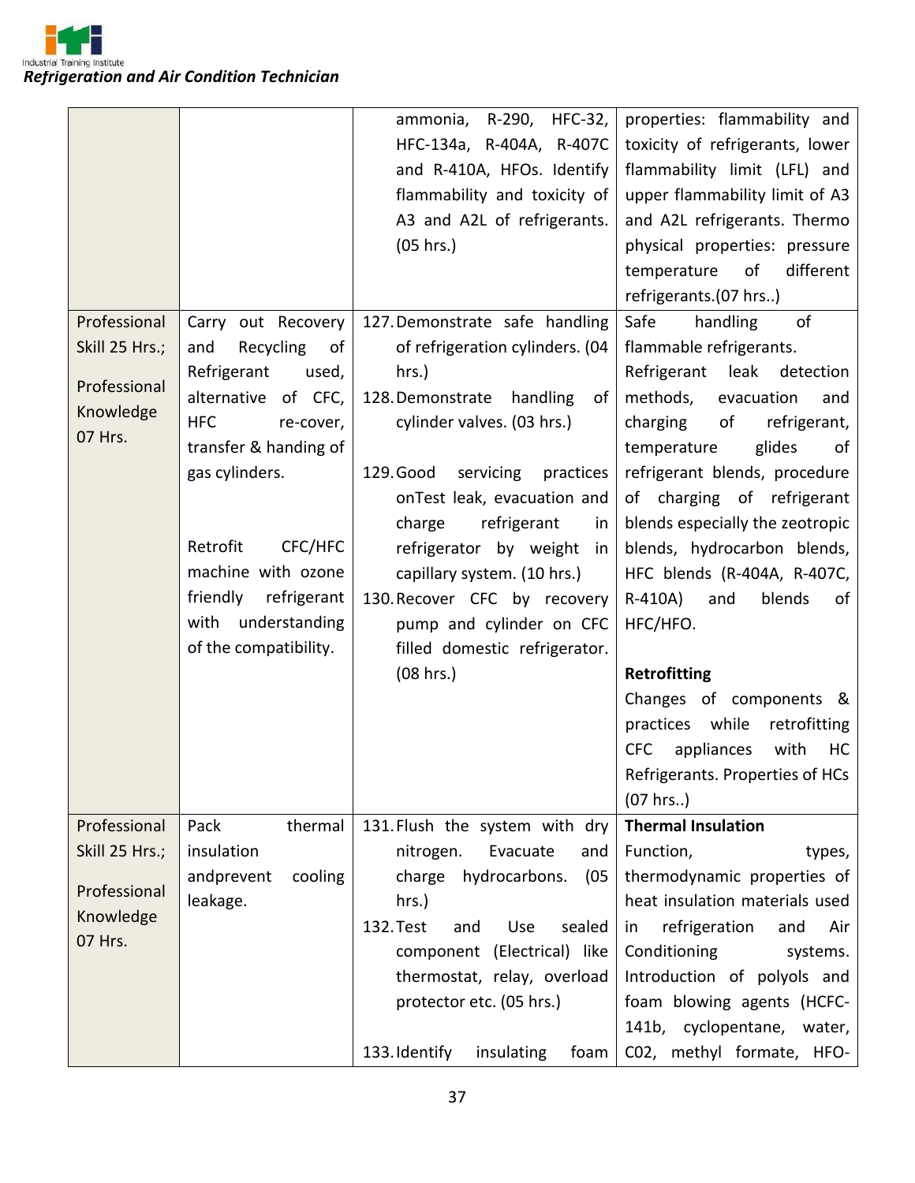| | | | |
|---|---|---|---|
| | | ammonia, R-290, HFC-32, HFC-134a, R-404A, R-407C and R-410A, HFOs. Identify flammability and toxicity of A3 and A2L of refrigerants. (05 hrs.) | properties: flammability and toxicity of refrigerants, lower flammability limit (LFL) and upper flammability limit of A3 and A2L refrigerants. Thermo physical properties: pressure temperature of different refrigerants.(07 hrs..) |
| Professional Skill 25 Hrs.;<br><br>Professional Knowledge 07 Hrs. | Carry out Recovery and Recycling of Refrigerant used, alternative of CFC, HFC re-cover, transfer & handing of gas cylinders.<br><br>Retrofit CFC/HFC machine with ozone friendly refrigerant with understanding of the compatibility. | 127. Demonstrate safe handling of refrigeration cylinders. (04 hrs.)<br>128. Demonstrate handling of cylinder valves. (03 hrs.)<br><br>129. Good servicing practices onTest leak, evacuation and charge refrigerant in refrigerator by weight in capillary system. (10 hrs.)<br>130. Recover CFC by recovery pump and cylinder on CFC filled domestic refrigerator. (08 hrs.) | Safe handling of flammable refrigerants.<br>Refrigerant leak detection methods, evacuation and charging of refrigerant, temperature glides of refrigerant blends, procedure of charging of refrigerant blends especially the zeotropic blends, hydrocarbon blends, HFC blends (R-404A, R-407C, R-410A) and blends of HFC/HFO.<br><br>**Retrofitting**<br>Changes of components & practices while retrofitting CFC appliances with HC Refrigerants. Properties of HCs (07 hrs..) |
| Professional Skill 25 Hrs.;<br><br>Professional Knowledge 07 Hrs. | Pack thermal insulation andprevent cooling leakage. | 131. Flush the system with dry nitrogen. Evacuate and charge hydrocarbons. (05 hrs.)<br>132. Test and Use sealed component (Electrical) like thermostat, relay, overload protector etc. (05 hrs.)<br><br>133. Identify insulating foam | **Thermal Insulation**<br>Function, types, thermodynamic properties of heat insulation materials used in refrigeration and Air Conditioning systems. Introduction of polyols and foam blowing agents (HCFC-141b, cyclopentane, water, C02, methyl formate, HFO- |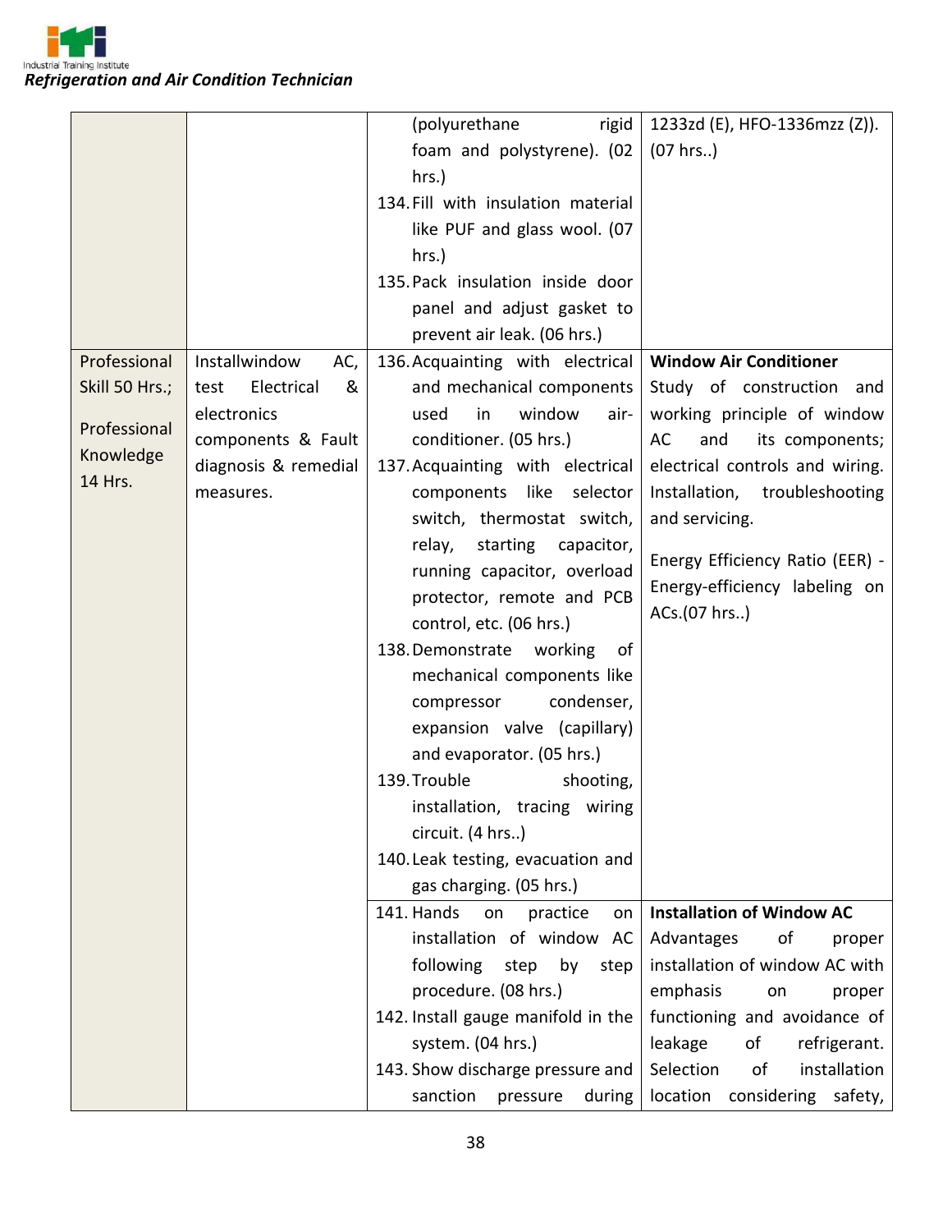| | | | |
|---|---|---|---|
| | | (polyurethane rigid foam and polystyrene). (02 hrs.)<br>134. Fill with insulation material like PUF and glass wool. (07 hrs.)<br>135. Pack insulation inside door panel and adjust gasket to prevent air leak. (06 hrs.) | 1233zd (E), HFO-1336mzz (Z)). (07 hrs..) |
| Professional Skill 50 Hrs.;<br><br>Professional Knowledge 14 Hrs. | Installwindow AC, test Electrical & electronics components & Fault diagnosis & remedial measures. | 136. Acquainting with electrical and mechanical components used in window air-conditioner. (05 hrs.)<br>137. Acquainting with electrical components like selector switch, thermostat switch, relay, starting capacitor, running capacitor, overload protector, remote and PCB control, etc. (06 hrs.)<br>138. Demonstrate working of mechanical components like compressor condenser, expansion valve (capillary) and evaporator. (05 hrs.)<br>139. Trouble shooting, installation, tracing wiring circuit. (4 hrs..)<br>140. Leak testing, evacuation and gas charging. (05 hrs.) | **Window Air Conditioner**<br>Study of construction and working principle of window AC and its components; electrical controls and wiring. Installation, troubleshooting and servicing.<br><br>Energy Efficiency Ratio (EER) - Energy-efficiency labeling on ACs.(07 hrs..) |
| | | 141. Hands on practice on installation of window AC following step by step procedure. (08 hrs.)<br>142. Install gauge manifold in the system. (04 hrs.)<br>143. Show discharge pressure and sanction pressure during | **Installation of Window AC**<br>Advantages of proper installation of window AC with emphasis on proper functioning and avoidance of leakage of refrigerant. Selection of installation location considering safety, |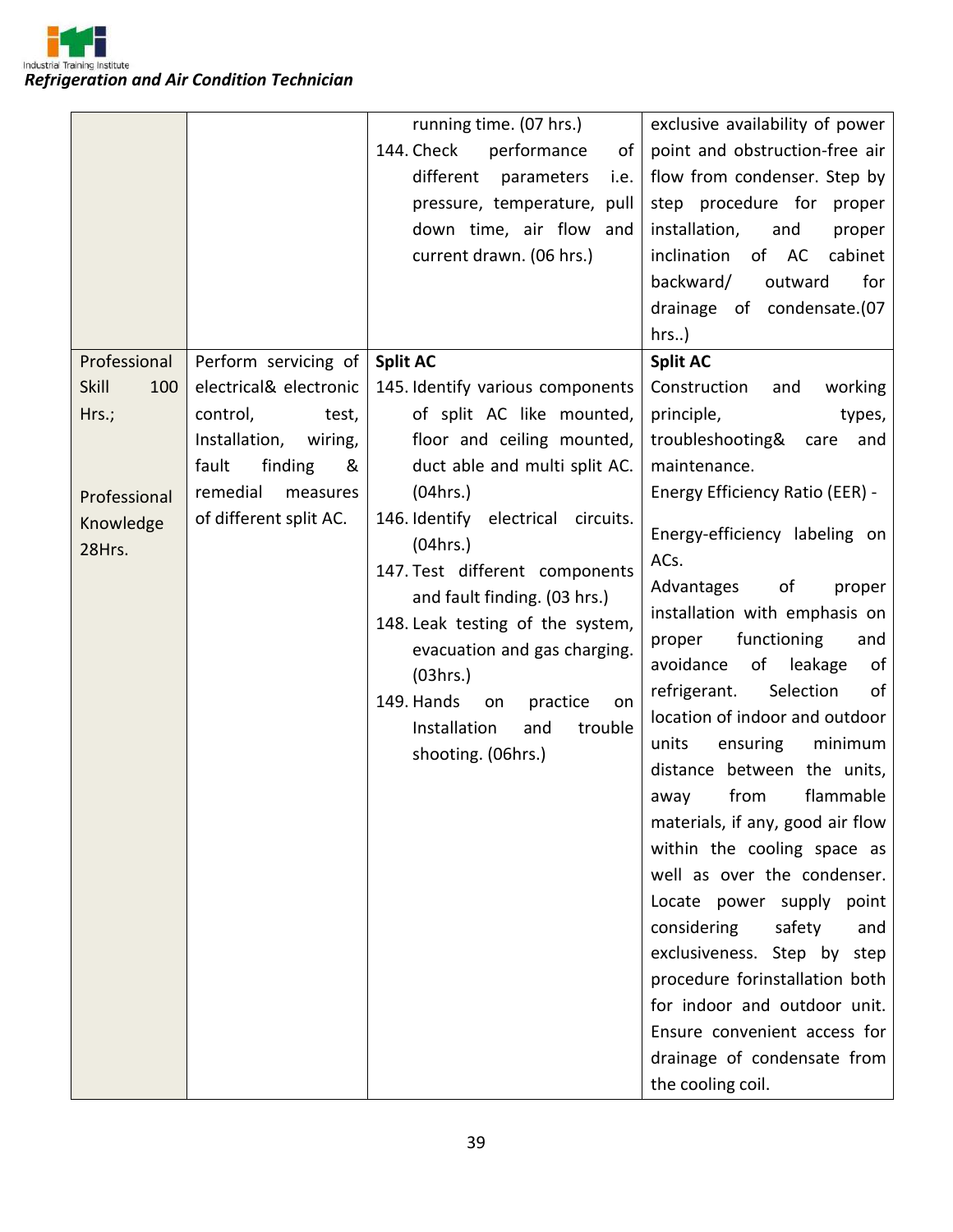| | | | |
|---|---|---|---|
| | | running time. (07 hrs.)<br>144. Check performance of different parameters i.e. pressure, temperature, pull down time, air flow and current drawn. (06 hrs.) | exclusive availability of power point and obstruction-free air flow from condenser. Step by step procedure for proper installation, and proper inclination of AC cabinet backward/ outward for drainage of condensate.(07 hrs..) |
| Professional Skill 100 Hrs.;<br><br>Professional Knowledge 28Hrs. | Perform servicing of electrical& electronic control, test, Installation, wiring, fault finding & remedial measures of different split AC. | **Split AC**<br>145. Identify various components of split AC like mounted, floor and ceiling mounted, duct able and multi split AC. (04hrs.)<br>146. Identify electrical circuits. (04hrs.)<br>147. Test different components and fault finding. (03 hrs.)<br>148. Leak testing of the system, evacuation and gas charging. (03hrs.)<br>149. Hands on practice on Installation and trouble shooting. (06hrs.) | **Split AC**<br>Construction and working principle, types, troubleshooting& care and maintenance.<br>Energy Efficiency Ratio (EER) -<br>Energy-efficiency labeling on ACs.<br>Advantages of proper installation with emphasis on proper functioning and avoidance of leakage of refrigerant. Selection of location of indoor and outdoor units ensuring minimum distance between the units, away from flammable materials, if any, good air flow within the cooling space as well as over the condenser. Locate power supply point considering safety and exclusiveness. Step by step procedure forinstallation both for indoor and outdoor unit. Ensure convenient access for drainage of condensate from the cooling coil. |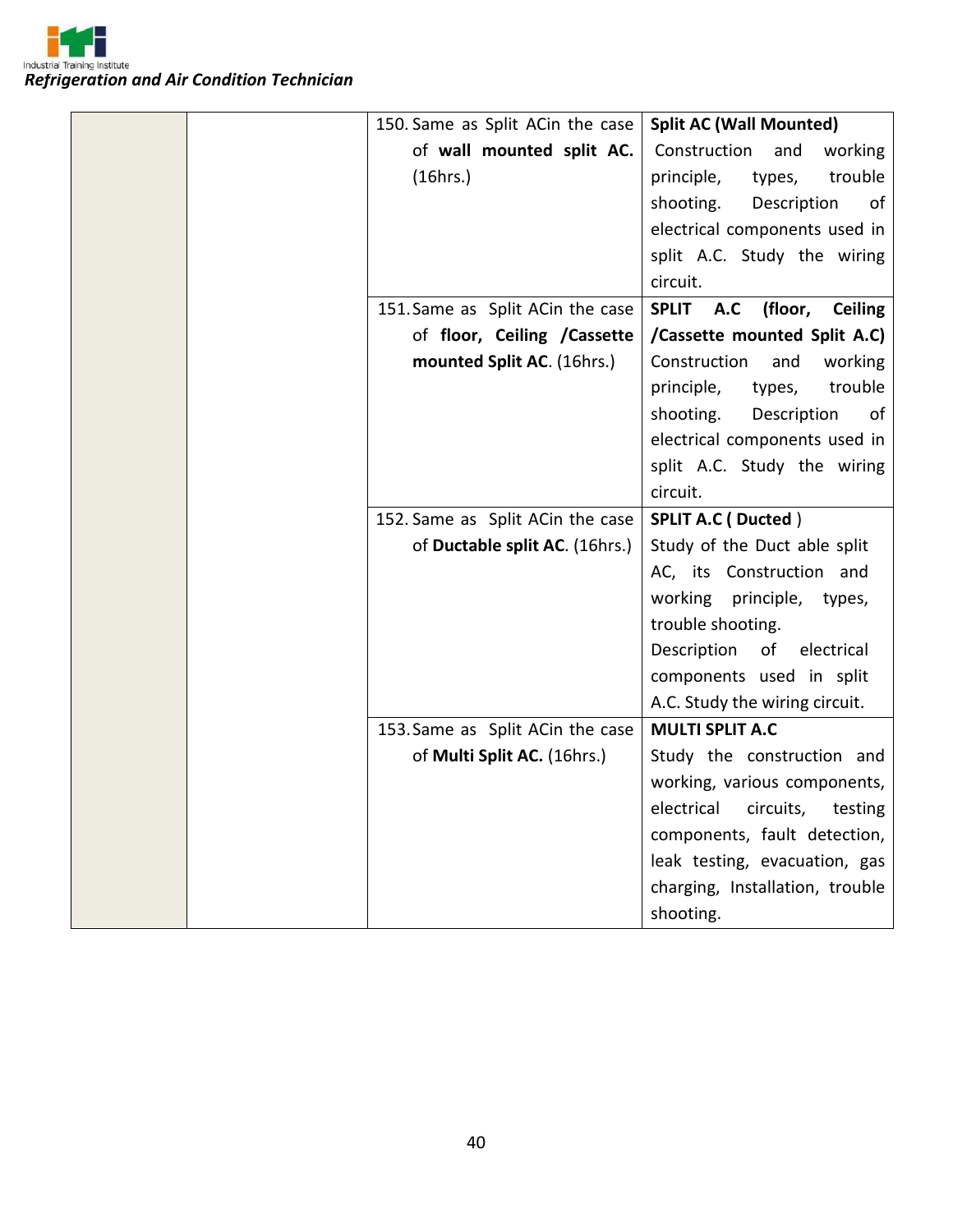| | | | |
|---|---|---|---|
| | | 150. Same as Split ACin the case of **wall mounted split AC.** (16hrs.) | **Split AC (Wall Mounted)** Construction and working principle, types, trouble shooting. Description of electrical components used in split A.C. Study the wiring circuit. |
| | | 151. Same as Split ACin the case of **floor, Ceiling /Cassette mounted Split AC**. (16hrs.) | **SPLIT A.C (floor, Ceiling /Cassette mounted Split A.C)** Construction and working principle, types, trouble shooting. Description of electrical components used in split A.C. Study the wiring circuit. |
| | | 152. Same as Split ACin the case of **Ductable split AC**. (16hrs.) | **SPLIT A.C ( Ducted** ) Study of the Duct able split AC, its Construction and working principle, types, trouble shooting. Description of electrical components used in split A.C. Study the wiring circuit. |
| | | 153. Same as Split ACin the case of **Multi Split AC.** (16hrs.) | **MULTI SPLIT A.C** Study the construction and working, various components, electrical circuits, testing components, fault detection, leak testing, evacuation, gas charging, Installation, trouble shooting. |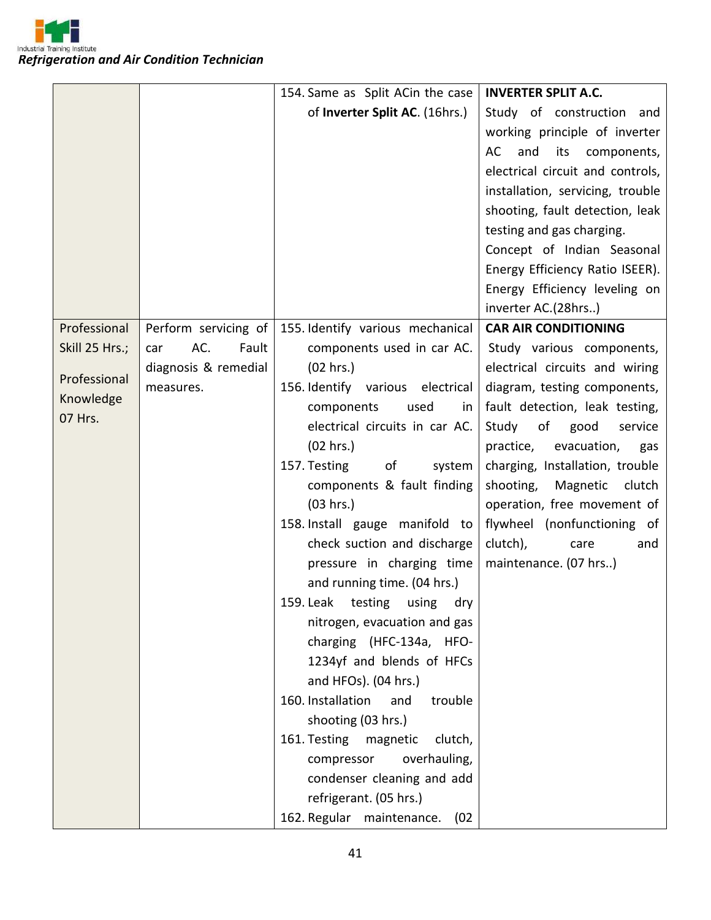| | | 154. Same as Split ACin the case of **Inverter Split AC**. (16hrs.) | **INVERTER SPLIT A.C.**<br>Study of construction and working principle of inverter AC and its components, electrical circuit and controls, installation, servicing, trouble shooting, fault detection, leak testing and gas charging.<br>Concept of Indian Seasonal Energy Efficiency Ratio ISEER).<br>Energy Efficiency leveling on inverter AC.(28hrs..) |
|---|---|---|---|
| Professional Skill 25 Hrs.;<br><br>Professional Knowledge 07 Hrs. | Perform servicing of car AC. Fault diagnosis & remedial measures. | 155. Identify various mechanical components used in car AC. (02 hrs.)<br>156. Identify various electrical components used in electrical circuits in car AC. (02 hrs.)<br>157. Testing of system components & fault finding (03 hrs.)<br>158. Install gauge manifold to check suction and discharge pressure in charging time and running time. (04 hrs.)<br>159. Leak testing using dry nitrogen, evacuation and gas charging (HFC-134a, HFO-1234yf and blends of HFCs and HFOs). (04 hrs.)<br>160. Installation and trouble shooting (03 hrs.)<br>161. Testing magnetic clutch, compressor overhauling, condenser cleaning and add refrigerant. (05 hrs.)<br>162. Regular maintenance. (02 | **CAR AIR CONDITIONING**<br>Study various components, electrical circuits and wiring diagram, testing components, fault detection, leak testing, Study of good service practice, evacuation, gas charging, Installation, trouble shooting, Magnetic clutch operation, free movement of flywheel (nonfunctioning of clutch), care and maintenance. (07 hrs..) |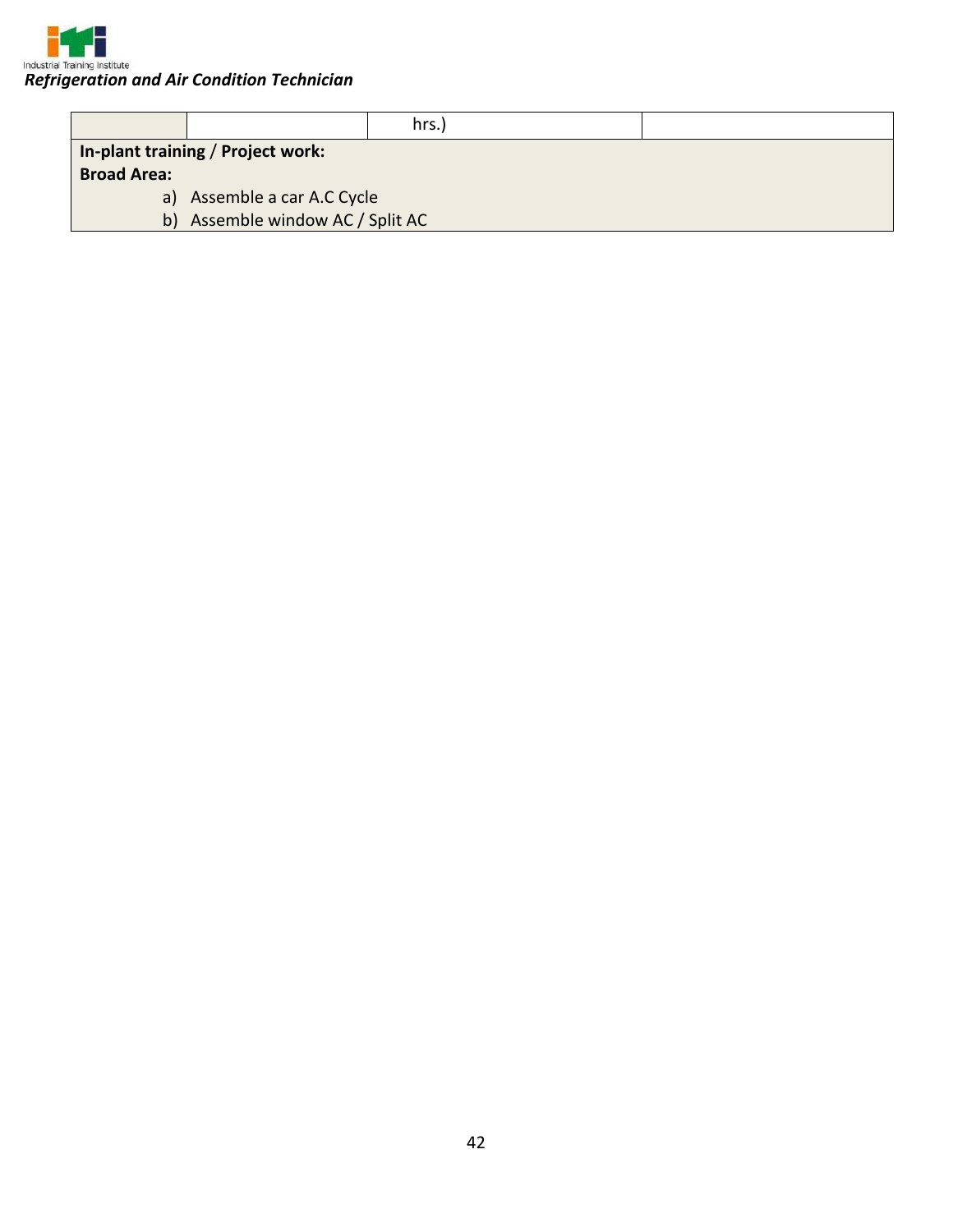|  |  | hrs.) |  |
|---|---|---|---|

**In-plant training / Project work:**

**Broad Area:**

a) Assemble a car A.C Cycle
b) Assemble window AC / Split AC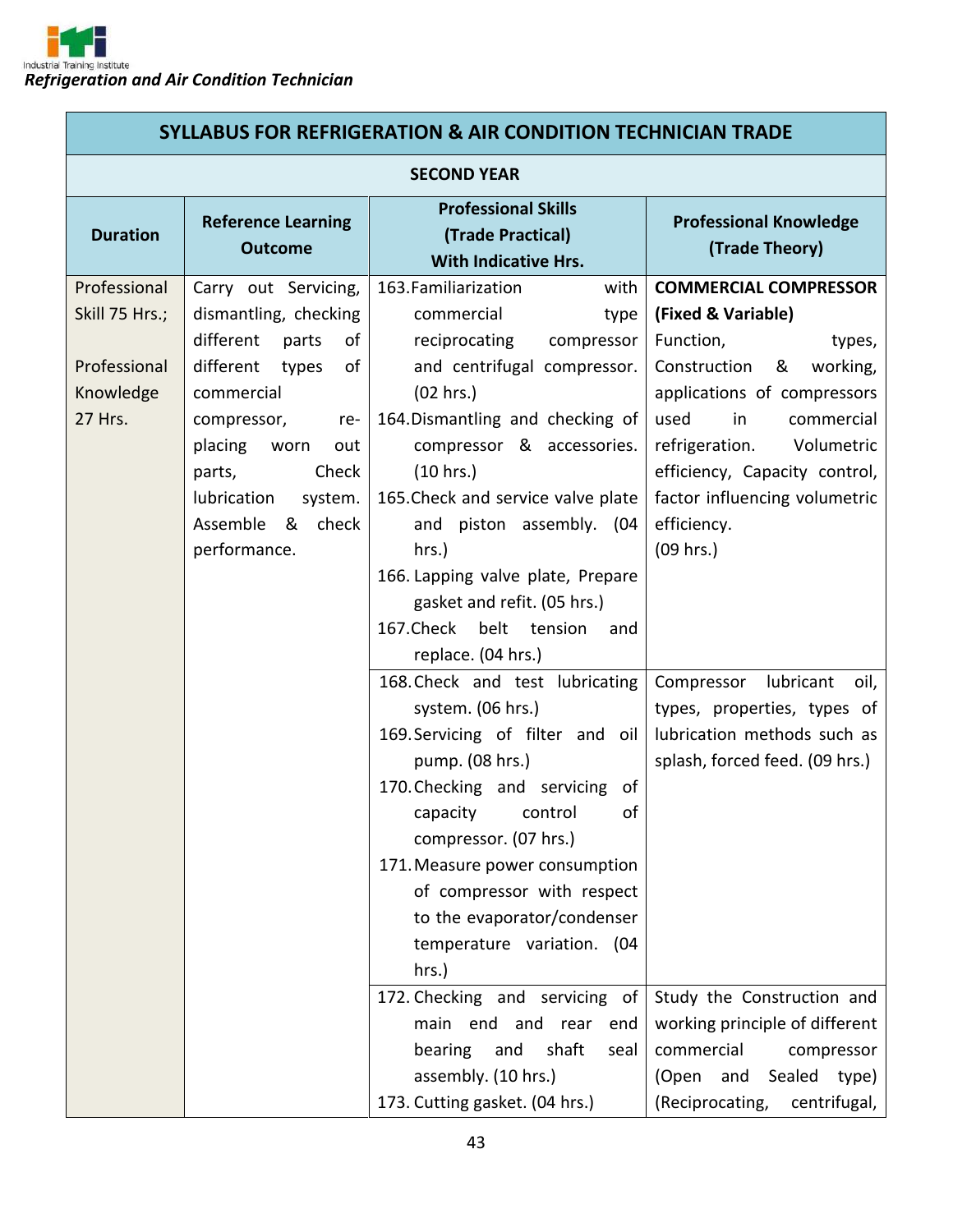| SYLLABUS FOR REFRIGERATION & AIR CONDITION TECHNICIAN TRADE | | | |
|---|---|---|---|
| **SECOND YEAR** | | | |
| **Duration** | **Reference Learning Outcome** | **Professional Skills (Trade Practical) With Indicative Hrs.** | **Professional Knowledge (Trade Theory)** |
| Professional Skill 75 Hrs.;<br><br>Professional Knowledge 27 Hrs. | Carry out Servicing, dismantling, checking different parts of different types of commercial compressor, re-placing worn out parts, Check lubrication system. Assemble & check performance. | 163. Familiarization with commercial type reciprocating compressor and centrifugal compressor. (02 hrs.)<br>164. Dismantling and checking of compressor & accessories. (10 hrs.)<br>165. Check and service valve plate and piston assembly. (04 hrs.)<br>166. Lapping valve plate, Prepare gasket and refit. (05 hrs.)<br>167. Check belt tension and replace. (04 hrs.) | **COMMERCIAL COMPRESSOR (Fixed & Variable)**<br>Function, types, Construction & working, applications of compressors used in commercial refrigeration. Volumetric efficiency, Capacity control, factor influencing volumetric efficiency.<br>(09 hrs.) |
| | | 168. Check and test lubricating system. (06 hrs.)<br>169. Servicing of filter and oil pump. (08 hrs.)<br>170. Checking and servicing of capacity control of compressor. (07 hrs.)<br>171. Measure power consumption of compressor with respect to the evaporator/condenser temperature variation. (04 hrs.) | Compressor lubricant oil, types, properties, types of lubrication methods such as splash, forced feed. (09 hrs.) |
| | | 172. Checking and servicing of main end and rear end bearing and shaft seal assembly. (10 hrs.)<br>173. Cutting gasket. (04 hrs.) | Study the Construction and working principle of different commercial compressor (Open and Sealed type) (Reciprocating, centrifugal, |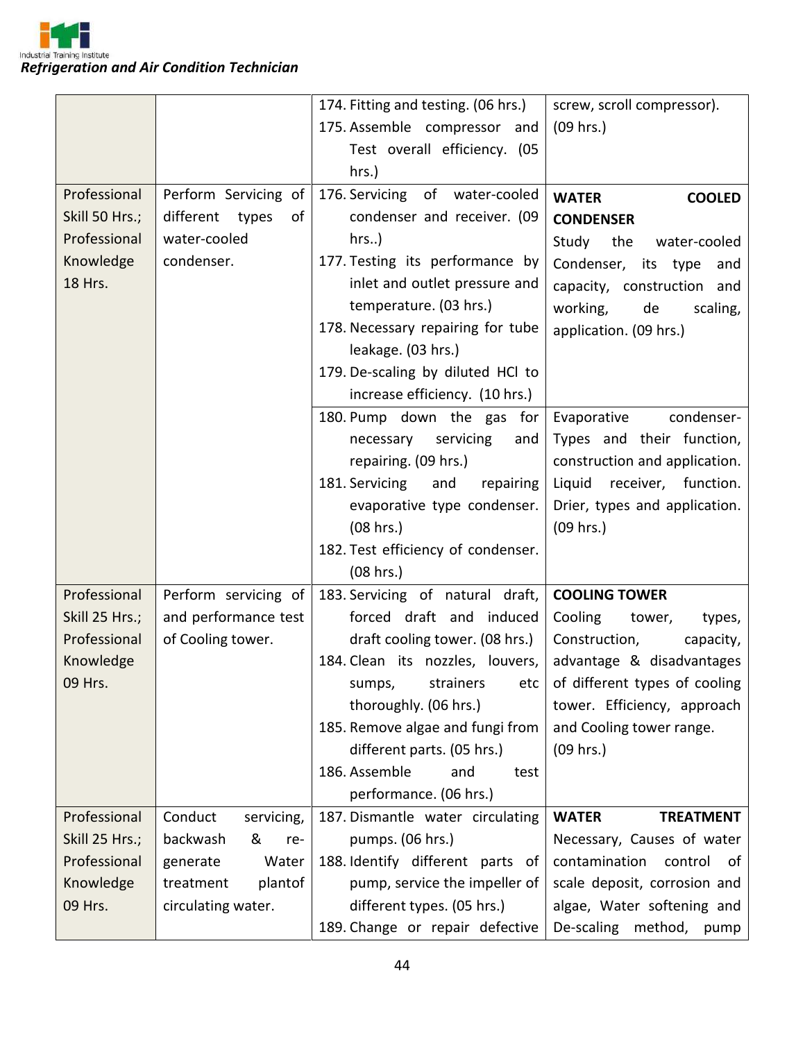| | | | |
|---|---|---|---|
| | | 174. Fitting and testing. (06 hrs.)<br>175. Assemble compressor and Test overall efficiency. (05 hrs.) | screw, scroll compressor). (09 hrs.) |
| Professional Skill 50 Hrs.; Professional Knowledge 18 Hrs. | Perform Servicing of different types of water-cooled condenser. | 176. Servicing of water-cooled condenser and receiver. (09 hrs..)<br>177. Testing its performance by inlet and outlet pressure and temperature. (03 hrs.)<br>178. Necessary repairing for tube leakage. (03 hrs.)<br>179. De-scaling by diluted HCl to increase efficiency. (10 hrs.) | **WATER COOLED CONDENSER**<br>Study the water-cooled Condenser, its type and capacity, construction and working, de scaling, application. (09 hrs.) |
| | | 180. Pump down the gas for necessary servicing and repairing. (09 hrs.)<br>181. Servicing and repairing evaporative type condenser. (08 hrs.)<br>182. Test efficiency of condenser. (08 hrs.) | Evaporative condenser- Types and their function, construction and application. Liquid receiver, function. Drier, types and application. (09 hrs.) |
| Professional Skill 25 Hrs.; Professional Knowledge 09 Hrs. | Perform servicing of and performance test of Cooling tower. | 183. Servicing of natural draft, forced draft and induced draft cooling tower. (08 hrs.)<br>184. Clean its nozzles, louvers, sumps, strainers etc thoroughly. (06 hrs.)<br>185. Remove algae and fungi from different parts. (05 hrs.)<br>186. Assemble and test performance. (06 hrs.) | **COOLING TOWER**<br>Cooling tower, types, Construction, capacity, advantage & disadvantages of different types of cooling tower. Efficiency, approach and Cooling tower range. (09 hrs.) |
| Professional Skill 25 Hrs.; Professional Knowledge 09 Hrs. | Conduct servicing, backwash & re-generate Water treatment plantof circulating water. | 187. Dismantle water circulating pumps. (06 hrs.)<br>188. Identify different parts of pump, service the impeller of different types. (05 hrs.)<br>189. Change or repair defective | **WATER TREATMENT**<br>Necessary, Causes of water contamination control of scale deposit, corrosion and algae, Water softening and De-scaling method, pump |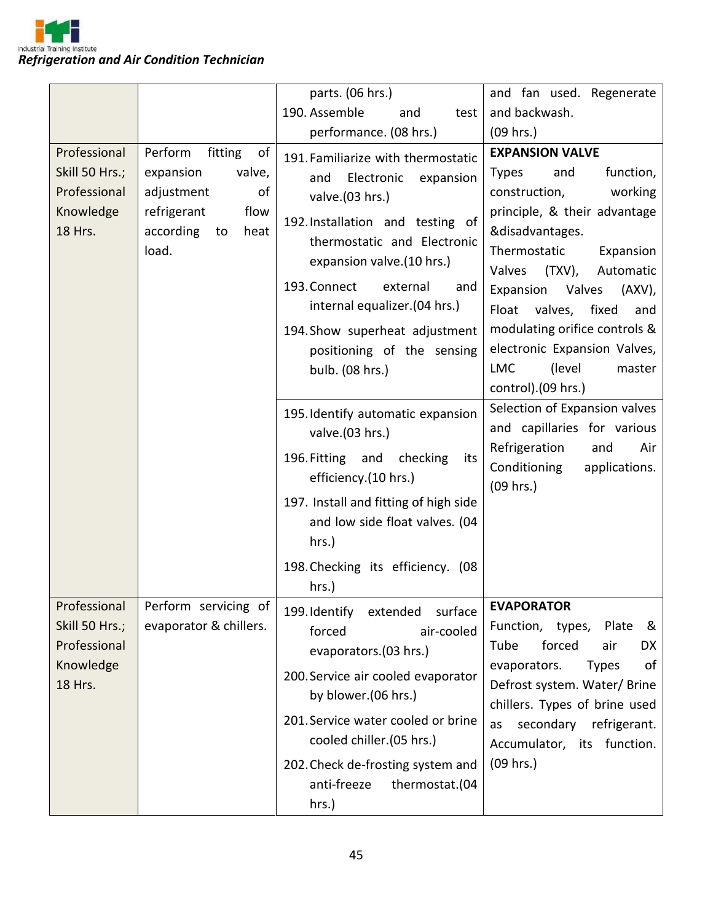| | | | |
|---|---|---|---|
| | | parts. (06 hrs.)<br>190. Assemble and test performance. (08 hrs.) | and fan used. Regenerate and backwash.<br>(09 hrs.) |
| Professional Skill 50 Hrs.; Professional Knowledge 18 Hrs. | Perform fitting of expansion valve, adjustment of refrigerant flow according to heat load. | 191. Familiarize with thermostatic and Electronic expansion valve.(03 hrs.)<br>192. Installation and testing of thermostatic and Electronic expansion valve.(10 hrs.)<br>193. Connect external and internal equalizer.(04 hrs.)<br>194. Show superheat adjustment positioning of the sensing bulb. (08 hrs.) | **EXPANSION VALVE**<br>Types and function, construction, working principle, & their advantage &disadvantages.<br>Thermostatic Expansion Valves (TXV), Automatic Expansion Valves (AXV), Float valves, fixed and modulating orifice controls & electronic Expansion Valves, LMC (level master control).(09 hrs.) |
| | | 195. Identify automatic expansion valve.(03 hrs.)<br>196. Fitting and checking its efficiency.(10 hrs.)<br>197. Install and fitting of high side and low side float valves. (04 hrs.)<br>198. Checking its efficiency. (08 hrs.) | Selection of Expansion valves and capillaries for various Refrigeration and Air Conditioning applications. (09 hrs.) |
| Professional Skill 50 Hrs.; Professional Knowledge 18 Hrs. | Perform servicing of evaporator & chillers. | 199. Identify extended surface forced air-cooled evaporators.(03 hrs.)<br>200. Service air cooled evaporator by blower.(06 hrs.)<br>201. Service water cooled or brine cooled chiller.(05 hrs.)<br>202. Check de-frosting system and anti-freeze thermostat.(04 hrs.) | **EVAPORATOR**<br>Function, types, Plate & Tube forced air DX evaporators. Types of Defrost system. Water/ Brine chillers. Types of brine used as secondary refrigerant. Accumulator, its function. (09 hrs.) |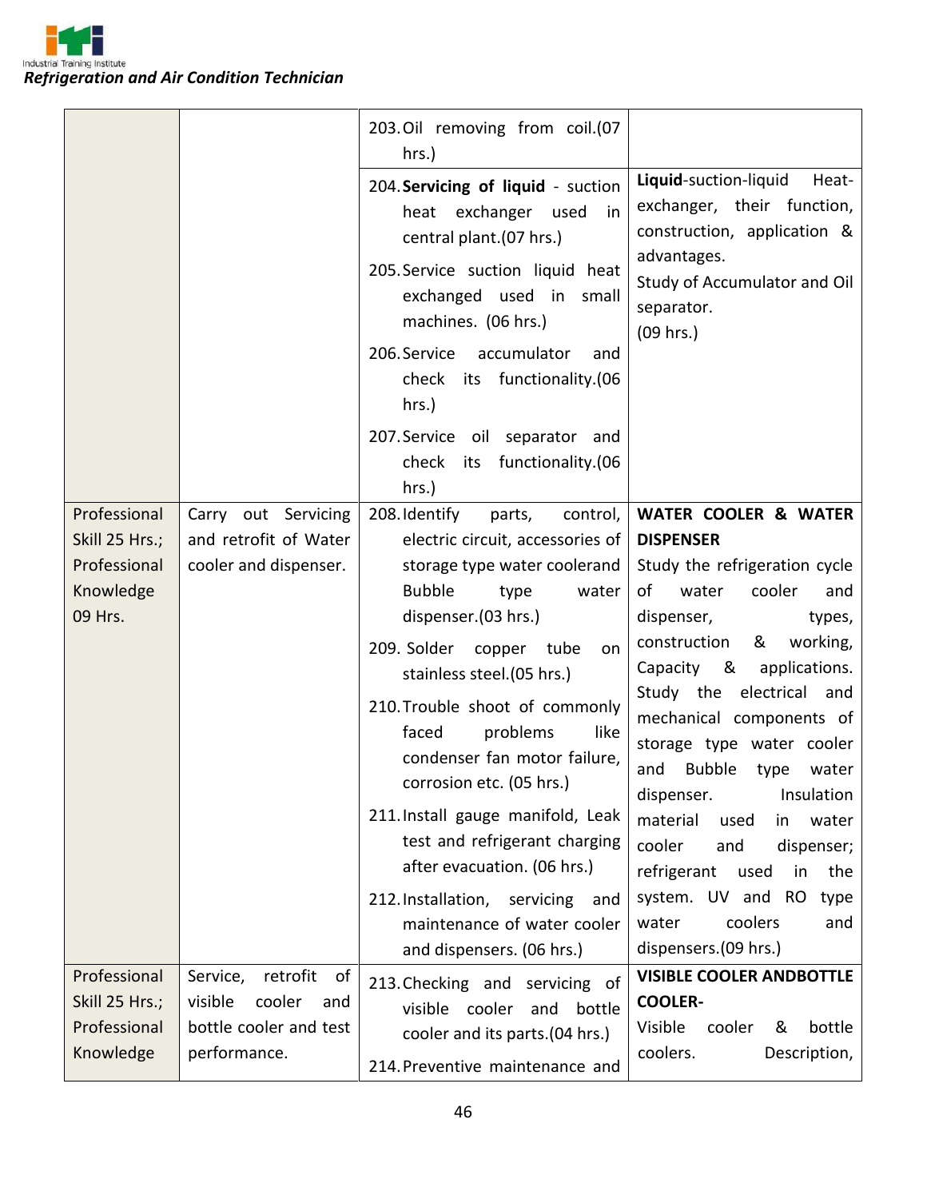| | | | |
|---|---|---|---|
| | | 203. Oil removing from coil.(07 hrs.) | |
| | | 204. **Servicing of liquid** - suction heat exchanger used in central plant.(07 hrs.)<br>205. Service suction liquid heat exchanged used in small machines. (06 hrs.)<br>206. Service accumulator and check its functionality.(06 hrs.)<br>207. Service oil separator and check its functionality.(06 hrs.) | **Liquid**-suction-liquid Heat-exchanger, their function, construction, application & advantages.<br>Study of Accumulator and Oil separator.<br>(09 hrs.) |
| Professional Skill 25 Hrs.; Professional Knowledge 09 Hrs. | Carry out Servicing and retrofit of Water cooler and dispenser. | 208. Identify parts, control, electric circuit, accessories of storage type water coolerand Bubble type water dispenser.(03 hrs.)<br>209. Solder copper tube on stainless steel.(05 hrs.)<br>210. Trouble shoot of commonly faced problems like condenser fan motor failure, corrosion etc. (05 hrs.)<br>211. Install gauge manifold, Leak test and refrigerant charging after evacuation. (06 hrs.)<br>212. Installation, servicing and maintenance of water cooler and dispensers. (06 hrs.) | **WATER COOLER & WATER DISPENSER**<br>Study the refrigeration cycle of water cooler and dispenser, types, construction & working, Capacity & applications. Study the electrical and mechanical components of storage type water cooler and Bubble type water dispenser. Insulation material used in water cooler and dispenser; refrigerant used in the system. UV and RO type water coolers and dispensers.(09 hrs.) |
| Professional Skill 25 Hrs.; Professional Knowledge | Service, retrofit of visible cooler and bottle cooler and test performance. | 213. Checking and servicing of visible cooler and bottle cooler and its parts.(04 hrs.)<br>214. Preventive maintenance and | **VISIBLE COOLER ANDBOTTLE COOLER-**<br>Visible cooler & bottle coolers. Description, |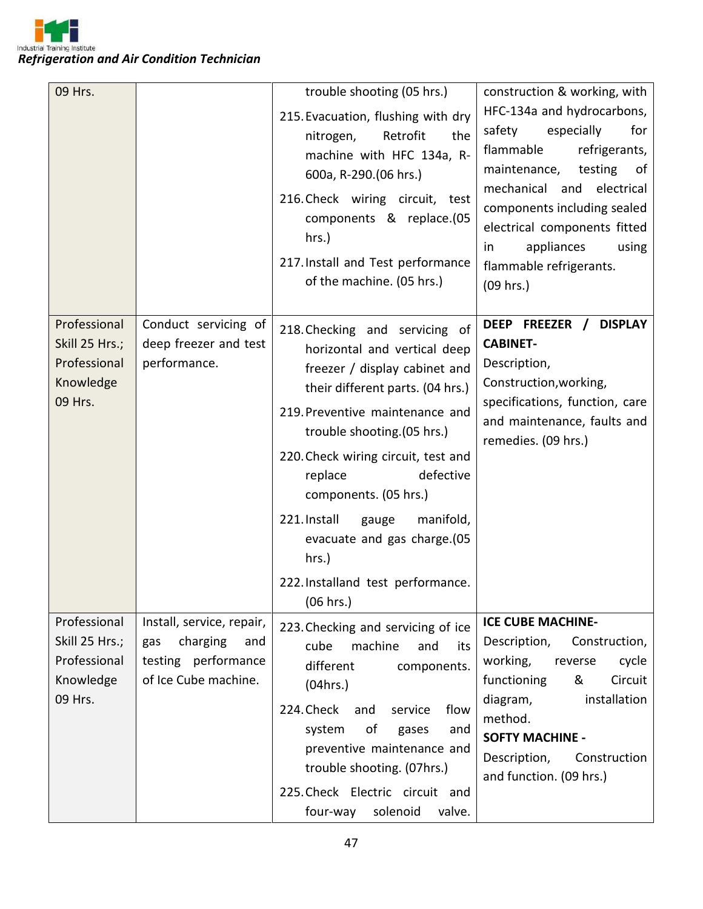| | | | |
|---|---|---|---|
| 09 Hrs. | | trouble shooting (05 hrs.)<br>215. Evacuation, flushing with dry nitrogen, Retrofit the machine with HFC 134a, R-600a, R-290.(06 hrs.)<br>216. Check wiring circuit, test components & replace.(05 hrs.)<br>217. Install and Test performance of the machine. (05 hrs.) | construction & working, with HFC-134a and hydrocarbons, safety especially for flammable refrigerants, maintenance, testing of mechanical and electrical components including sealed electrical components fitted in appliances using flammable refrigerants.<br>(09 hrs.) |
| Professional Skill 25 Hrs.;<br>Professional Knowledge 09 Hrs. | Conduct servicing of deep freezer and test performance. | 218. Checking and servicing of horizontal and vertical deep freezer / display cabinet and their different parts. (04 hrs.)<br>219. Preventive maintenance and trouble shooting.(05 hrs.)<br>220. Check wiring circuit, test and replace defective components. (05 hrs.)<br>221. Install gauge manifold, evacuate and gas charge.(05 hrs.)<br>222. Installand test performance. (06 hrs.) | **DEEP FREEZER / DISPLAY CABINET-**<br>Description, Construction,working, specifications, function, care and maintenance, faults and remedies. (09 hrs.) |
| Professional Skill 25 Hrs.;<br>Professional Knowledge 09 Hrs. | Install, service, repair, gas charging and testing performance of Ice Cube machine. | 223. Checking and servicing of ice cube machine and its different components. (04hrs.)<br>224. Check and service flow system of gases and preventive maintenance and trouble shooting. (07hrs.)<br>225. Check Electric circuit and four-way solenoid valve. | **ICE CUBE MACHINE-**<br>Description, Construction, working, reverse cycle functioning & Circuit diagram, installation method.<br>**SOFTY MACHINE -**<br>Description, Construction and function. (09 hrs.) |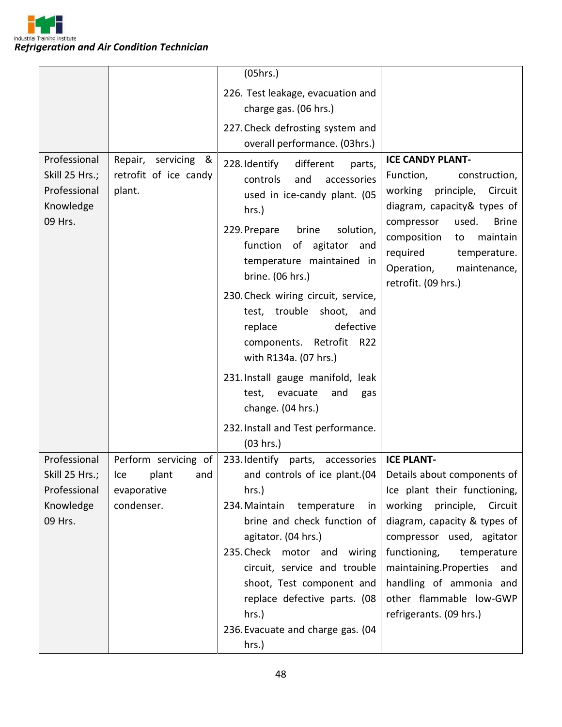| | | | |
|---|---|---|---|
| | | (05hrs.)<br>226. Test leakage, evacuation and charge gas. (06 hrs.)<br>227. Check defrosting system and overall performance. (03hrs.) | |
| Professional Skill 25 Hrs.; Professional Knowledge 09 Hrs. | Repair, servicing & retrofit of ice candy plant. | 228. Identify different parts, controls and accessories used in ice-candy plant. (05 hrs.)<br>229. Prepare brine solution, function of agitator and temperature maintained in brine. (06 hrs.)<br>230. Check wiring circuit, service, test, trouble shoot, and replace defective components. Retrofit R22 with R134a. (07 hrs.)<br>231. Install gauge manifold, leak test, evacuate and gas change. (04 hrs.)<br>232. Install and Test performance. (03 hrs.) | **ICE CANDY PLANT-**<br>Function, construction, working principle, Circuit diagram, capacity& types of compressor used. Brine composition to maintain required temperature. Operation, maintenance, retrofit. (09 hrs.) |
| Professional Skill 25 Hrs.; Professional Knowledge 09 Hrs. | Perform servicing of Ice plant and evaporative condenser. | 233. Identify parts, accessories and controls of ice plant.(04 hrs.)<br>234. Maintain temperature in brine and check function of agitator. (04 hrs.)<br>235. Check motor and wiring circuit, service and trouble shoot, Test component and replace defective parts. (08 hrs.)<br>236. Evacuate and charge gas. (04 hrs.) | **ICE PLANT-**<br>Details about components of Ice plant their functioning, working principle, Circuit diagram, capacity & types of compressor used, agitator functioning, temperature maintaining.Properties and handling of ammonia and other flammable low-GWP refrigerants. (09 hrs.) |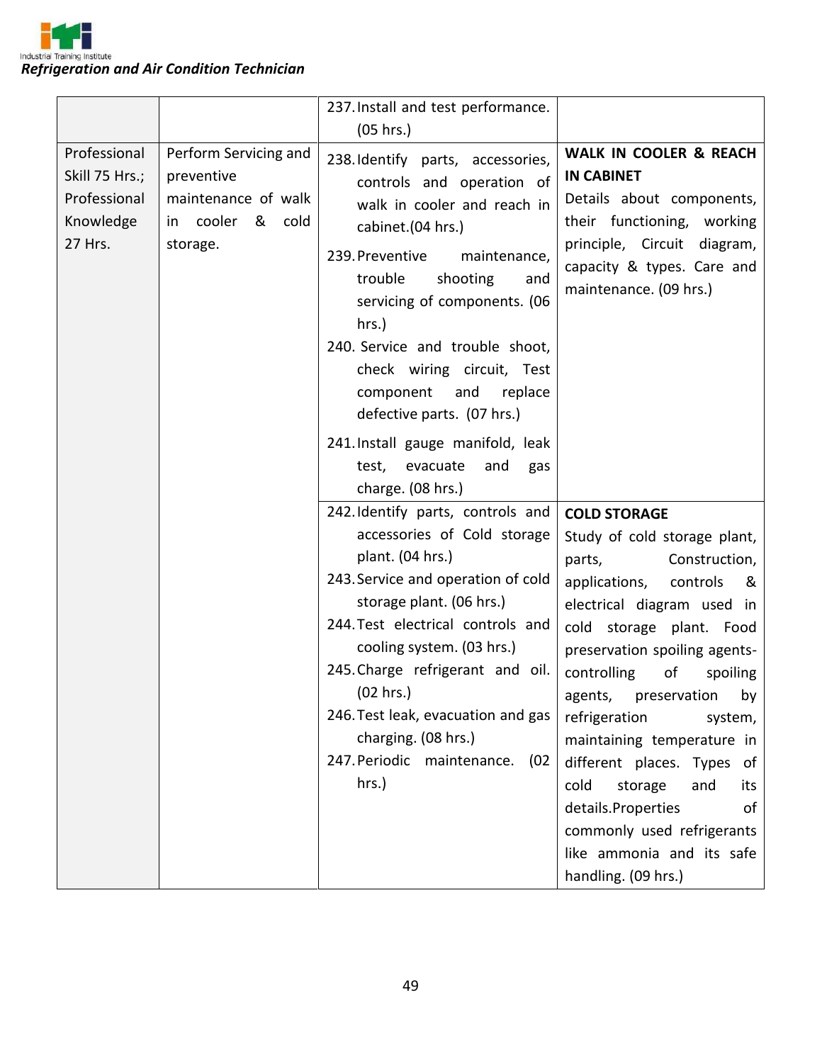| | | | |
|---|---|---|---|
| | | 237. Install and test performance. (05 hrs.) | |
| Professional Skill 75 Hrs.; Professional Knowledge 27 Hrs. | Perform Servicing and preventive maintenance of walk in cooler & cold storage. | 238. Identify parts, accessories, controls and operation of walk in cooler and reach in cabinet.(04 hrs.)<br>239. Preventive maintenance, trouble shooting and servicing of components. (06 hrs.)<br>240. Service and trouble shoot, check wiring circuit, Test component and replace defective parts. (07 hrs.)<br>241. Install gauge manifold, leak test, evacuate and gas charge. (08 hrs.) | **WALK IN COOLER & REACH IN CABINET**<br>Details about components, their functioning, working principle, Circuit diagram, capacity & types. Care and maintenance. (09 hrs.) |
| | | 242. Identify parts, controls and accessories of Cold storage plant. (04 hrs.)<br>243. Service and operation of cold storage plant. (06 hrs.)<br>244. Test electrical controls and cooling system. (03 hrs.)<br>245. Charge refrigerant and oil. (02 hrs.)<br>246. Test leak, evacuation and gas charging. (08 hrs.)<br>247. Periodic maintenance. (02 hrs.) | **COLD STORAGE**<br>Study of cold storage plant, parts, Construction, applications, controls & electrical diagram used in cold storage plant. Food preservation spoiling agents- controlling of spoiling agents, preservation by refrigeration system, maintaining temperature in different places. Types of cold storage and its details.Properties of commonly used refrigerants like ammonia and its safe handling. (09 hrs.) |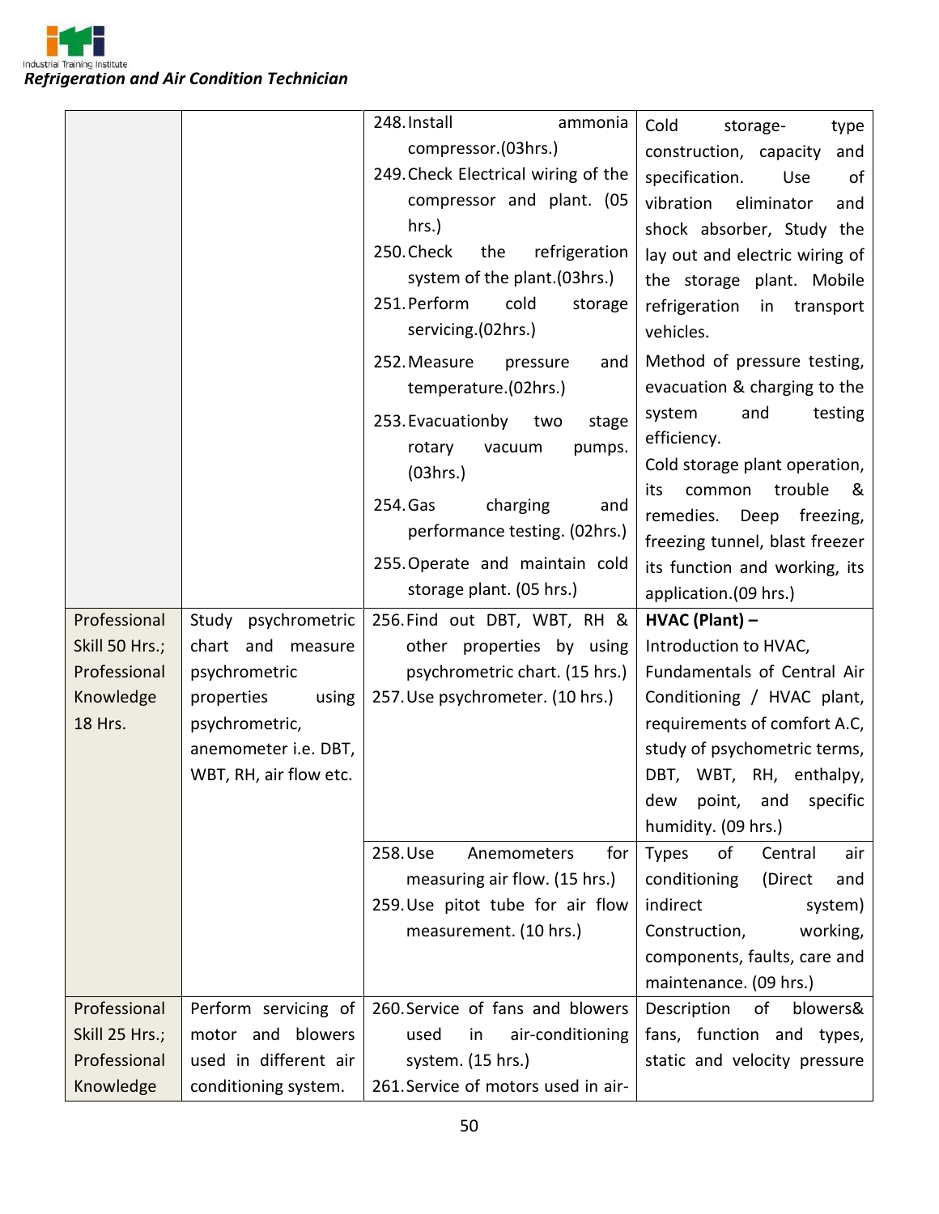| | | | |
|---|---|---|---|
| | | 248. Install ammonia compressor.(03hrs.)<br>249. Check Electrical wiring of the compressor and plant. (05 hrs.)<br>250. Check the refrigeration system of the plant.(03hrs.)<br>251. Perform cold storage servicing.(02hrs.) | Cold storage- type construction, capacity and specification. Use of vibration eliminator and shock absorber, Study the lay out and electric wiring of the storage plant. Mobile refrigeration in transport vehicles. |
| | | 252. Measure pressure and temperature.(02hrs.)<br>253. Evacuationby two stage rotary vacuum pumps.(03hrs.)<br>254. Gas charging and performance testing. (02hrs.)<br>255. Operate and maintain cold storage plant. (05 hrs.) | Method of pressure testing, evacuation & charging to the system and testing efficiency.<br>Cold storage plant operation, its common trouble & remedies. Deep freezing, freezing tunnel, blast freezer its function and working, its application.(09 hrs.) |
| Professional Skill 50 Hrs.;<br>Professional Knowledge 18 Hrs. | Study psychrometric chart and measure psychrometric properties using psychrometric, anemometer i.e. DBT, WBT, RH, air flow etc. | 256. Find out DBT, WBT, RH & other properties by using psychrometric chart. (15 hrs.)<br>257. Use psychrometer. (10 hrs.) | **HVAC (Plant) –**<br>Introduction to HVAC, Fundamentals of Central Air Conditioning / HVAC plant, requirements of comfort A.C, study of psychometric terms, DBT, WBT, RH, enthalpy, dew point, and specific humidity. (09 hrs.) |
| | | 258. Use Anemometers for measuring air flow. (15 hrs.)<br>259. Use pitot tube for air flow measurement. (10 hrs.) | Types of Central air conditioning (Direct and indirect system) Construction, working, components, faults, care and maintenance. (09 hrs.) |
| Professional Skill 25 Hrs.;<br>Professional Knowledge | Perform servicing of motor and blowers used in different air conditioning system. | 260. Service of fans and blowers used in air-conditioning system. (15 hrs.)<br>261. Service of motors used in air- | Description of blowers& fans, function and types, static and velocity pressure |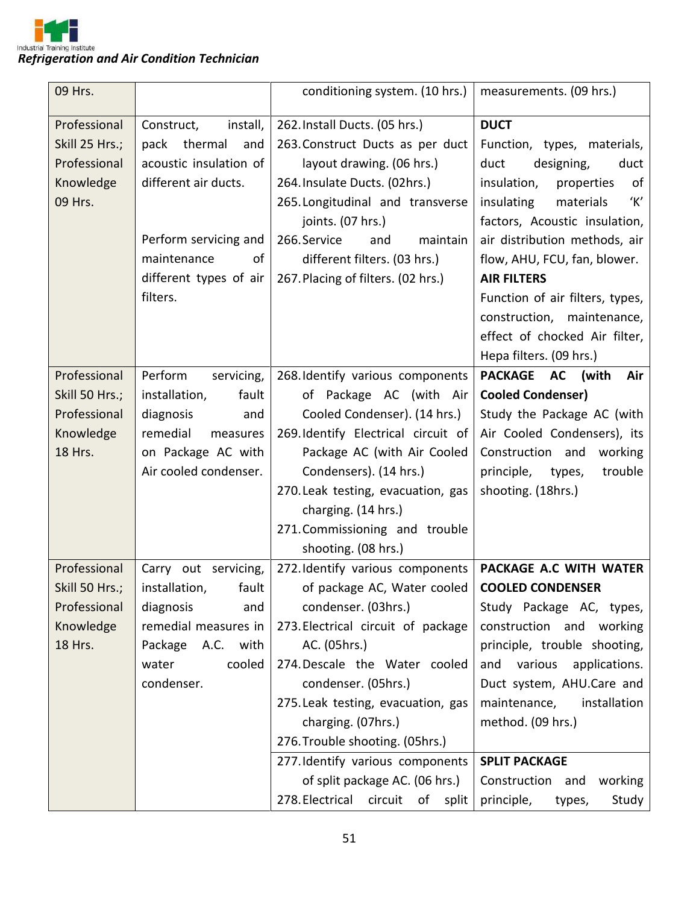| | | | |
|---|---|---|---|
| 09 Hrs. | | conditioning system. (10 hrs.) | measurements. (09 hrs.) |
| Professional Skill 25 Hrs.; Professional Knowledge 09 Hrs. | Construct, install, pack thermal and acoustic insulation of different air ducts.<br><br>Perform servicing and maintenance of different types of air filters. | 262. Install Ducts. (05 hrs.)<br>263. Construct Ducts as per duct layout drawing. (06 hrs.)<br>264. Insulate Ducts. (02hrs.)<br>265. Longitudinal and transverse joints. (07 hrs.)<br>266. Service and maintain different filters. (03 hrs.)<br>267. Placing of filters. (02 hrs.) | **DUCT**<br>Function, types, materials, duct designing, duct insulation, properties of insulating materials 'K' factors, Acoustic insulation, air distribution methods, air flow, AHU, FCU, fan, blower.<br>**AIR FILTERS**<br>Function of air filters, types, construction, maintenance, effect of chocked Air filter, Hepa filters. (09 hrs.) |
| Professional Skill 50 Hrs.; Professional Knowledge 18 Hrs. | Perform servicing, installation, fault diagnosis and remedial measures on Package AC with Air cooled condenser. | 268. Identify various components of Package AC (with Air Cooled Condenser). (14 hrs.)<br>269. Identify Electrical circuit of Package AC (with Air Cooled Condensers). (14 hrs.)<br>270. Leak testing, evacuation, gas charging. (14 hrs.)<br>271. Commissioning and trouble shooting. (08 hrs.) | **PACKAGE AC (with Air Cooled Condenser)**<br>Study the Package AC (with Air Cooled Condensers), its Construction and working principle, types, trouble shooting. (18hrs.) |
| Professional Skill 50 Hrs.; Professional Knowledge 18 Hrs. | Carry out servicing, installation, fault diagnosis and remedial measures in Package A.C. with water cooled condenser. | 272. Identify various components of package AC, Water cooled condenser. (03hrs.)<br>273. Electrical circuit of package AC. (05hrs.)<br>274. Descale the Water cooled condenser. (05hrs.)<br>275. Leak testing, evacuation, gas charging. (07hrs.)<br>276. Trouble shooting. (05hrs.) | **PACKAGE A.C WITH WATER COOLED CONDENSER**<br>Study Package AC, types, construction and working principle, trouble shooting, and various applications. Duct system, AHU.Care and maintenance, installation method. (09 hrs.) |
| | | 277. Identify various components of split package AC. (06 hrs.)<br>278. Electrical circuit of split | **SPLIT PACKAGE**<br>Construction and working principle, types, Study |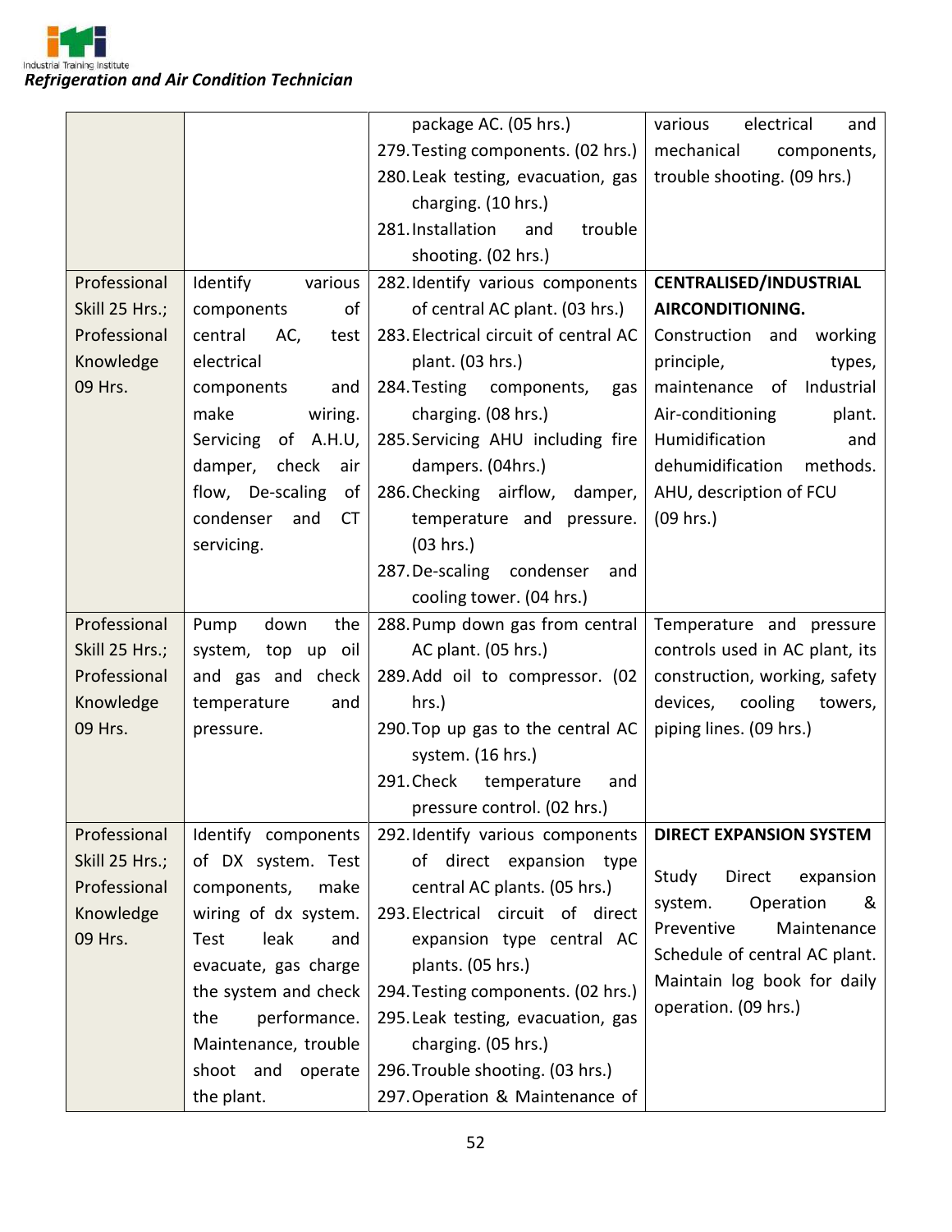| | | | |
|---|---|---|---|
| | | package AC. (05 hrs.)<br>279. Testing components. (02 hrs.)<br>280. Leak testing, evacuation, gas charging. (10 hrs.)<br>281. Installation and trouble shooting. (02 hrs.) | various electrical and mechanical components, trouble shooting. (09 hrs.) |
| Professional Skill 25 Hrs.; Professional Knowledge 09 Hrs. | Identify various components of central AC, test electrical components and make wiring. Servicing of A.H.U, damper, check air flow, De-scaling of condenser and CT servicing. | 282. Identify various components of central AC plant. (03 hrs.)<br>283. Electrical circuit of central AC plant. (03 hrs.)<br>284. Testing components, gas charging. (08 hrs.)<br>285. Servicing AHU including fire dampers. (04hrs.)<br>286. Checking airflow, damper, temperature and pressure. (03 hrs.)<br>287. De-scaling condenser and cooling tower. (04 hrs.) | **CENTRALISED/INDUSTRIAL AIRCONDITIONING.**<br>Construction and working principle, types, maintenance of Industrial Air-conditioning plant. Humidification and dehumidification methods. AHU, description of FCU (09 hrs.) |
| Professional Skill 25 Hrs.; Professional Knowledge 09 Hrs. | Pump down the system, top up oil and gas and check temperature and pressure. | 288. Pump down gas from central AC plant. (05 hrs.)<br>289. Add oil to compressor. (02 hrs.)<br>290. Top up gas to the central AC system. (16 hrs.)<br>291. Check temperature and pressure control. (02 hrs.) | Temperature and pressure controls used in AC plant, its construction, working, safety devices, cooling towers, piping lines. (09 hrs.) |
| Professional Skill 25 Hrs.; Professional Knowledge 09 Hrs. | Identify components of DX system. Test components, make wiring of dx system. Test leak and evacuate, gas charge the system and check the performance. Maintenance, trouble shoot and operate the plant. | 292. Identify various components of direct expansion type central AC plants. (05 hrs.)<br>293. Electrical circuit of direct expansion type central AC plants. (05 hrs.)<br>294. Testing components. (02 hrs.)<br>295. Leak testing, evacuation, gas charging. (05 hrs.)<br>296. Trouble shooting. (03 hrs.)<br>297. Operation & Maintenance of | **DIRECT EXPANSION SYSTEM**<br>Study Direct expansion system. Operation & Preventive Maintenance Schedule of central AC plant. Maintain log book for daily operation. (09 hrs.) |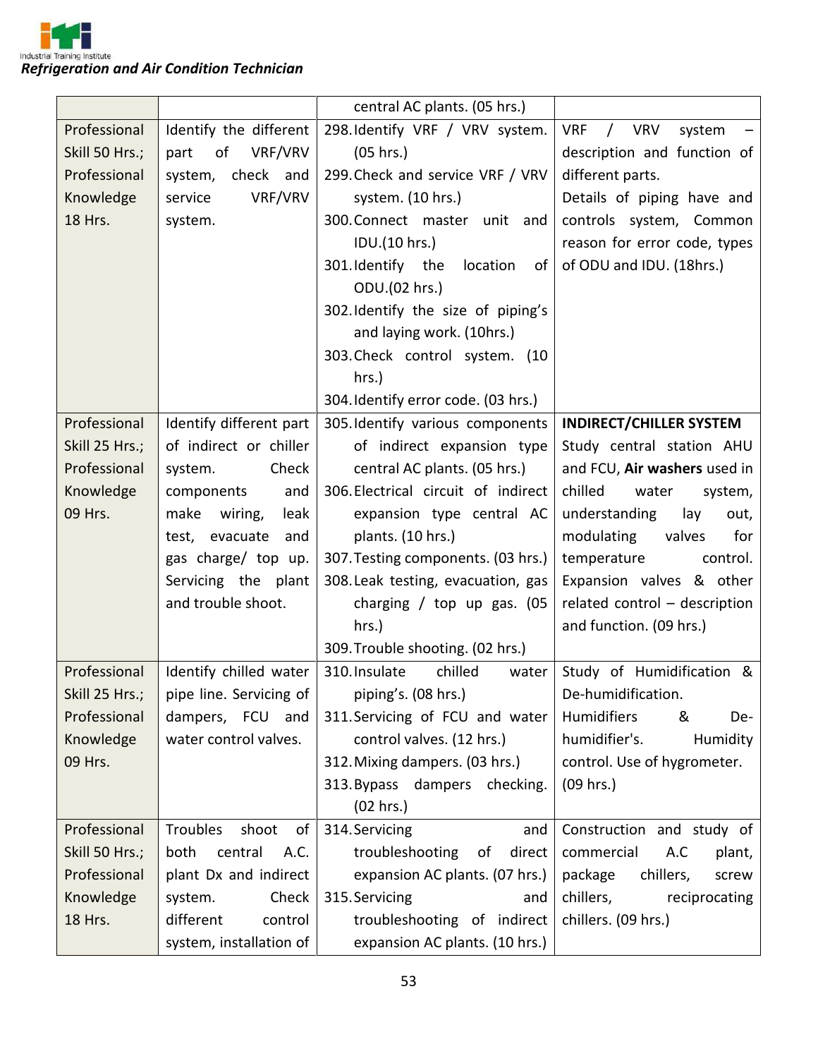| | | | |
|---|---|---|---|
| | | central AC plants. (05 hrs.) | |
| Professional Skill 50 Hrs.; Professional Knowledge 18 Hrs. | Identify the different part of VRF/VRV system, check and service VRF/VRV system. | 298. Identify VRF / VRV system. (05 hrs.)<br>299. Check and service VRF / VRV system. (10 hrs.)<br>300. Connect master unit and IDU.(10 hrs.)<br>301. Identify the location of ODU.(02 hrs.)<br>302. Identify the size of piping's and laying work. (10hrs.)<br>303. Check control system. (10 hrs.)<br>304. Identify error code. (03 hrs.) | VRF / VRV system – description and function of different parts.<br>Details of piping have and controls system, Common reason for error code, types of ODU and IDU. (18hrs.) |
| Professional Skill 25 Hrs.; Professional Knowledge 09 Hrs. | Identify different part of indirect or chiller system. Check components and make wiring, leak test, evacuate and gas charge/ top up. Servicing the plant and trouble shoot. | 305. Identify various components of indirect expansion type central AC plants. (05 hrs.)<br>306. Electrical circuit of indirect expansion type central AC plants. (10 hrs.)<br>307. Testing components. (03 hrs.)<br>308. Leak testing, evacuation, gas charging / top up gas. (05 hrs.)<br>309. Trouble shooting. (02 hrs.) | **INDIRECT/CHILLER SYSTEM**<br>Study central station AHU and FCU, **Air washers** used in chilled water system, understanding lay out, modulating valves for temperature control. Expansion valves & other related control – description and function. (09 hrs.) |
| Professional Skill 25 Hrs.; Professional Knowledge 09 Hrs. | Identify chilled water pipe line. Servicing of dampers, FCU and water control valves. | 310. Insulate chilled water piping's. (08 hrs.)<br>311. Servicing of FCU and water control valves. (12 hrs.)<br>312. Mixing dampers. (03 hrs.)<br>313. Bypass dampers checking. (02 hrs.) | Study of Humidification & De-humidification.<br>Humidifiers & De-humidifier's. Humidity control. Use of hygrometer. (09 hrs.) |
| Professional Skill 50 Hrs.; Professional Knowledge 18 Hrs. | Troubles shoot of both central A.C. plant Dx and indirect system. Check different control system, installation of | 314. Servicing and troubleshooting of direct expansion AC plants. (07 hrs.)<br>315. Servicing and troubleshooting of indirect expansion AC plants. (10 hrs.) | Construction and study of commercial A.C plant, package chillers, screw chillers, reciprocating chillers. (09 hrs.) |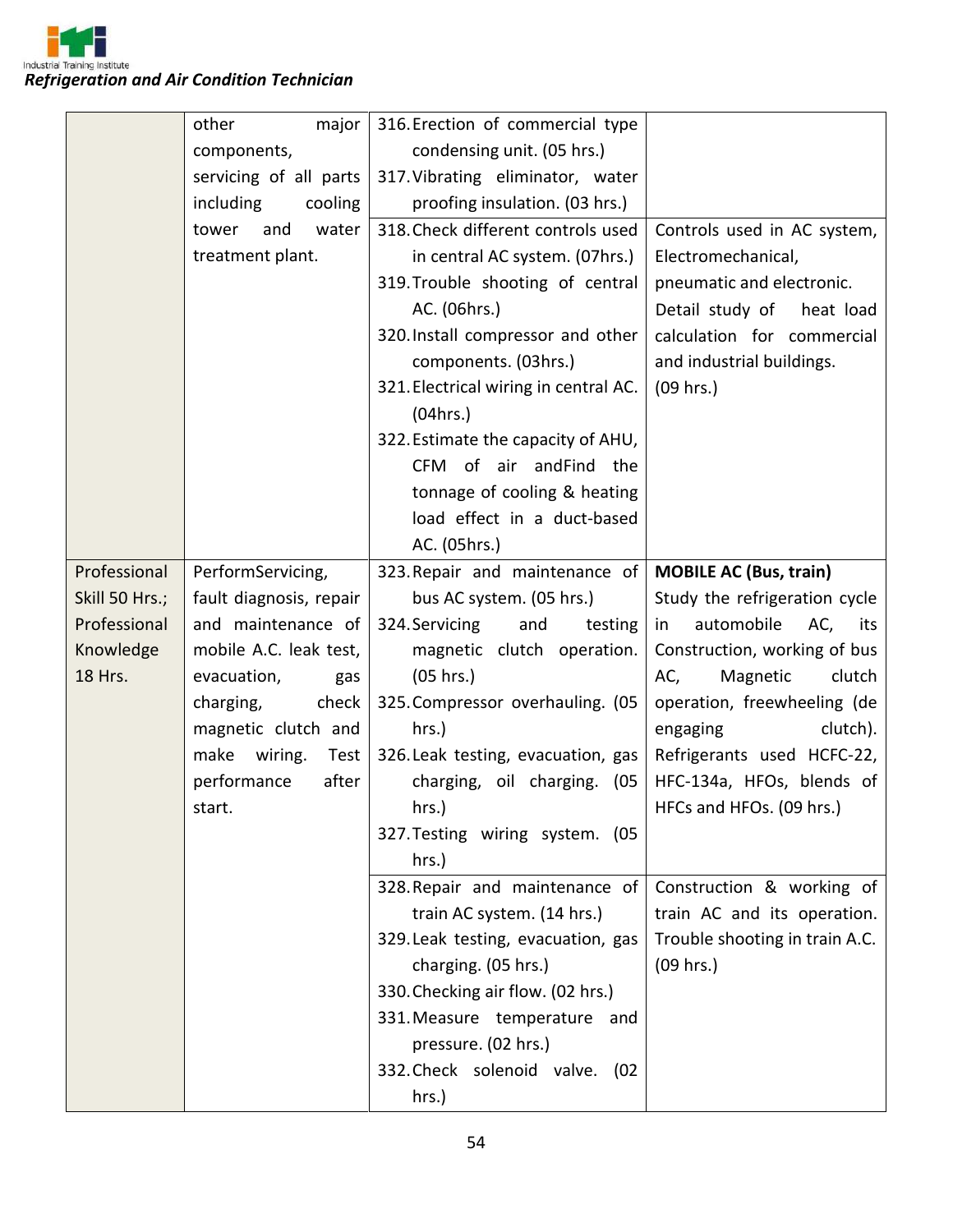| | | | |
|---|---|---|---|
| | other major components, servicing of all parts including cooling tower and water treatment plant. | 316. Erection of commercial type condensing unit. (05 hrs.)<br>317. Vibrating eliminator, water proofing insulation. (03 hrs.) | |
| | | 318. Check different controls used in central AC system. (07hrs.)<br>319. Trouble shooting of central AC. (06hrs.)<br>320. Install compressor and other components. (03hrs.)<br>321. Electrical wiring in central AC. (04hrs.)<br>322. Estimate the capacity of AHU, CFM of air andFind the tonnage of cooling & heating load effect in a duct-based AC. (05hrs.) | Controls used in AC system, Electromechanical, pneumatic and electronic.<br>Detail study of heat load calculation for commercial and industrial buildings. (09 hrs.) |
| Professional Skill 50 Hrs.; Professional Knowledge 18 Hrs. | PerformServicing, fault diagnosis, repair and maintenance of mobile A.C. leak test, evacuation, gas charging, check magnetic clutch and make wiring. Test performance after start. | 323. Repair and maintenance of bus AC system. (05 hrs.)<br>324. Servicing and testing magnetic clutch operation. (05 hrs.)<br>325. Compressor overhauling. (05 hrs.)<br>326. Leak testing, evacuation, gas charging, oil charging. (05 hrs.)<br>327. Testing wiring system. (05 hrs.) | **MOBILE AC (Bus, train)**<br>Study the refrigeration cycle in automobile AC, its Construction, working of bus AC, Magnetic clutch operation, freewheeling (de engaging clutch). Refrigerants used HCFC-22, HFC-134a, HFOs, blends of HFCs and HFOs. (09 hrs.) |
| | | 328. Repair and maintenance of train AC system. (14 hrs.)<br>329. Leak testing, evacuation, gas charging. (05 hrs.)<br>330. Checking air flow. (02 hrs.)<br>331. Measure temperature and pressure. (02 hrs.)<br>332. Check solenoid valve. (02 hrs.) | Construction & working of train AC and its operation. Trouble shooting in train A.C. (09 hrs.) |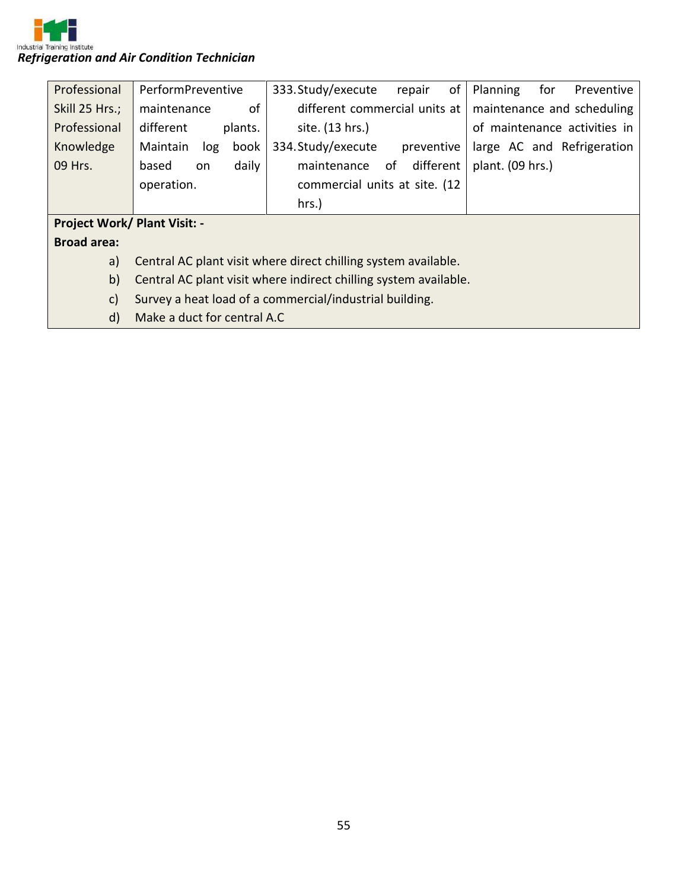| | | | |
|---|---|---|---|
| Professional Skill 25 Hrs.; Professional Knowledge 09 Hrs. | PerformPreventive maintenance of different plants. Maintain log book based on daily operation. | 333. Study/execute repair of different commercial units at site. (13 hrs.)<br>334. Study/execute preventive maintenance of different commercial units at site. (12 hrs.) | Planning for Preventive maintenance and scheduling of maintenance activities in large AC and Refrigeration plant. (09 hrs.) |

**Project Work/ Plant Visit: -**

**Broad area:**

a) Central AC plant visit where direct chilling system available.

b) Central AC plant visit where indirect chilling system available.

c) Survey a heat load of a commercial/industrial building.

d) Make a duct for central A.C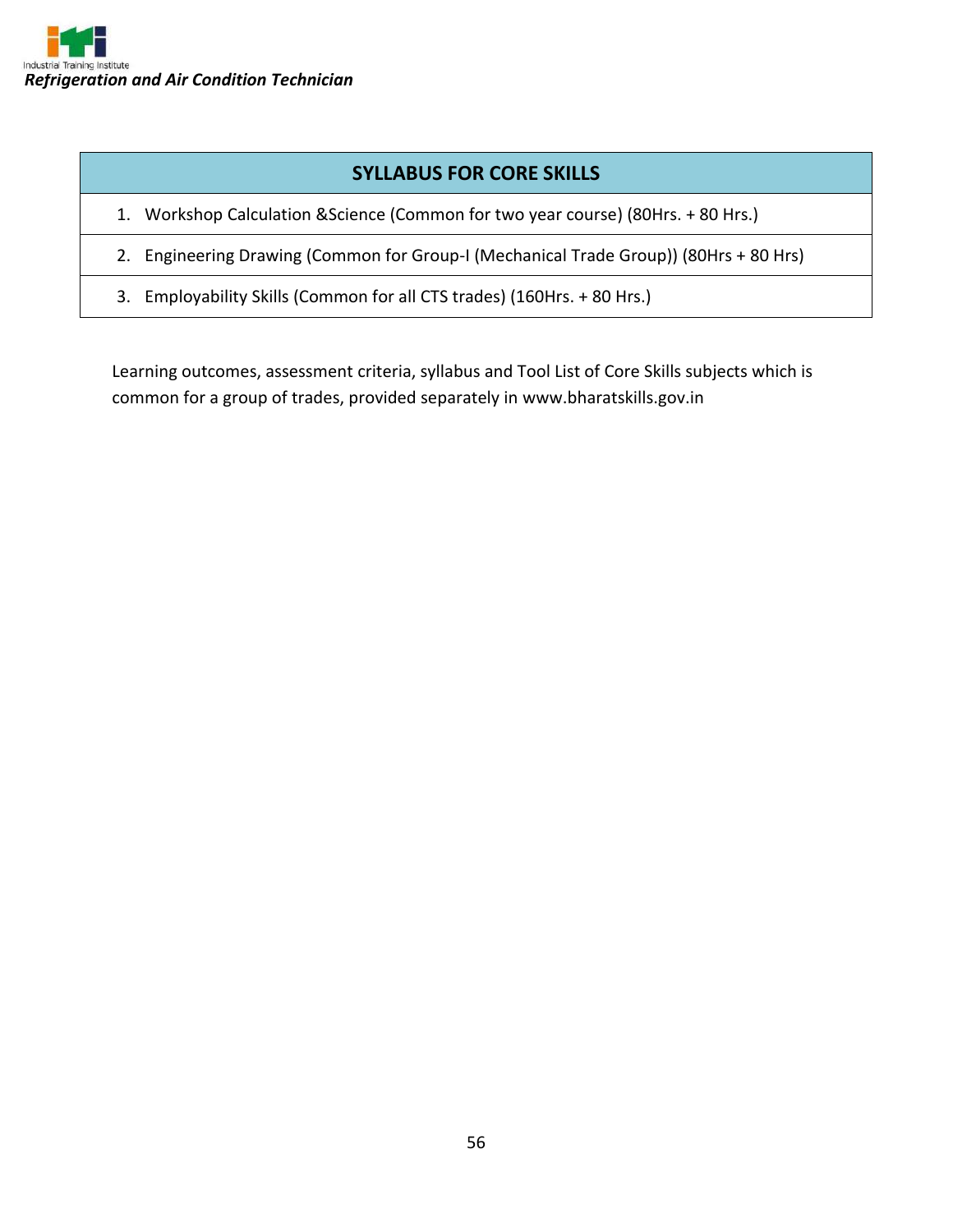| SYLLABUS FOR CORE SKILLS |
| --- |
| 1. Workshop Calculation &Science (Common for two year course) (80Hrs. + 80 Hrs.) |
| 2. Engineering Drawing (Common for Group-I (Mechanical Trade Group)) (80Hrs + 80 Hrs) |
| 3. Employability Skills (Common for all CTS trades) (160Hrs. + 80 Hrs.) |

Learning outcomes, assessment criteria, syllabus and Tool List of Core Skills subjects which is common for a group of trades, provided separately in www.bharatskills.gov.in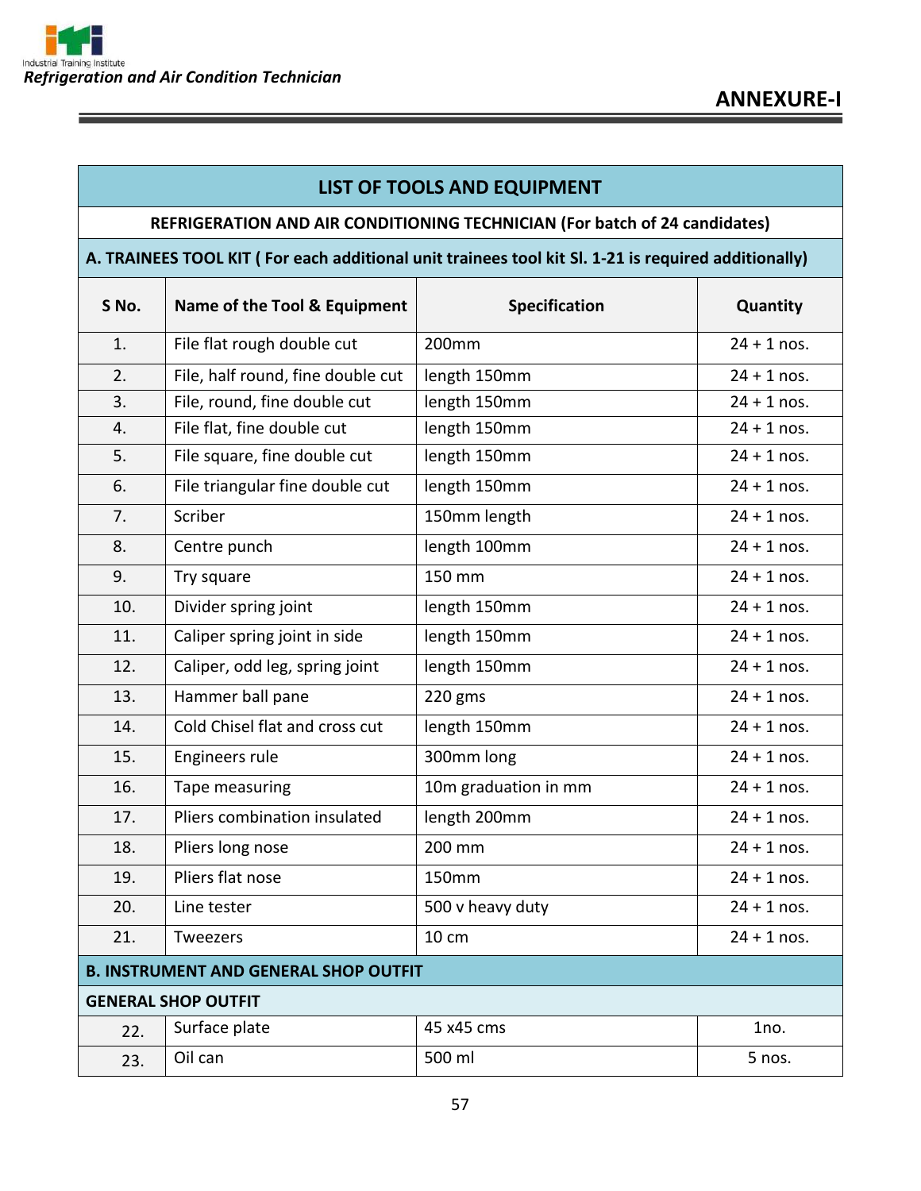## ANNEXURE-I

| LIST OF TOOLS AND EQUIPMENT | | | |
|---|---|---|---|
| **REFRIGERATION AND AIR CONDITIONING TECHNICIAN (For batch of 24 candidates)** | | | |
| **A. TRAINEES TOOL KIT ( For each additional unit trainees tool kit Sl. 1-21 is required additionally)** | | | |
| **S No.** | **Name of the Tool & Equipment** | **Specification** | **Quantity** |
| 1. | File flat rough double cut | 200mm | 24 + 1 nos. |
| 2. | File, half round, fine double cut | length 150mm | 24 + 1 nos. |
| 3. | File, round, fine double cut | length 150mm | 24 + 1 nos. |
| 4. | File flat, fine double cut | length 150mm | 24 + 1 nos. |
| 5. | File square, fine double cut | length 150mm | 24 + 1 nos. |
| 6. | File triangular fine double cut | length 150mm | 24 + 1 nos. |
| 7. | Scriber | 150mm length | 24 + 1 nos. |
| 8. | Centre punch | length 100mm | 24 + 1 nos. |
| 9. | Try square | 150 mm | 24 + 1 nos. |
| 10. | Divider spring joint | length 150mm | 24 + 1 nos. |
| 11. | Caliper spring joint in side | length 150mm | 24 + 1 nos. |
| 12. | Caliper, odd leg, spring joint | length 150mm | 24 + 1 nos. |
| 13. | Hammer ball pane | 220 gms | 24 + 1 nos. |
| 14. | Cold Chisel flat and cross cut | length 150mm | 24 + 1 nos. |
| 15. | Engineers rule | 300mm long | 24 + 1 nos. |
| 16. | Tape measuring | 10m graduation in mm | 24 + 1 nos. |
| 17. | Pliers combination insulated | length 200mm | 24 + 1 nos. |
| 18. | Pliers long nose | 200 mm | 24 + 1 nos. |
| 19. | Pliers flat nose | 150mm | 24 + 1 nos. |
| 20. | Line tester | 500 v heavy duty | 24 + 1 nos. |
| 21. | Tweezers | 10 cm | 24 + 1 nos. |
| **B. INSTRUMENT AND GENERAL SHOP OUTFIT** | | | |
| **GENERAL SHOP OUTFIT** | | | |
| 22. | Surface plate | 45 x45 cms | 1no. |
| 23. | Oil can | 500 ml | 5 nos. |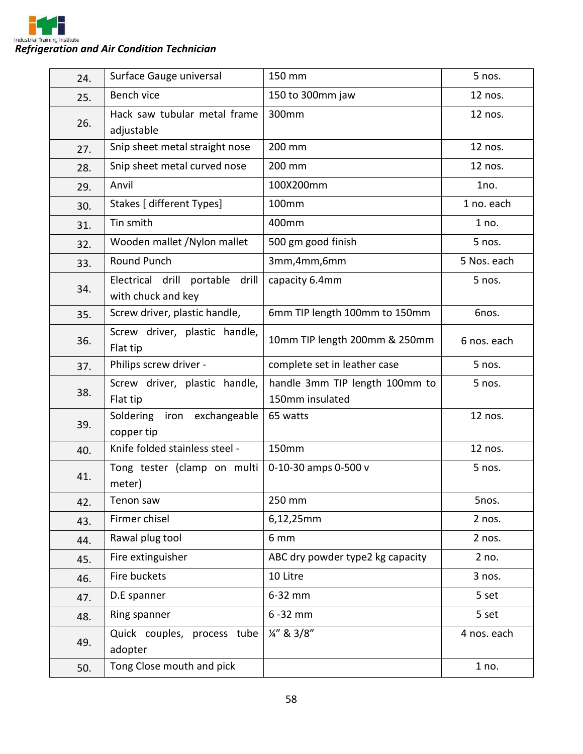| 24. | Surface Gauge universal | 150 mm | 5 nos. |
|---|---|---|---|
| 25. | Bench vice | 150 to 300mm jaw | 12 nos. |
| 26. | Hack saw tubular metal frame adjustable | 300mm | 12 nos. |
| 27. | Snip sheet metal straight nose | 200 mm | 12 nos. |
| 28. | Snip sheet metal curved nose | 200 mm | 12 nos. |
| 29. | Anvil | 100X200mm | 1no. |
| 30. | Stakes [ different Types] | 100mm | 1 no. each |
| 31. | Tin smith | 400mm | 1 no. |
| 32. | Wooden mallet /Nylon mallet | 500 gm good finish | 5 nos. |
| 33. | Round Punch | 3mm,4mm,6mm | 5 Nos. each |
| 34. | Electrical drill portable drill with chuck and key | capacity 6.4mm | 5 nos. |
| 35. | Screw driver, plastic handle, | 6mm TIP length 100mm to 150mm | 6nos. |
| 36. | Screw driver, plastic handle, Flat tip | 10mm TIP length 200mm & 250mm | 6 nos. each |
| 37. | Philips screw driver - | complete set in leather case | 5 nos. |
| 38. | Screw driver, plastic handle, Flat tip | handle 3mm TIP length 100mm to 150mm insulated | 5 nos. |
| 39. | Soldering iron exchangeable copper tip | 65 watts | 12 nos. |
| 40. | Knife folded stainless steel - | 150mm | 12 nos. |
| 41. | Tong tester (clamp on multi meter) | 0-10-30 amps 0-500 v | 5 nos. |
| 42. | Tenon saw | 250 mm | 5nos. |
| 43. | Firmer chisel | 6,12,25mm | 2 nos. |
| 44. | Rawal plug tool | 6 mm | 2 nos. |
| 45. | Fire extinguisher | ABC dry powder type2 kg capacity | 2 no. |
| 46. | Fire buckets | 10 Litre | 3 nos. |
| 47. | D.E spanner | 6-32 mm | 5 set |
| 48. | Ring spanner | 6 -32 mm | 5 set |
| 49. | Quick couples, process tube adopter | ¼" & 3/8" | 4 nos. each |
| 50. | Tong Close mouth and pick | | 1 no. |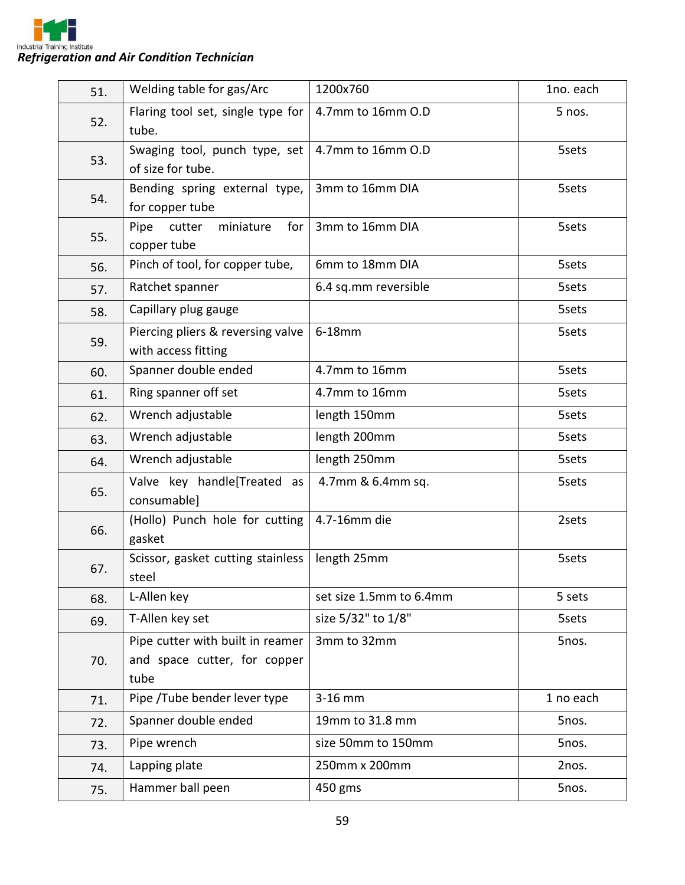| 51. | Welding table for gas/Arc | 1200x760 | 1no. each |
|---|---|---|---|
| 52. | Flaring tool set, single type for tube. | 4.7mm to 16mm O.D | 5 nos. |
| 53. | Swaging tool, punch type, set of size for tube. | 4.7mm to 16mm O.D | 5sets |
| 54. | Bending spring external type, for copper tube | 3mm to 16mm DIA | 5sets |
| 55. | Pipe cutter miniature for copper tube | 3mm to 16mm DIA | 5sets |
| 56. | Pinch of tool, for copper tube, | 6mm to 18mm DIA | 5sets |
| 57. | Ratchet spanner | 6.4 sq.mm reversible | 5sets |
| 58. | Capillary plug gauge | | 5sets |
| 59. | Piercing pliers & reversing valve with access fitting | 6-18mm | 5sets |
| 60. | Spanner double ended | 4.7mm to 16mm | 5sets |
| 61. | Ring spanner off set | 4.7mm to 16mm | 5sets |
| 62. | Wrench adjustable | length 150mm | 5sets |
| 63. | Wrench adjustable | length 200mm | 5sets |
| 64. | Wrench adjustable | length 250mm | 5sets |
| 65. | Valve key handle[Treated as consumable] | 4.7mm & 6.4mm sq. | 5sets |
| 66. | (Hollo) Punch hole for cutting gasket | 4.7-16mm die | 2sets |
| 67. | Scissor, gasket cutting stainless steel | length 25mm | 5sets |
| 68. | L-Allen key | set size 1.5mm to 6.4mm | 5 sets |
| 69. | T-Allen key set | size 5/32" to 1/8" | 5sets |
| 70. | Pipe cutter with built in reamer and space cutter, for copper tube | 3mm to 32mm | 5nos. |
| 71. | Pipe /Tube bender lever type | 3-16 mm | 1 no each |
| 72. | Spanner double ended | 19mm to 31.8 mm | 5nos. |
| 73. | Pipe wrench | size 50mm to 150mm | 5nos. |
| 74. | Lapping plate | 250mm x 200mm | 2nos. |
| 75. | Hammer ball peen | 450 gms | 5nos. |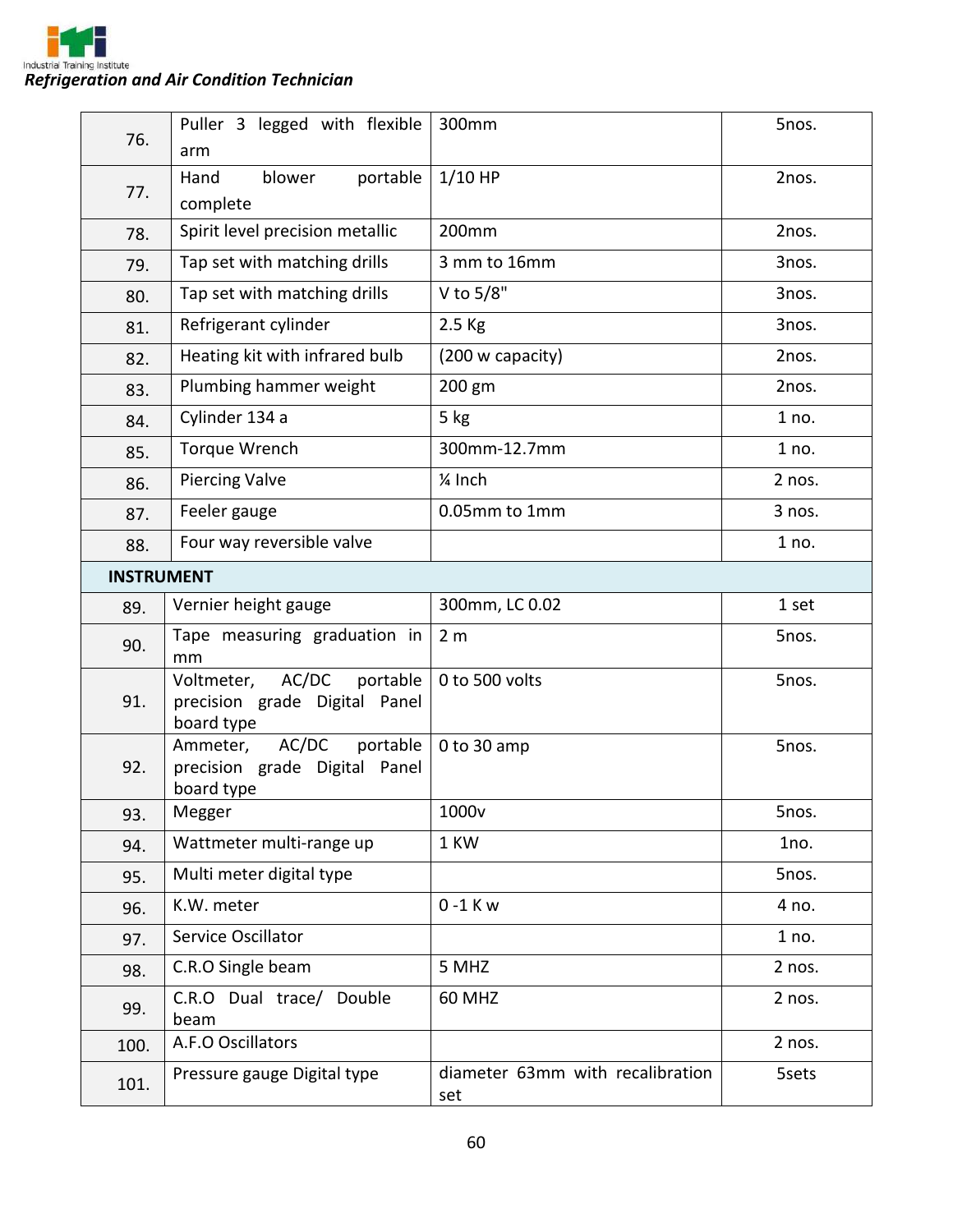| 76. | Puller 3 legged with flexible arm | 300mm | 5nos. |
|---|---|---|---|
| 77. | Hand blower portable complete | 1/10 HP | 2nos. |
| 78. | Spirit level precision metallic | 200mm | 2nos. |
| 79. | Tap set with matching drills | 3 mm to 16mm | 3nos. |
| 80. | Tap set with matching drills | V to 5/8" | 3nos. |
| 81. | Refrigerant cylinder | 2.5 Kg | 3nos. |
| 82. | Heating kit with infrared bulb | (200 w capacity) | 2nos. |
| 83. | Plumbing hammer weight | 200 gm | 2nos. |
| 84. | Cylinder 134 a | 5 kg | 1 no. |
| 85. | Torque Wrench | 300mm-12.7mm | 1 no. |
| 86. | Piercing Valve | ¼ Inch | 2 nos. |
| 87. | Feeler gauge | 0.05mm to 1mm | 3 nos. |
| 88. | Four way reversible valve | | 1 no. |
| **INSTRUMENT** | | | |
| 89. | Vernier height gauge | 300mm, LC 0.02 | 1 set |
| 90. | Tape measuring graduation in mm | 2 m | 5nos. |
| 91. | Voltmeter, AC/DC portable precision grade Digital Panel board type | 0 to 500 volts | 5nos. |
| 92. | Ammeter, AC/DC portable precision grade Digital Panel board type | 0 to 30 amp | 5nos. |
| 93. | Megger | 1000v | 5nos. |
| 94. | Wattmeter multi-range up | 1 KW | 1no. |
| 95. | Multi meter digital type | | 5nos. |
| 96. | K.W. meter | 0 -1 K w | 4 no. |
| 97. | Service Oscillator | | 1 no. |
| 98. | C.R.O Single beam | 5 MHZ | 2 nos. |
| 99. | C.R.O Dual trace/ Double beam | 60 MHZ | 2 nos. |
| 100. | A.F.O Oscillators | | 2 nos. |
| 101. | Pressure gauge Digital type | diameter 63mm with recalibration set | 5sets |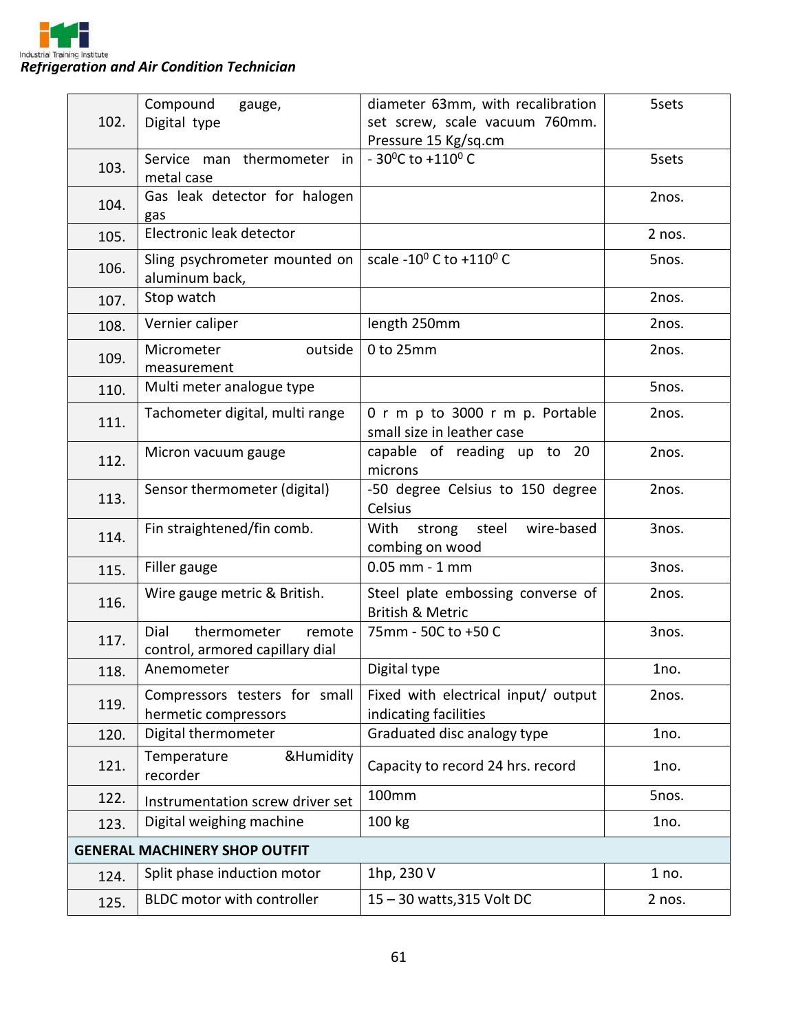| 102. | Compound gauge, Digital type | diameter 63mm, with recalibration set screw, scale vacuum 760mm. Pressure 15 Kg/sq.cm | 5sets |
|---|---|---|---|
| 103. | Service man thermometer in metal case | - $30^0$C to $+110^0$ C | 5sets |
| 104. | Gas leak detector for halogen gas | | 2nos. |
| 105. | Electronic leak detector | | 2 nos. |
| 106. | Sling psychrometer mounted on aluminum back, | scale $-10^0$ C to $+110^0$ C | 5nos. |
| 107. | Stop watch | | 2nos. |
| 108. | Vernier caliper | length 250mm | 2nos. |
| 109. | Micrometer outside measurement | 0 to 25mm | 2nos. |
| 110. | Multi meter analogue type | | 5nos. |
| 111. | Tachometer digital, multi range | 0 r m p to 3000 r m p. Portable small size in leather case | 2nos. |
| 112. | Micron vacuum gauge | capable of reading up to 20 microns | 2nos. |
| 113. | Sensor thermometer (digital) | -50 degree Celsius to 150 degree Celsius | 2nos. |
| 114. | Fin straightened/fin comb. | With strong steel wire-based combing on wood | 3nos. |
| 115. | Filler gauge | 0.05 mm - 1 mm | 3nos. |
| 116. | Wire gauge metric & British. | Steel plate embossing converse of British & Metric | 2nos. |
| 117. | Dial thermometer remote control, armored capillary dial | 75mm - 50C to +50 C | 3nos. |
| 118. | Anemometer | Digital type | 1no. |
| 119. | Compressors testers for small hermetic compressors | Fixed with electrical input/ output indicating facilities | 2nos. |
| 120. | Digital thermometer | Graduated disc analogy type | 1no. |
| 121. | Temperature &Humidity recorder | Capacity to record 24 hrs. record | 1no. |
| 122. | Instrumentation screw driver set | 100mm | 5nos. |
| 123. | Digital weighing machine | 100 kg | 1no. |
| **GENERAL MACHINERY SHOP OUTFIT** | | | |
| 124. | Split phase induction motor | 1hp, 230 V | 1 no. |
| 125. | BLDC motor with controller | 15 – 30 watts,315 Volt DC | 2 nos. |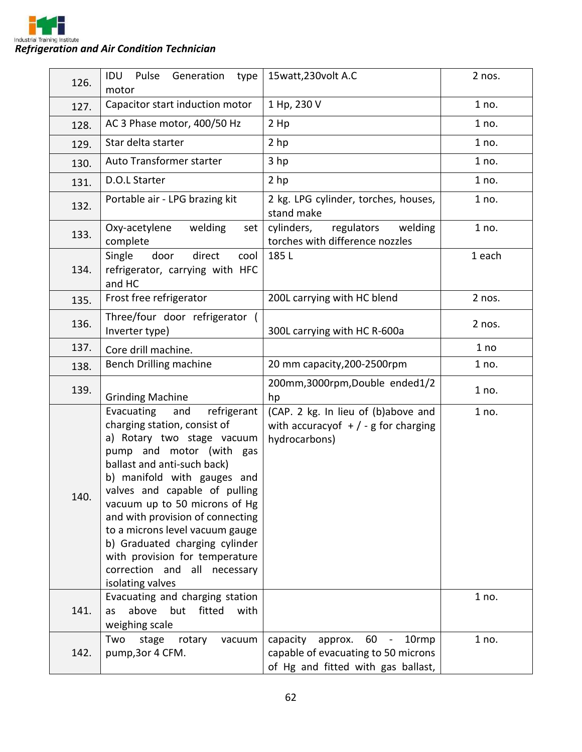| 126. | IDU Pulse Generation type motor | 15watt,230volt A.C | 2 nos. |
|---|---|---|---|
| 127. | Capacitor start induction motor | 1 Hp, 230 V | 1 no. |
| 128. | AC 3 Phase motor, 400/50 Hz | 2 Hp | 1 no. |
| 129. | Star delta starter | 2 hp | 1 no. |
| 130. | Auto Transformer starter | 3 hp | 1 no. |
| 131. | D.O.L Starter | 2 hp | 1 no. |
| 132. | Portable air - LPG brazing kit | 2 kg. LPG cylinder, torches, houses, stand make | 1 no. |
| 133. | Oxy-acetylene welding set complete | cylinders, regulators welding torches with difference nozzles | 1 no. |
| 134. | Single door direct cool refrigerator, carrying with HFC and HC | 185 L | 1 each |
| 135. | Frost free refrigerator | 200L carrying with HC blend | 2 nos. |
| 136. | Three/four door refrigerator ( Inverter type) | 300L carrying with HC R-600a | 2 nos. |
| 137. | Core drill machine. | | 1 no |
| 138. | Bench Drilling machine | 20 mm capacity,200-2500rpm | 1 no. |
| 139. | Grinding Machine | 200mm,3000rpm,Double ended1/2 hp | 1 no. |
| 140. | Evacuating and refrigerant charging station, consist of<br>a) Rotary two stage vacuum pump and motor (with gas ballast and anti-such back)<br>b) manifold with gauges and valves and capable of pulling vacuum up to 50 microns of Hg and with provision of connecting to a microns level vacuum gauge<br>b) Graduated charging cylinder with provision for temperature correction and all necessary isolating valves | (CAP. 2 kg. In lieu of (b)above and with accuracyof + / - g for charging hydrocarbons) | 1 no. |
| 141. | Evacuating and charging station as above but fitted with weighing scale | | 1 no. |
| 142. | Two stage rotary vacuum pump,3or 4 CFM. | capacity approx. 60 - 10rmp capable of evacuating to 50 microns of Hg and fitted with gas ballast, | 1 no. |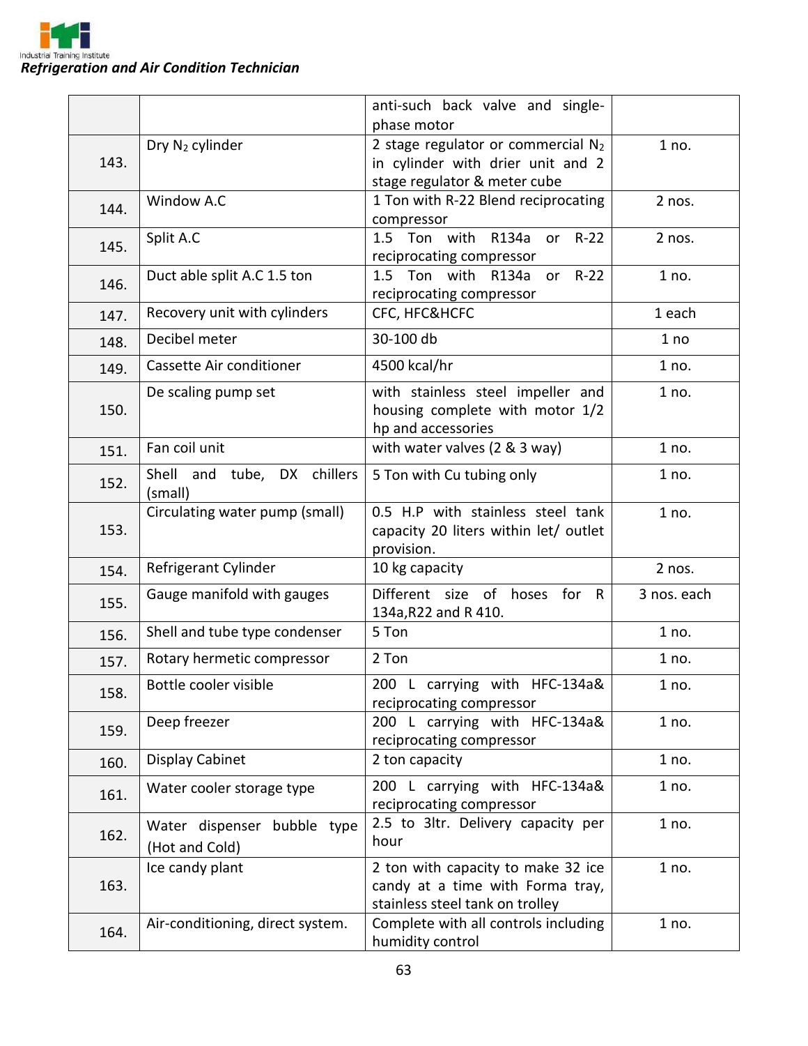| | | anti-such back valve and single-phase motor | |
|---|---|---|---|
| 143. | Dry $N_2$ cylinder | 2 stage regulator or commercial $N_2$ in cylinder with drier unit and 2 stage regulator & meter cube | 1 no. |
| 144. | Window A.C | 1 Ton with R-22 Blend reciprocating compressor | 2 nos. |
| 145. | Split A.C | 1.5 Ton with R134a or R-22 reciprocating compressor | 2 nos. |
| 146. | Duct able split A.C 1.5 ton | 1.5 Ton with R134a or R-22 reciprocating compressor | 1 no. |
| 147. | Recovery unit with cylinders | CFC, HFC&HCFC | 1 each |
| 148. | Decibel meter | 30-100 db | 1 no |
| 149. | Cassette Air conditioner | 4500 kcal/hr | 1 no. |
| 150. | De scaling pump set | with stainless steel impeller and housing complete with motor 1/2 hp and accessories | 1 no. |
| 151. | Fan coil unit | with water valves (2 & 3 way) | 1 no. |
| 152. | Shell and tube, DX chillers (small) | 5 Ton with Cu tubing only | 1 no. |
| 153. | Circulating water pump (small) | 0.5 H.P with stainless steel tank capacity 20 liters within let/ outlet provision. | 1 no. |
| 154. | Refrigerant Cylinder | 10 kg capacity | 2 nos. |
| 155. | Gauge manifold with gauges | Different size of hoses for R 134a,R22 and R 410. | 3 nos. each |
| 156. | Shell and tube type condenser | 5 Ton | 1 no. |
| 157. | Rotary hermetic compressor | 2 Ton | 1 no. |
| 158. | Bottle cooler visible | 200 L carrying with HFC-134a& reciprocating compressor | 1 no. |
| 159. | Deep freezer | 200 L carrying with HFC-134a& reciprocating compressor | 1 no. |
| 160. | Display Cabinet | 2 ton capacity | 1 no. |
| 161. | Water cooler storage type | 200 L carrying with HFC-134a& reciprocating compressor | 1 no. |
| 162. | Water dispenser bubble type (Hot and Cold) | 2.5 to 3ltr. Delivery capacity per hour | 1 no. |
| 163. | Ice candy plant | 2 ton with capacity to make 32 ice candy at a time with Forma tray, stainless steel tank on trolley | 1 no. |
| 164. | Air-conditioning, direct system. | Complete with all controls including humidity control | 1 no. |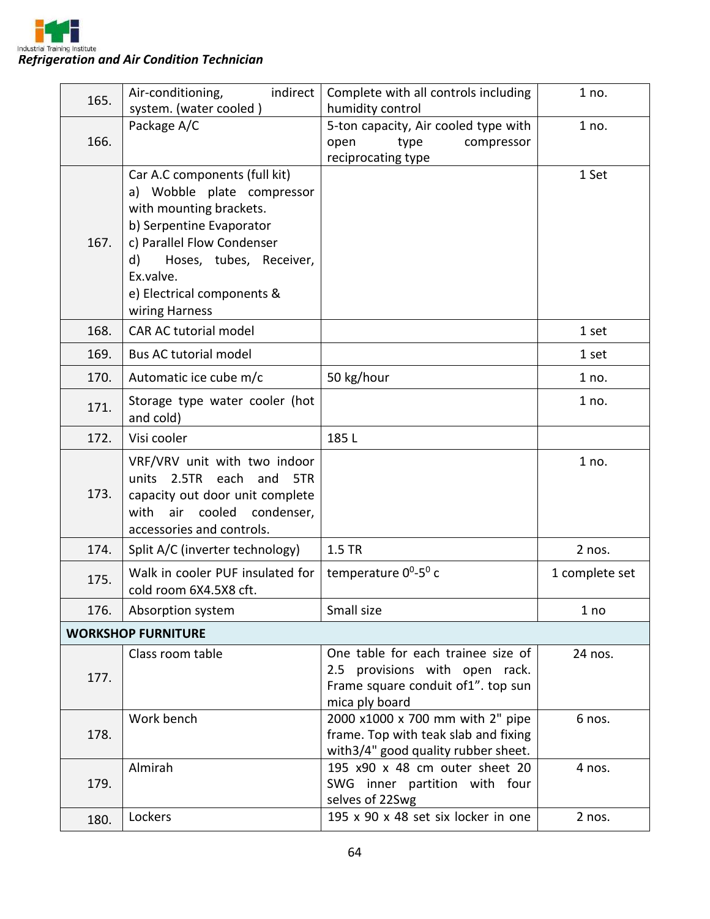| | | | |
|---|---|---|---|
| 165. | Air-conditioning, indirect system. (water cooled ) | Complete with all controls including humidity control | 1 no. |
| 166. | Package A/C | 5-ton capacity, Air cooled type with open type compressor reciprocating type | 1 no. |
| 167. | Car A.C components (full kit)<br>a) Wobble plate compressor with mounting brackets.<br>b) Serpentine Evaporator<br>c) Parallel Flow Condenser<br>d) Hoses, tubes, Receiver, Ex.valve.<br>e) Electrical components & wiring Harness | | 1 Set |
| 168. | CAR AC tutorial model | | 1 set |
| 169. | Bus AC tutorial model | | 1 set |
| 170. | Automatic ice cube m/c | 50 kg/hour | 1 no. |
| 171. | Storage type water cooler (hot and cold) | | 1 no. |
| 172. | Visi cooler | 185 L | |
| 173. | VRF/VRV unit with two indoor units 2.5TR each and 5TR capacity out door unit complete with air cooled condenser, accessories and controls. | | 1 no. |
| 174. | Split A/C (inverter technology) | 1.5 TR | 2 nos. |
| 175. | Walk in cooler PUF insulated for cold room 6X4.5X8 cft. | temperature $0^0$-$5^0$ c | 1 complete set |
| 176. | Absorption system | Small size | 1 no |
| **WORKSHOP FURNITURE** | | | |
| 177. | Class room table | One table for each trainee size of 2.5 provisions with open rack. Frame square conduit of1”. top sun mica ply board | 24 nos. |
| 178. | Work bench | 2000 x1000 x 700 mm with 2" pipe frame. Top with teak slab and fixing with3/4" good quality rubber sheet. | 6 nos. |
| 179. | Almirah | 195 x90 x 48 cm outer sheet 20 SWG inner partition with four selves of 22Swg | 4 nos. |
| 180. | Lockers | 195 x 90 x 48 set six locker in one | 2 nos. |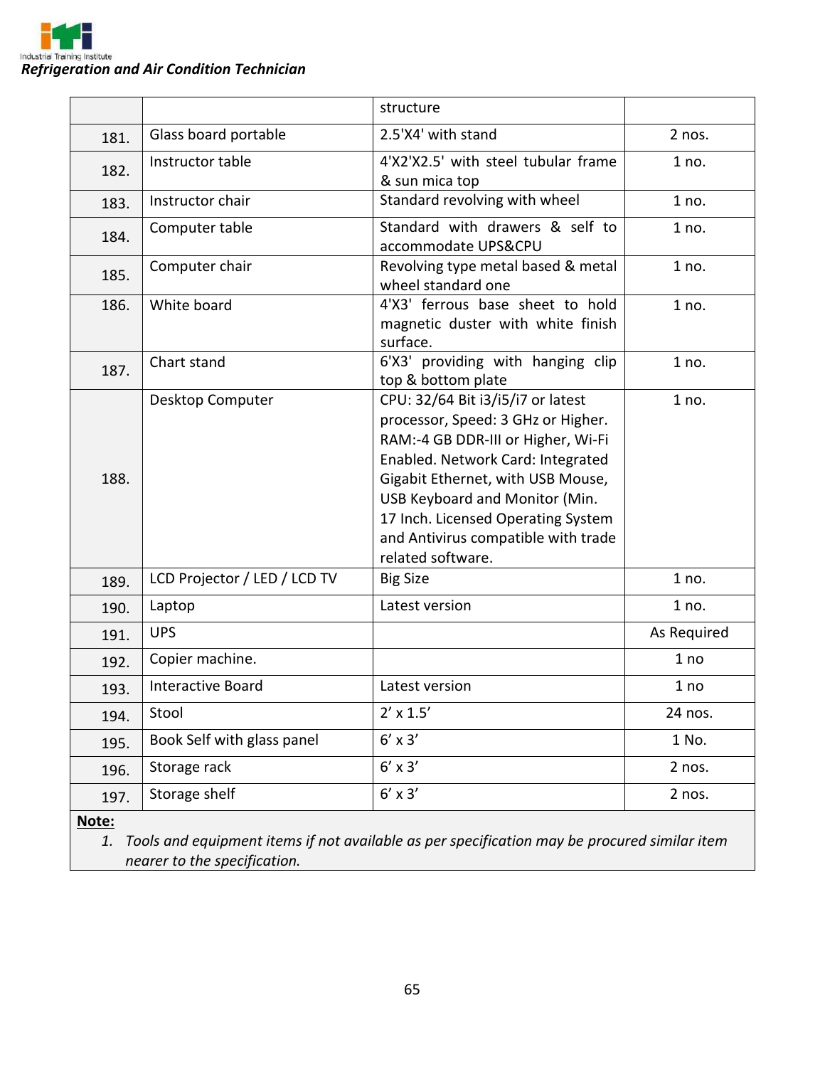| | | | |
|---|---|---|---|
| | | structure | |
| 181. | Glass board portable | 2.5'X4' with stand | 2 nos. |
| 182. | Instructor table | 4'X2'X2.5' with steel tubular frame & sun mica top | 1 no. |
| 183. | Instructor chair | Standard revolving with wheel | 1 no. |
| 184. | Computer table | Standard with drawers & self to accommodate UPS&CPU | 1 no. |
| 185. | Computer chair | Revolving type metal based & metal wheel standard one | 1 no. |
| 186. | White board | 4'X3' ferrous base sheet to hold magnetic duster with white finish surface. | 1 no. |
| 187. | Chart stand | 6'X3' providing with hanging clip top & bottom plate | 1 no. |
| 188. | Desktop Computer | CPU: 32/64 Bit i3/i5/i7 or latest processor, Speed: 3 GHz or Higher. RAM:-4 GB DDR-III or Higher, Wi-Fi Enabled. Network Card: Integrated Gigabit Ethernet, with USB Mouse, USB Keyboard and Monitor (Min. 17 Inch. Licensed Operating System and Antivirus compatible with trade related software. | 1 no. |
| 189. | LCD Projector / LED / LCD TV | Big Size | 1 no. |
| 190. | Laptop | Latest version | 1 no. |
| 191. | UPS | | As Required |
| 192. | Copier machine. | | 1 no |
| 193. | Interactive Board | Latest version | 1 no |
| 194. | Stool | 2' x 1.5' | 24 nos. |
| 195. | Book Self with glass panel | 6' x 3' | 1 No. |
| 196. | Storage rack | 6' x 3' | 2 nos. |
| 197. | Storage shelf | 6' x 3' | 2 nos. |

**Note:**

1. *Tools and equipment items if not available as per specification may be procured similar item nearer to the specification.*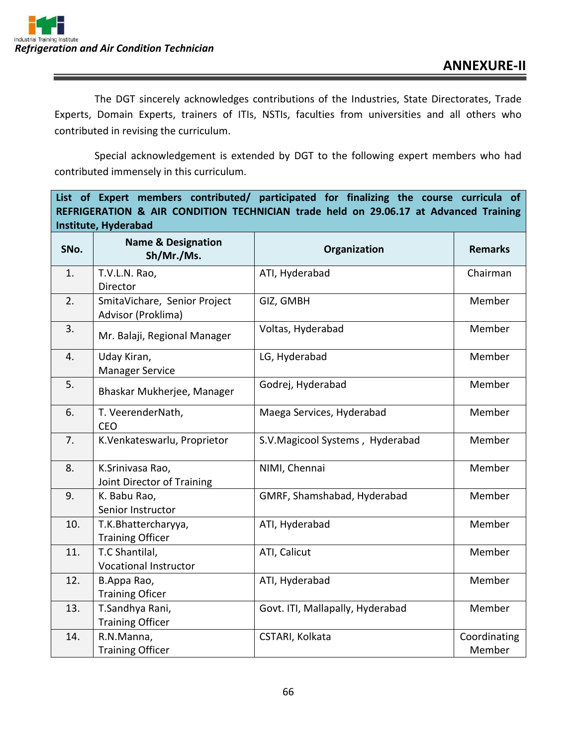## ANNEXURE-II

The DGT sincerely acknowledges contributions of the Industries, State Directorates, Trade Experts, Domain Experts, trainers of ITIs, NSTIs, faculties from universities and all others who contributed in revising the curriculum.

Special acknowledgement is extended by DGT to the following expert members who had contributed immensely in this curriculum.

| **List of Expert members contributed/ participated for finalizing the course curricula of REFRIGERATION & AIR CONDITION TECHNICIAN trade held on 29.06.17 at Advanced Training Institute, Hyderabad** | | | |
|---|---|---|---|
| **SNo.** | **Name & Designation Sh/Mr./Ms.** | **Organization** | **Remarks** |
| 1. | T.V.L.N. Rao, Director | ATI, Hyderabad | Chairman |
| 2. | SmitaVichare, Senior Project Advisor (Proklima) | GIZ, GMBH | Member |
| 3. | Mr. Balaji, Regional Manager | Voltas, Hyderabad | Member |
| 4. | Uday Kiran, Manager Service | LG, Hyderabad | Member |
| 5. | Bhaskar Mukherjee, Manager | Godrej, Hyderabad | Member |
| 6. | T. VeerenderNath, CEO | Maega Services, Hyderabad | Member |
| 7. | K.Venkateswarlu, Proprietor | S.V.Magicool Systems , Hyderabad | Member |
| 8. | K.Srinivasa Rao, Joint Director of Training | NIMI, Chennai | Member |
| 9. | K. Babu Rao, Senior Instructor | GMRF, Shamshabad, Hyderabad | Member |
| 10. | T.K.Bhattercharyya, Training Officer | ATI, Hyderabad | Member |
| 11. | T.C Shantilal, Vocational Instructor | ATI, Calicut | Member |
| 12. | B.Appa Rao, Training Oficer | ATI, Hyderabad | Member |
| 13. | T.Sandhya Rani, Training Officer | Govt. ITI, Mallapally, Hyderabad | Member |
| 14. | R.N.Manna, Training Officer | CSTARI, Kolkata | Coordinating Member |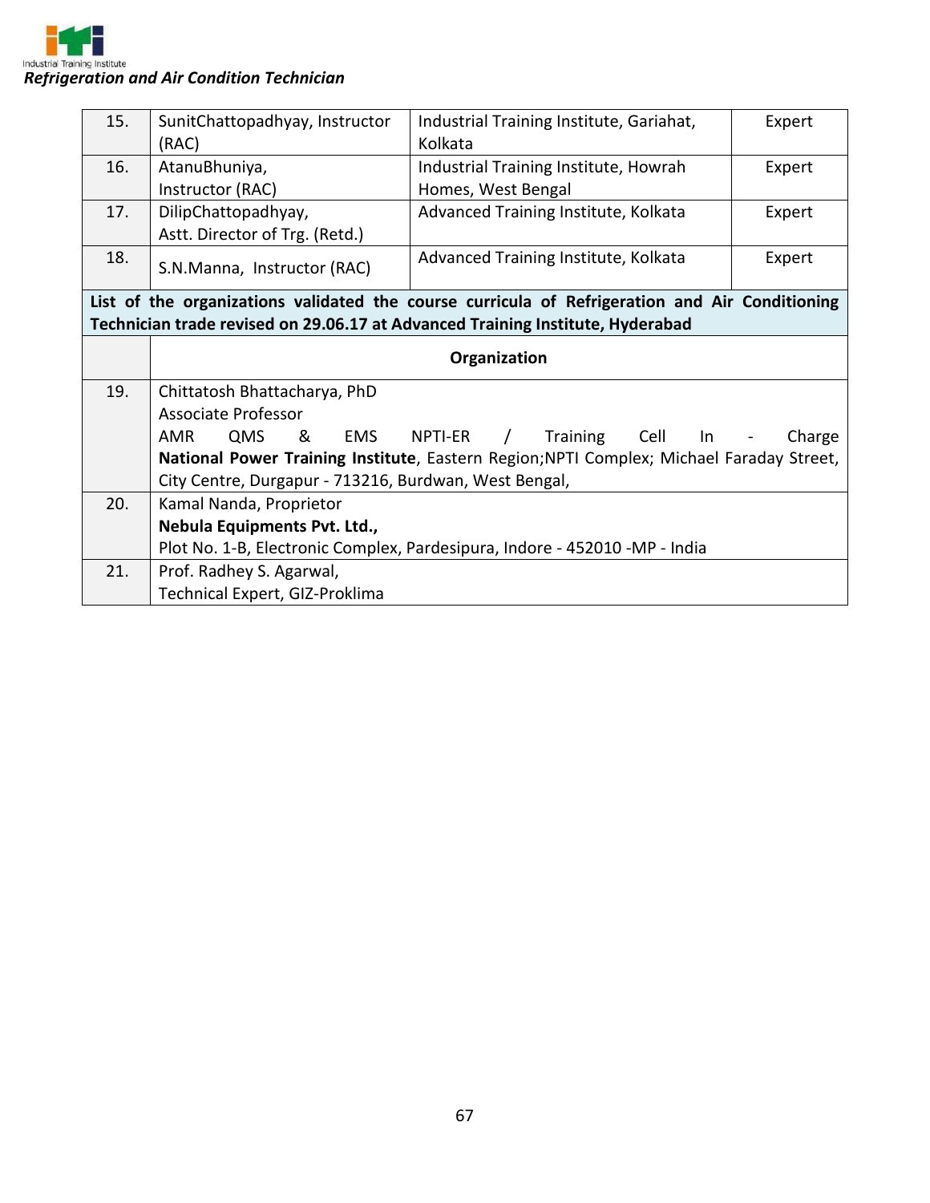| | | | |
|---|---|---|---|
| 15. | SunitChattopadhyay, Instructor (RAC) | Industrial Training Institute, Gariahat, Kolkata | Expert |
| 16. | AtanuBhuniya, Instructor (RAC) | Industrial Training Institute, Howrah Homes, West Bengal | Expert |
| 17. | DilipChattopadhyay, Astt. Director of Trg. (Retd.) | Advanced Training Institute, Kolkata | Expert |
| 18. | S.N.Manna, Instructor (RAC) | Advanced Training Institute, Kolkata | Expert |

**List of the organizations validated the course curricula of Refrigeration and Air Conditioning Technician trade revised on 29.06.17 at Advanced Training Institute, Hyderabad**

| | **Organization** |
|---|---|
| 19. | Chittatosh Bhattacharya, PhD<br>Associate Professor<br>AMR QMS & EMS NPTI-ER / Training Cell In - Charge<br>**National Power Training Institute**, Eastern Region;NPTI Complex; Michael Faraday Street, City Centre, Durgapur - 713216, Burdwan, West Bengal, |
| 20. | Kamal Nanda, Proprietor<br>**Nebula Equipments Pvt. Ltd.,**<br>Plot No. 1-B, Electronic Complex, Pardesipura, Indore - 452010 -MP - India |
| 21. | Prof. Radhey S. Agarwal,<br>Technical Expert, GIZ-Proklima |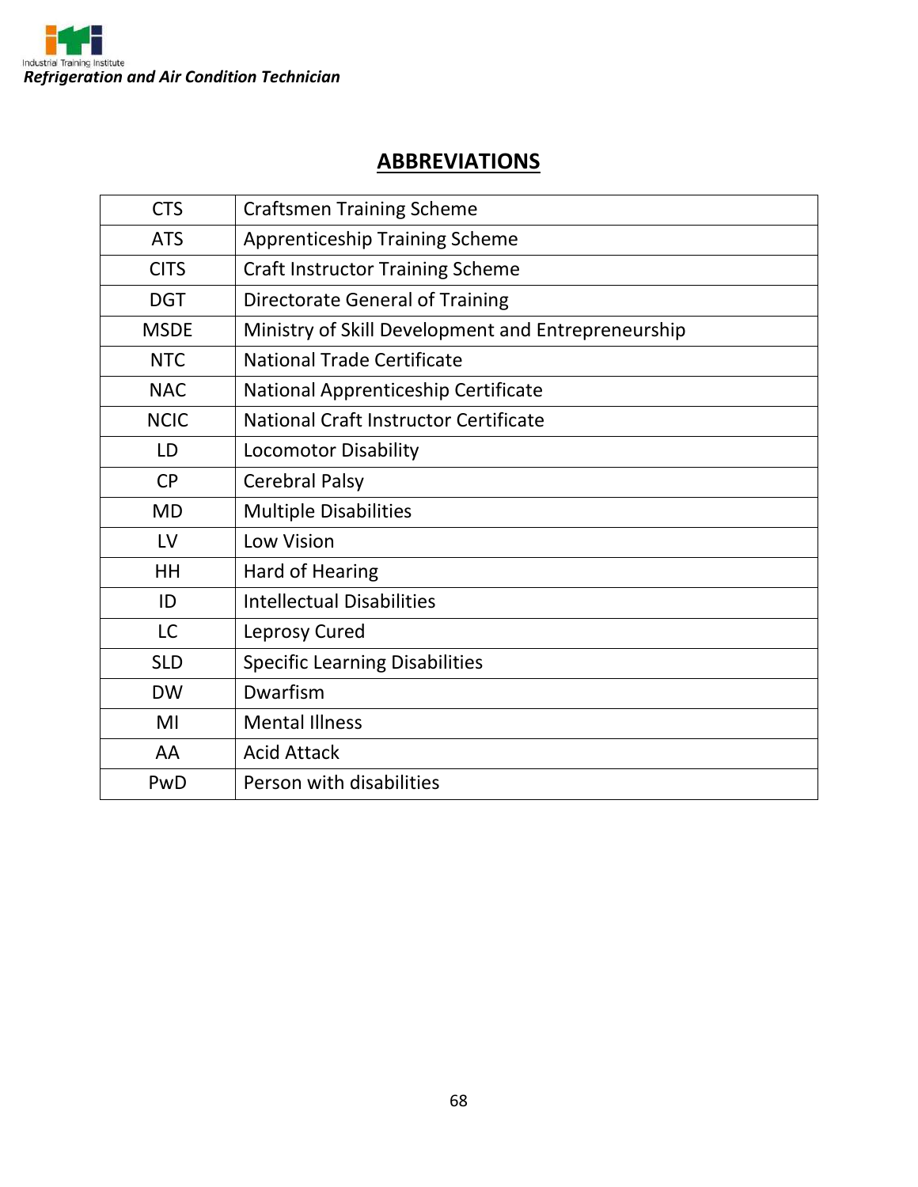## ABBREVIATIONS

| | |
|---|---|
| CTS | Craftsmen Training Scheme |
| ATS | Apprenticeship Training Scheme |
| CITS | Craft Instructor Training Scheme |
| DGT | Directorate General of Training |
| MSDE | Ministry of Skill Development and Entrepreneurship |
| NTC | National Trade Certificate |
| NAC | National Apprenticeship Certificate |
| NCIC | National Craft Instructor Certificate |
| LD | Locomotor Disability |
| CP | Cerebral Palsy |
| MD | Multiple Disabilities |
| LV | Low Vision |
| HH | Hard of Hearing |
| ID | Intellectual Disabilities |
| LC | Leprosy Cured |
| SLD | Specific Learning Disabilities |
| DW | Dwarfism |
| MI | Mental Illness |
| AA | Acid Attack |
| PwD | Person with disabilities |